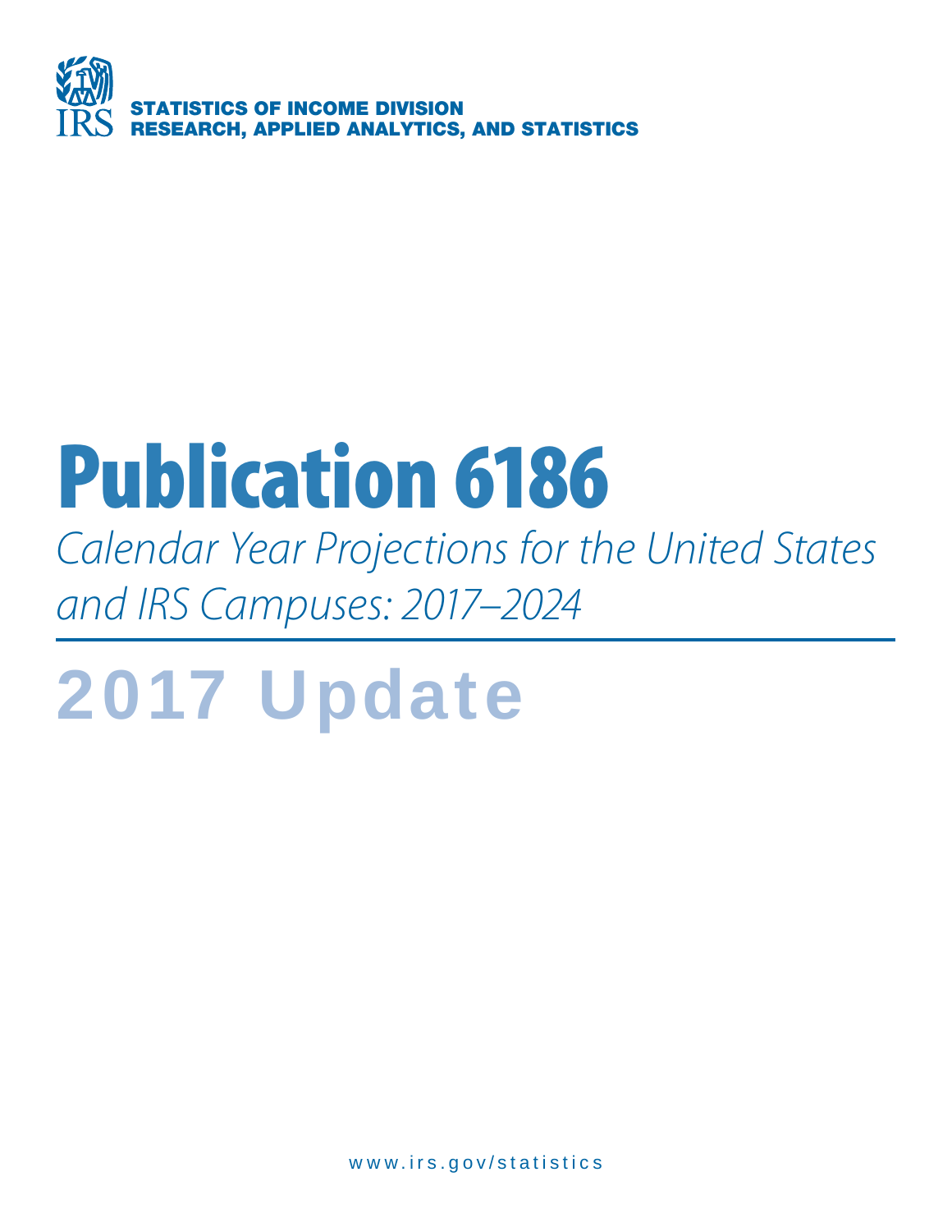IRS

**STATISTICS OF INCOME DIVISION**
**RESEARCH, APPLIED ANALYTICS, AND STATISTICS**

# Publication 6186

*Calendar Year Projections for the United States and IRS Campuses: 2017–2024*

# 2017 Update

www.irs.gov/statistics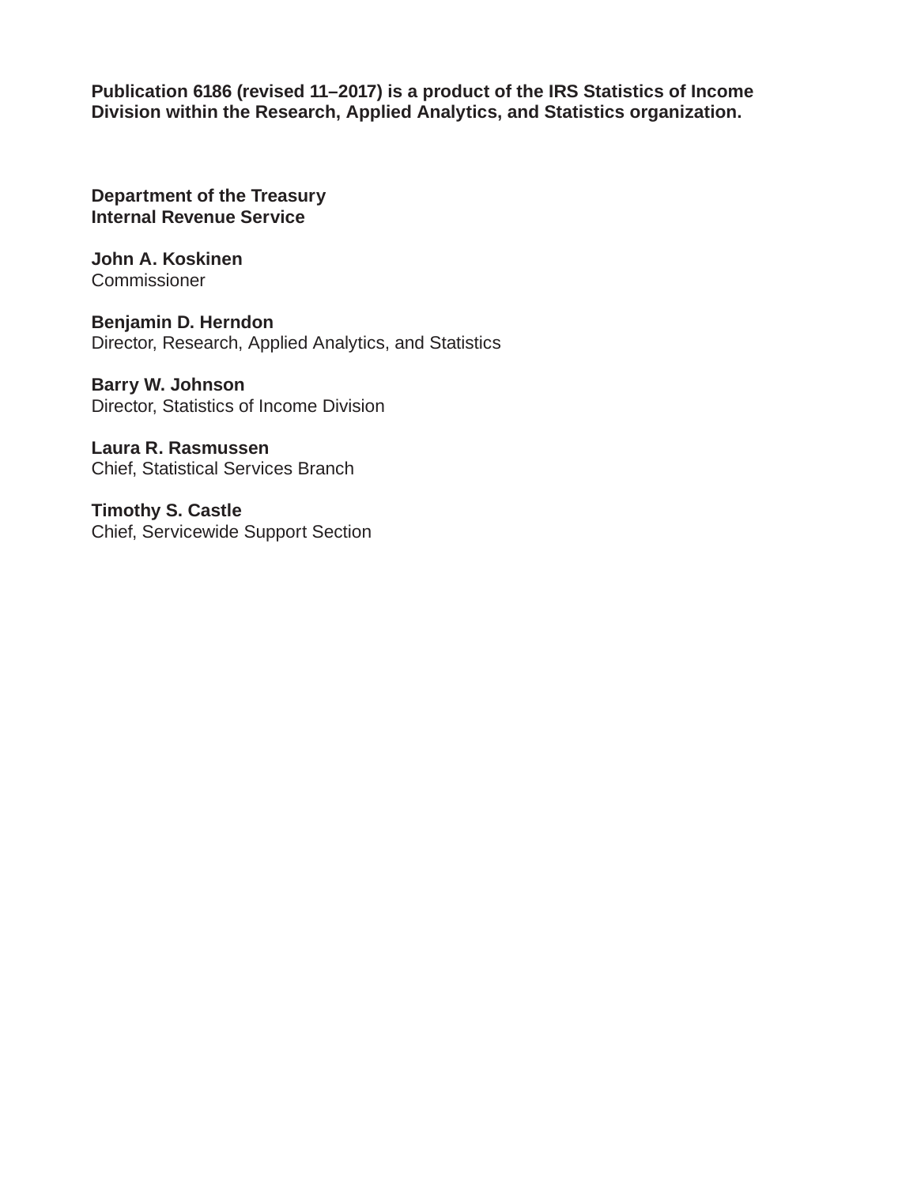**Publication 6186 (revised 11–2017) is a product of the IRS Statistics of Income Division within the Research, Applied Analytics, and Statistics organization.**

**Department of the Treasury**
**Internal Revenue Service**

**John A. Koskinen**
Commissioner

**Benjamin D. Herndon**
Director, Research, Applied Analytics, and Statistics

**Barry W. Johnson**
Director, Statistics of Income Division

**Laura R. Rasmussen**
Chief, Statistical Services Branch

**Timothy S. Castle**
Chief, Servicewide Support Section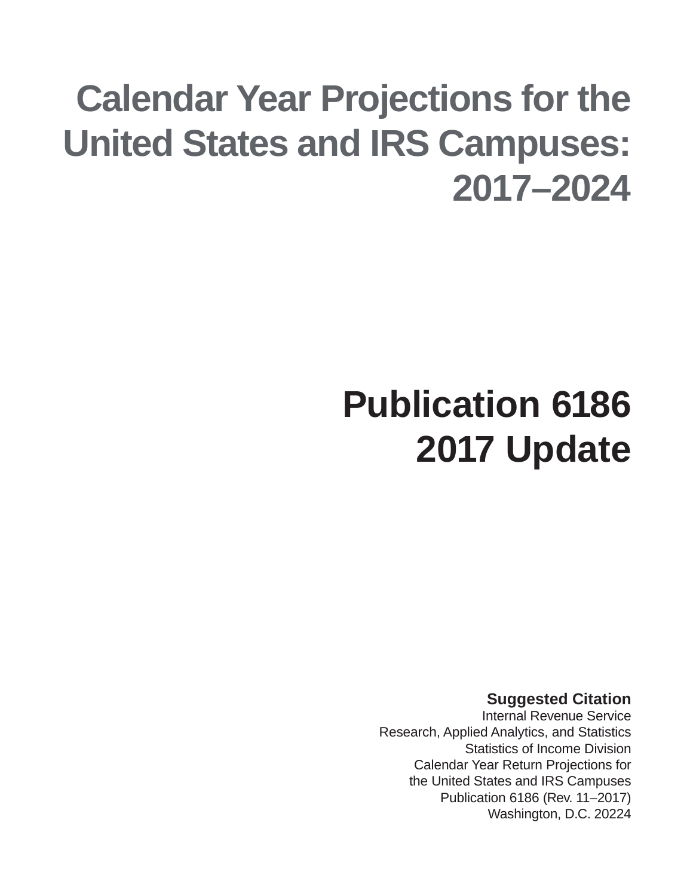# Calendar Year Projections for the United States and IRS Campuses: 2017–2024

## Publication 6186
## 2017 Update

**Suggested Citation**
Internal Revenue Service
Research, Applied Analytics, and Statistics
Statistics of Income Division
Calendar Year Return Projections for
the United States and IRS Campuses
Publication 6186 (Rev. 11–2017)
Washington, D.C. 20224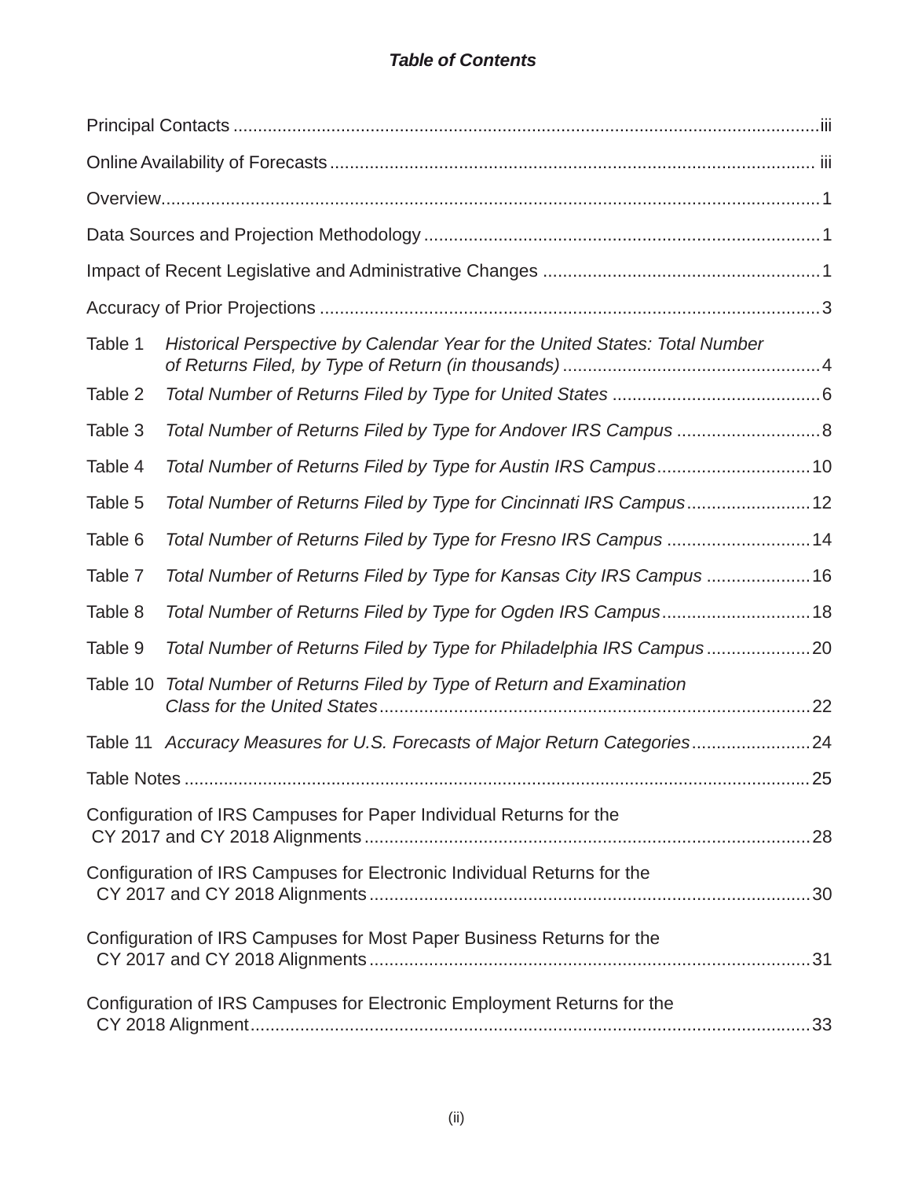***Table of Contents***

| | | |
|---|---|---|
| Principal Contacts | | iii |
| Online Availability of Forecasts | | iii |
| Overview | | 1 |
| Data Sources and Projection Methodology | | 1 |
| Impact of Recent Legislative and Administrative Changes | | 1 |
| Accuracy of Prior Projections | | 3 |
| Table 1 | *Historical Perspective by Calendar Year for the United States: Total Number of Returns Filed, by Type of Return (in thousands)* | 4 |
| Table 2 | *Total Number of Returns Filed by Type for United States* | 6 |
| Table 3 | *Total Number of Returns Filed by Type for Andover IRS Campus* | 8 |
| Table 4 | *Total Number of Returns Filed by Type for Austin IRS Campus* | 10 |
| Table 5 | *Total Number of Returns Filed by Type for Cincinnati IRS Campus* | 12 |
| Table 6 | *Total Number of Returns Filed by Type for Fresno IRS Campus* | 14 |
| Table 7 | *Total Number of Returns Filed by Type for Kansas City IRS Campus* | 16 |
| Table 8 | *Total Number of Returns Filed by Type for Ogden IRS Campus* | 18 |
| Table 9 | *Total Number of Returns Filed by Type for Philadelphia IRS Campus* | 20 |
| Table 10 | *Total Number of Returns Filed by Type of Return and Examination Class for the United States* | 22 |
| Table 11 | *Accuracy Measures for U.S. Forecasts of Major Return Categories* | 24 |
| Table Notes | | 25 |
| Configuration of IRS Campuses for Paper Individual Returns for the CY 2017 and CY 2018 Alignments | | 28 |
| Configuration of IRS Campuses for Electronic Individual Returns for the CY 2017 and CY 2018 Alignments | | 30 |
| Configuration of IRS Campuses for Most Paper Business Returns for the CY 2017 and CY 2018 Alignments | | 31 |
| Configuration of IRS Campuses for Electronic Employment Returns for the CY 2018 Alignment | | 33 |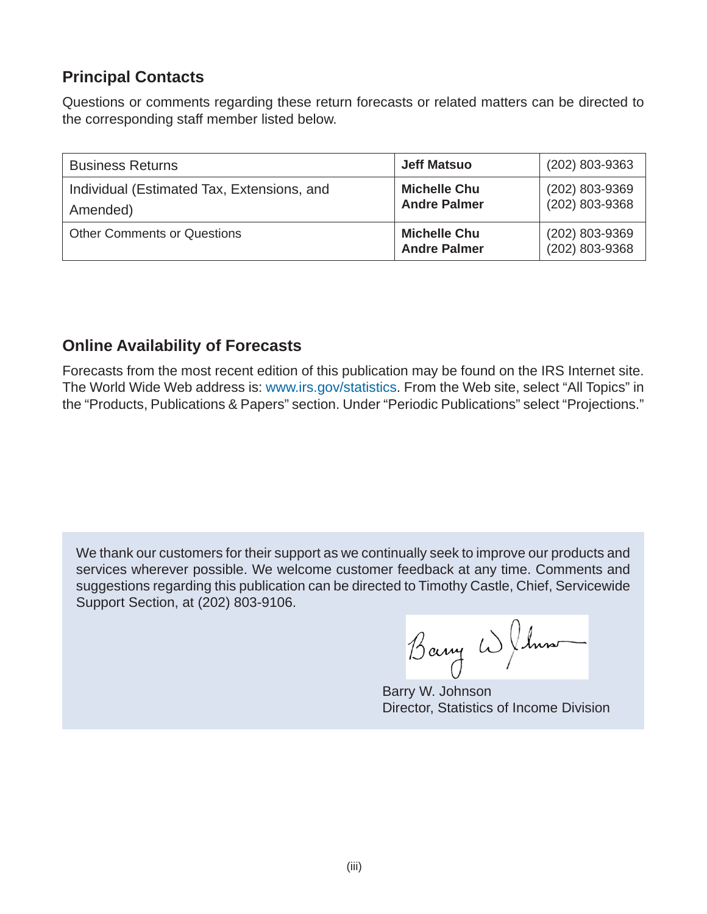## Principal Contacts

Questions or comments regarding these return forecasts or related matters can be directed to the corresponding staff member listed below.

| | | |
|---|---|---|
| Business Returns | **Jeff Matsuo** | (202) 803-9363 |
| Individual (Estimated Tax, Extensions, and Amended) | **Michelle Chu**<br>**Andre Palmer** | (202) 803-9369<br>(202) 803-9368 |
| Other Comments or Questions | **Michelle Chu**<br>**Andre Palmer** | (202) 803-9369<br>(202) 803-9368 |

## Online Availability of Forecasts

Forecasts from the most recent edition of this publication may be found on the IRS Internet site. The World Wide Web address is: www.irs.gov/statistics. From the Web site, select "All Topics" in the "Products, Publications & Papers" section. Under "Periodic Publications" select "Projections."

We thank our customers for their support as we continually seek to improve our products and services wherever possible. We welcome customer feedback at any time. Comments and suggestions regarding this publication can be directed to Timothy Castle, Chief, Servicewide Support Section, at (202) 803-9106.

Barry W. Johnson
Director, Statistics of Income Division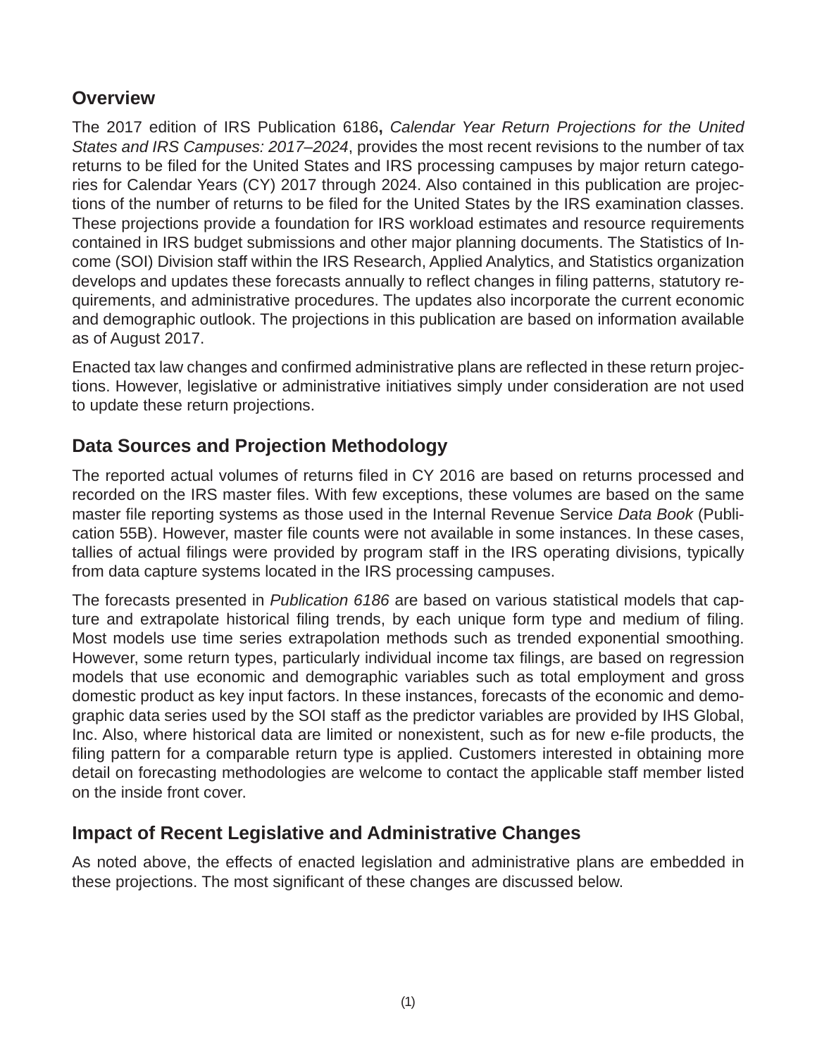## Overview

The 2017 edition of IRS Publication 6186**,** *Calendar Year Return Projections for the United States and IRS Campuses: 2017–2024*, provides the most recent revisions to the number of tax returns to be filed for the United States and IRS processing campuses by major return categories for Calendar Years (CY) 2017 through 2024. Also contained in this publication are projections of the number of returns to be filed for the United States by the IRS examination classes. These projections provide a foundation for IRS workload estimates and resource requirements contained in IRS budget submissions and other major planning documents. The Statistics of Income (SOI) Division staff within the IRS Research, Applied Analytics, and Statistics organization develops and updates these forecasts annually to reflect changes in filing patterns, statutory requirements, and administrative procedures. The updates also incorporate the current economic and demographic outlook. The projections in this publication are based on information available as of August 2017.

Enacted tax law changes and confirmed administrative plans are reflected in these return projections. However, legislative or administrative initiatives simply under consideration are not used to update these return projections.

## Data Sources and Projection Methodology

The reported actual volumes of returns filed in CY 2016 are based on returns processed and recorded on the IRS master files. With few exceptions, these volumes are based on the same master file reporting systems as those used in the Internal Revenue Service *Data Book* (Publication 55B). However, master file counts were not available in some instances. In these cases, tallies of actual filings were provided by program staff in the IRS operating divisions, typically from data capture systems located in the IRS processing campuses.

The forecasts presented in *Publication 6186* are based on various statistical models that capture and extrapolate historical filing trends, by each unique form type and medium of filing. Most models use time series extrapolation methods such as trended exponential smoothing. However, some return types, particularly individual income tax filings, are based on regression models that use economic and demographic variables such as total employment and gross domestic product as key input factors. In these instances, forecasts of the economic and demographic data series used by the SOI staff as the predictor variables are provided by IHS Global, Inc. Also, where historical data are limited or nonexistent, such as for new e-file products, the filing pattern for a comparable return type is applied. Customers interested in obtaining more detail on forecasting methodologies are welcome to contact the applicable staff member listed on the inside front cover.

## Impact of Recent Legislative and Administrative Changes

As noted above, the effects of enacted legislation and administrative plans are embedded in these projections. The most significant of these changes are discussed below.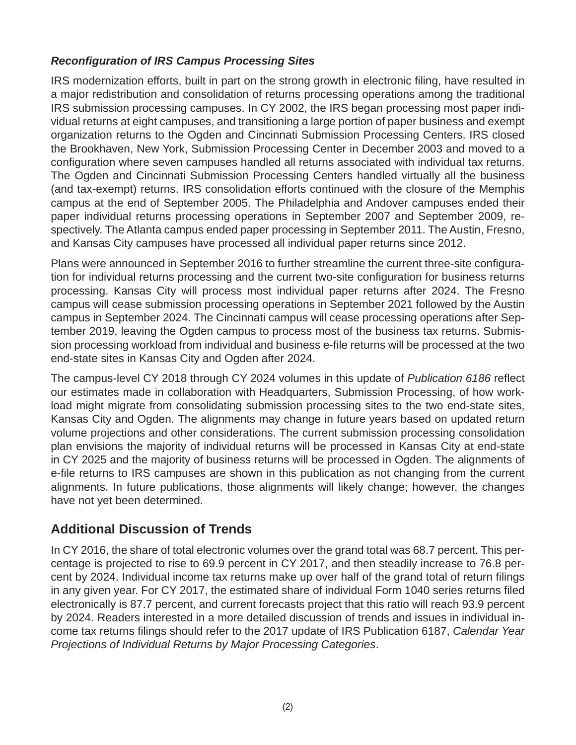***Reconfiguration of IRS Campus Processing Sites***

IRS modernization efforts, built in part on the strong growth in electronic filing, have resulted in a major redistribution and consolidation of returns processing operations among the traditional IRS submission processing campuses. In CY 2002, the IRS began processing most paper individual returns at eight campuses, and transitioning a large portion of paper business and exempt organization returns to the Ogden and Cincinnati Submission Processing Centers. IRS closed the Brookhaven, New York, Submission Processing Center in December 2003 and moved to a configuration where seven campuses handled all returns associated with individual tax returns. The Ogden and Cincinnati Submission Processing Centers handled virtually all the business (and tax-exempt) returns. IRS consolidation efforts continued with the closure of the Memphis campus at the end of September 2005. The Philadelphia and Andover campuses ended their paper individual returns processing operations in September 2007 and September 2009, respectively. The Atlanta campus ended paper processing in September 2011. The Austin, Fresno, and Kansas City campuses have processed all individual paper returns since 2012.

Plans were announced in September 2016 to further streamline the current three-site configuration for individual returns processing and the current two-site configuration for business returns processing. Kansas City will process most individual paper returns after 2024. The Fresno campus will cease submission processing operations in September 2021 followed by the Austin campus in September 2024. The Cincinnati campus will cease processing operations after September 2019, leaving the Ogden campus to process most of the business tax returns. Submission processing workload from individual and business e-file returns will be processed at the two end-state sites in Kansas City and Ogden after 2024.

The campus-level CY 2018 through CY 2024 volumes in this update of *Publication 6186* reflect our estimates made in collaboration with Headquarters, Submission Processing, of how workload might migrate from consolidating submission processing sites to the two end-state sites, Kansas City and Ogden. The alignments may change in future years based on updated return volume projections and other considerations. The current submission processing consolidation plan envisions the majority of individual returns will be processed in Kansas City at end-state in CY 2025 and the majority of business returns will be processed in Ogden. The alignments of e-file returns to IRS campuses are shown in this publication as not changing from the current alignments. In future publications, those alignments will likely change; however, the changes have not yet been determined.

## Additional Discussion of Trends

In CY 2016, the share of total electronic volumes over the grand total was 68.7 percent. This percentage is projected to rise to 69.9 percent in CY 2017, and then steadily increase to 76.8 percent by 2024. Individual income tax returns make up over half of the grand total of return filings in any given year. For CY 2017, the estimated share of individual Form 1040 series returns filed electronically is 87.7 percent, and current forecasts project that this ratio will reach 93.9 percent by 2024. Readers interested in a more detailed discussion of trends and issues in individual income tax returns filings should refer to the 2017 update of IRS Publication 6187, *Calendar Year Projections of Individual Returns by Major Processing Categories*.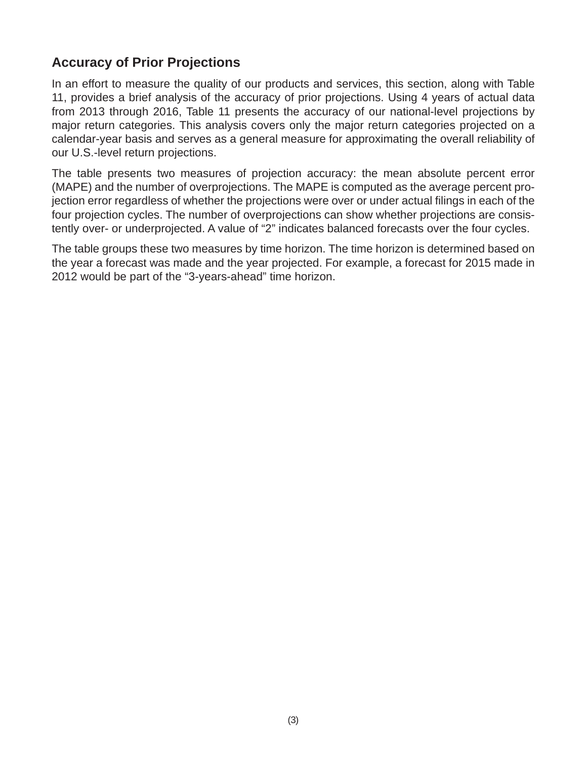## Accuracy of Prior Projections

In an effort to measure the quality of our products and services, this section, along with Table 11, provides a brief analysis of the accuracy of prior projections. Using 4 years of actual data from 2013 through 2016, Table 11 presents the accuracy of our national-level projections by major return categories. This analysis covers only the major return categories projected on a calendar-year basis and serves as a general measure for approximating the overall reliability of our U.S.-level return projections.

The table presents two measures of projection accuracy: the mean absolute percent error (MAPE) and the number of overprojections. The MAPE is computed as the average percent projection error regardless of whether the projections were over or under actual filings in each of the four projection cycles. The number of overprojections can show whether projections are consistently over- or underprojected. A value of "2" indicates balanced forecasts over the four cycles.

The table groups these two measures by time horizon. The time horizon is determined based on the year a forecast was made and the year projected. For example, a forecast for 2015 made in 2012 would be part of the "3-years-ahead" time horizon.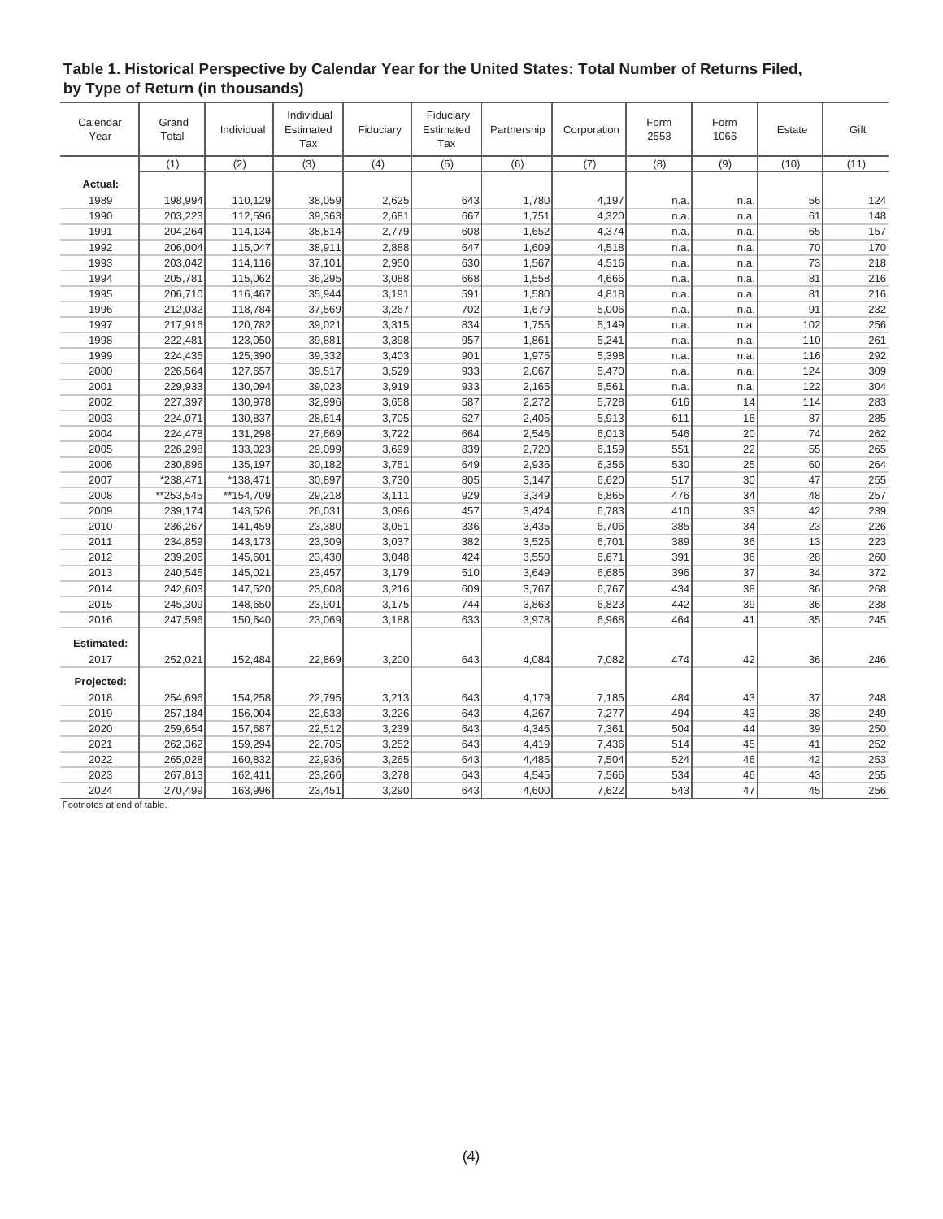## Table 1. Historical Perspective by Calendar Year for the United States: Total Number of Returns Filed, by Type of Return (in thousands)

| Calendar Year | Grand Total | Individual | Individual Estimated Tax | Fiduciary | Fiduciary Estimated Tax | Partnership | Corporation | Form 2553 | Form 1066 | Estate | Gift |
|---|---|---|---|---|---|---|---|---|---|---|---|
| | (1) | (2) | (3) | (4) | (5) | (6) | (7) | (8) | (9) | (10) | (11) |
| **Actual:** | | | | | | | | | | | |
| 1989 | 198,994 | 110,129 | 38,059 | 2,625 | 643 | 1,780 | 4,197 | n.a. | n.a. | 56 | 124 |
| 1990 | 203,223 | 112,596 | 39,363 | 2,681 | 667 | 1,751 | 4,320 | n.a. | n.a. | 61 | 148 |
| 1991 | 204,264 | 114,134 | 38,814 | 2,779 | 608 | 1,652 | 4,374 | n.a. | n.a. | 65 | 157 |
| 1992 | 206,004 | 115,047 | 38,911 | 2,888 | 647 | 1,609 | 4,518 | n.a. | n.a. | 70 | 170 |
| 1993 | 203,042 | 114,116 | 37,101 | 2,950 | 630 | 1,567 | 4,516 | n.a. | n.a. | 73 | 218 |
| 1994 | 205,781 | 115,062 | 36,295 | 3,088 | 668 | 1,558 | 4,666 | n.a. | n.a. | 81 | 216 |
| 1995 | 206,710 | 116,467 | 35,944 | 3,191 | 591 | 1,580 | 4,818 | n.a. | n.a. | 81 | 216 |
| 1996 | 212,032 | 118,784 | 37,569 | 3,267 | 702 | 1,679 | 5,006 | n.a. | n.a. | 91 | 232 |
| 1997 | 217,916 | 120,782 | 39,021 | 3,315 | 834 | 1,755 | 5,149 | n.a. | n.a. | 102 | 256 |
| 1998 | 222,481 | 123,050 | 39,881 | 3,398 | 957 | 1,861 | 5,241 | n.a. | n.a. | 110 | 261 |
| 1999 | 224,435 | 125,390 | 39,332 | 3,403 | 901 | 1,975 | 5,398 | n.a. | n.a. | 116 | 292 |
| 2000 | 226,564 | 127,657 | 39,517 | 3,529 | 933 | 2,067 | 5,470 | n.a. | n.a. | 124 | 309 |
| 2001 | 229,933 | 130,094 | 39,023 | 3,919 | 933 | 2,165 | 5,561 | n.a. | n.a. | 122 | 304 |
| 2002 | 227,397 | 130,978 | 32,996 | 3,658 | 587 | 2,272 | 5,728 | 616 | 14 | 114 | 283 |
| 2003 | 224,071 | 130,837 | 28,614 | 3,705 | 627 | 2,405 | 5,913 | 611 | 16 | 87 | 285 |
| 2004 | 224,478 | 131,298 | 27,669 | 3,722 | 664 | 2,546 | 6,013 | 546 | 20 | 74 | 262 |
| 2005 | 226,298 | 133,023 | 29,099 | 3,699 | 839 | 2,720 | 6,159 | 551 | 22 | 55 | 265 |
| 2006 | 230,896 | 135,197 | 30,182 | 3,751 | 649 | 2,935 | 6,356 | 530 | 25 | 60 | 264 |
| 2007 | *238,471 | *138,471 | 30,897 | 3,730 | 805 | 3,147 | 6,620 | 517 | 30 | 47 | 255 |
| 2008 | **253,545 | **154,709 | 29,218 | 3,111 | 929 | 3,349 | 6,865 | 476 | 34 | 48 | 257 |
| 2009 | 239,174 | 143,526 | 26,031 | 3,096 | 457 | 3,424 | 6,783 | 410 | 33 | 42 | 239 |
| 2010 | 236,267 | 141,459 | 23,380 | 3,051 | 336 | 3,435 | 6,706 | 385 | 34 | 23 | 226 |
| 2011 | 234,859 | 143,173 | 23,309 | 3,037 | 382 | 3,525 | 6,701 | 389 | 36 | 13 | 223 |
| 2012 | 239,206 | 145,601 | 23,430 | 3,048 | 424 | 3,550 | 6,671 | 391 | 36 | 28 | 260 |
| 2013 | 240,545 | 145,021 | 23,457 | 3,179 | 510 | 3,649 | 6,685 | 396 | 37 | 34 | 372 |
| 2014 | 242,603 | 147,520 | 23,608 | 3,216 | 609 | 3,767 | 6,767 | 434 | 38 | 36 | 268 |
| 2015 | 245,309 | 148,650 | 23,901 | 3,175 | 744 | 3,863 | 6,823 | 442 | 39 | 36 | 238 |
| 2016 | 247,596 | 150,640 | 23,069 | 3,188 | 633 | 3,978 | 6,968 | 464 | 41 | 35 | 245 |
| **Estimated:** | | | | | | | | | | | |
| 2017 | 252,021 | 152,484 | 22,869 | 3,200 | 643 | 4,084 | 7,082 | 474 | 42 | 36 | 246 |
| **Projected:** | | | | | | | | | | | |
| 2018 | 254,696 | 154,258 | 22,795 | 3,213 | 643 | 4,179 | 7,185 | 484 | 43 | 37 | 248 |
| 2019 | 257,184 | 156,004 | 22,633 | 3,226 | 643 | 4,267 | 7,277 | 494 | 43 | 38 | 249 |
| 2020 | 259,654 | 157,687 | 22,512 | 3,239 | 643 | 4,346 | 7,361 | 504 | 44 | 39 | 250 |
| 2021 | 262,362 | 159,294 | 22,705 | 3,252 | 643 | 4,419 | 7,436 | 514 | 45 | 41 | 252 |
| 2022 | 265,028 | 160,832 | 22,936 | 3,265 | 643 | 4,485 | 7,504 | 524 | 46 | 42 | 253 |
| 2023 | 267,813 | 162,411 | 23,266 | 3,278 | 643 | 4,545 | 7,566 | 534 | 46 | 43 | 255 |
| 2024 | 270,499 | 163,996 | 23,451 | 3,290 | 643 | 4,600 | 7,622 | 543 | 47 | 45 | 256 |

Footnotes at end of table.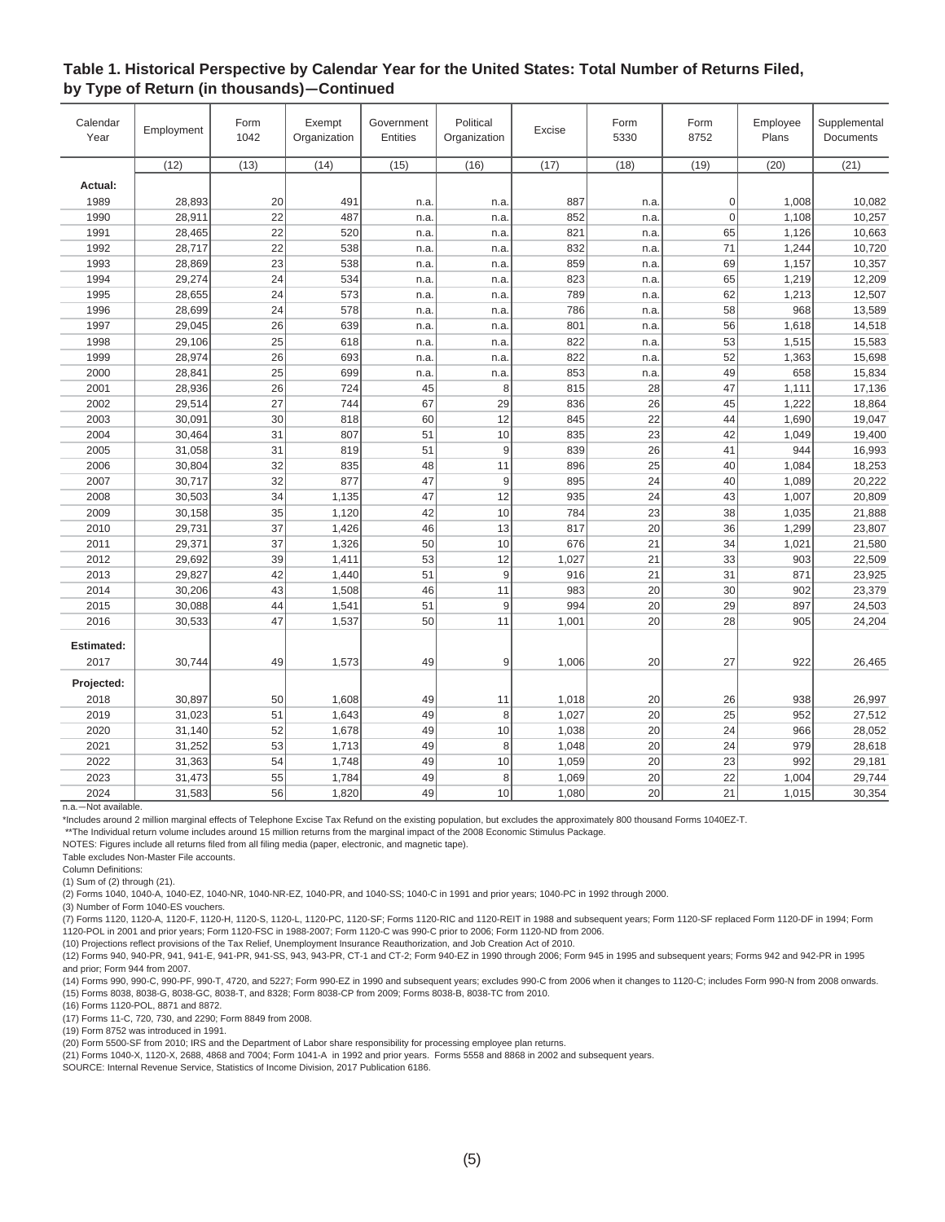**Table 1. Historical Perspective by Calendar Year for the United States: Total Number of Returns Filed, by Type of Return (in thousands)—Continued**

| Calendar Year | Employment | Form 1042 | Exempt Organization | Government Entities | Political Organization | Excise | Form 5330 | Form 8752 | Employee Plans | Supplemental Documents |
|---|---|---|---|---|---|---|---|---|---|---|
| | (12) | (13) | (14) | (15) | (16) | (17) | (18) | (19) | (20) | (21) |
| **Actual:** | | | | | | | | | | |
| 1989 | 28,893 | 20 | 491 | n.a. | n.a. | 887 | n.a. | 0 | 1,008 | 10,082 |
| 1990 | 28,911 | 22 | 487 | n.a. | n.a. | 852 | n.a. | 0 | 1,108 | 10,257 |
| 1991 | 28,465 | 22 | 520 | n.a. | n.a. | 821 | n.a. | 65 | 1,126 | 10,663 |
| 1992 | 28,717 | 22 | 538 | n.a. | n.a. | 832 | n.a. | 71 | 1,244 | 10,720 |
| 1993 | 28,869 | 23 | 538 | n.a. | n.a. | 859 | n.a. | 69 | 1,157 | 10,357 |
| 1994 | 29,274 | 24 | 534 | n.a. | n.a. | 823 | n.a. | 65 | 1,219 | 12,209 |
| 1995 | 28,655 | 24 | 573 | n.a. | n.a. | 789 | n.a. | 62 | 1,213 | 12,507 |
| 1996 | 28,699 | 24 | 578 | n.a. | n.a. | 786 | n.a. | 58 | 968 | 13,589 |
| 1997 | 29,045 | 26 | 639 | n.a. | n.a. | 801 | n.a. | 56 | 1,618 | 14,518 |
| 1998 | 29,106 | 25 | 618 | n.a. | n.a. | 822 | n.a. | 53 | 1,515 | 15,583 |
| 1999 | 28,974 | 26 | 693 | n.a. | n.a. | 822 | n.a. | 52 | 1,363 | 15,698 |
| 2000 | 28,841 | 25 | 699 | n.a. | n.a. | 853 | n.a. | 49 | 658 | 15,834 |
| 2001 | 28,936 | 26 | 724 | 45 | 8 | 815 | 28 | 47 | 1,111 | 17,136 |
| 2002 | 29,514 | 27 | 744 | 67 | 29 | 836 | 26 | 45 | 1,222 | 18,864 |
| 2003 | 30,091 | 30 | 818 | 60 | 12 | 845 | 22 | 44 | 1,690 | 19,047 |
| 2004 | 30,464 | 31 | 807 | 51 | 10 | 835 | 23 | 42 | 1,049 | 19,400 |
| 2005 | 31,058 | 31 | 819 | 51 | 9 | 839 | 26 | 41 | 944 | 16,993 |
| 2006 | 30,804 | 32 | 835 | 48 | 11 | 896 | 25 | 40 | 1,084 | 18,253 |
| 2007 | 30,717 | 32 | 877 | 47 | 9 | 895 | 24 | 40 | 1,089 | 20,222 |
| 2008 | 30,503 | 34 | 1,135 | 47 | 12 | 935 | 24 | 43 | 1,007 | 20,809 |
| 2009 | 30,158 | 35 | 1,120 | 42 | 10 | 784 | 23 | 38 | 1,035 | 21,888 |
| 2010 | 29,731 | 37 | 1,426 | 46 | 13 | 817 | 20 | 36 | 1,299 | 23,807 |
| 2011 | 29,371 | 37 | 1,326 | 50 | 10 | 676 | 21 | 34 | 1,021 | 21,580 |
| 2012 | 29,692 | 39 | 1,411 | 53 | 12 | 1,027 | 21 | 33 | 903 | 22,509 |
| 2013 | 29,827 | 42 | 1,440 | 51 | 9 | 916 | 21 | 31 | 871 | 23,925 |
| 2014 | 30,206 | 43 | 1,508 | 46 | 11 | 983 | 20 | 30 | 902 | 23,379 |
| 2015 | 30,088 | 44 | 1,541 | 51 | 9 | 994 | 20 | 29 | 897 | 24,503 |
| 2016 | 30,533 | 47 | 1,537 | 50 | 11 | 1,001 | 20 | 28 | 905 | 24,204 |
| **Estimated:** | | | | | | | | | | |
| 2017 | 30,744 | 49 | 1,573 | 49 | 9 | 1,006 | 20 | 27 | 922 | 26,465 |
| **Projected:** | | | | | | | | | | |
| 2018 | 30,897 | 50 | 1,608 | 49 | 11 | 1,018 | 20 | 26 | 938 | 26,997 |
| 2019 | 31,023 | 51 | 1,643 | 49 | 8 | 1,027 | 20 | 25 | 952 | 27,512 |
| 2020 | 31,140 | 52 | 1,678 | 49 | 10 | 1,038 | 20 | 24 | 966 | 28,052 |
| 2021 | 31,252 | 53 | 1,713 | 49 | 8 | 1,048 | 20 | 24 | 979 | 28,618 |
| 2022 | 31,363 | 54 | 1,748 | 49 | 10 | 1,059 | 20 | 23 | 992 | 29,181 |
| 2023 | 31,473 | 55 | 1,784 | 49 | 8 | 1,069 | 20 | 22 | 1,004 | 29,744 |
| 2024 | 31,583 | 56 | 1,820 | 49 | 10 | 1,080 | 20 | 21 | 1,015 | 30,354 |

n.a.—Not available.

*Includes around 2 million marginal effects of Telephone Excise Tax Refund on the existing population, but excludes the approximately 800 thousand Forms 1040EZ-T.

**The Individual return volume includes around 15 million returns from the marginal impact of the 2008 Economic Stimulus Package.

NOTES: Figures include all returns filed from all filing media (paper, electronic, and magnetic tape).

Table excludes Non-Master File accounts.

Column Definitions:

(1) Sum of (2) through (21).

(2) Forms 1040, 1040-A, 1040-EZ, 1040-NR, 1040-NR-EZ, 1040-PR, and 1040-SS; 1040-C in 1991 and prior years; 1040-PC in 1992 through 2000.

(3) Number of Form 1040-ES vouchers.

(7) Forms 1120, 1120-A, 1120-F, 1120-H, 1120-S, 1120-L, 1120-PC, 1120-SF; Forms 1120-RIC and 1120-REIT in 1988 and subsequent years; Form 1120-SF replaced Form 1120-DF in 1994; Form 1120-POL in 2001 and prior years; Form 1120-FSC in 1988-2007; Form 1120-C was 990-C prior to 2006; Form 1120-ND from 2006.

(10) Projections reflect provisions of the Tax Relief, Unemployment Insurance Reauthorization, and Job Creation Act of 2010.

(12) Forms 940, 940-PR, 941, 941-E, 941-PR, 941-SS, 943, 943-PR, CT-1 and CT-2; Form 940-EZ in 1990 through 2006; Form 945 in 1995 and subsequent years; Forms 942 and 942-PR in 1995 and prior; Form 944 from 2007.

(14) Forms 990, 990-C, 990-PF, 990-T, 4720, and 5227; Form 990-EZ in 1990 and subsequent years; excludes 990-C from 2006 when it changes to 1120-C; includes Form 990-N from 2008 onwards.

(15) Forms 8038, 8038-G, 8038-GC, 8038-T, and 8328; Form 8038-CP from 2009; Forms 8038-B, 8038-TC from 2010.

(16) Forms 1120-POL, 8871 and 8872.

(17) Forms 11-C, 720, 730, and 2290; Form 8849 from 2008.

(19) Form 8752 was introduced in 1991.

(20) Form 5500-SF from 2010; IRS and the Department of Labor share responsibility for processing employee plan returns.

(21) Forms 1040-X, 1120-X, 2688, 4868 and 7004; Form 1041-A in 1992 and prior years. Forms 5558 and 8868 in 2002 and subsequent years.

SOURCE: Internal Revenue Service, Statistics of Income Division, 2017 Publication 6186.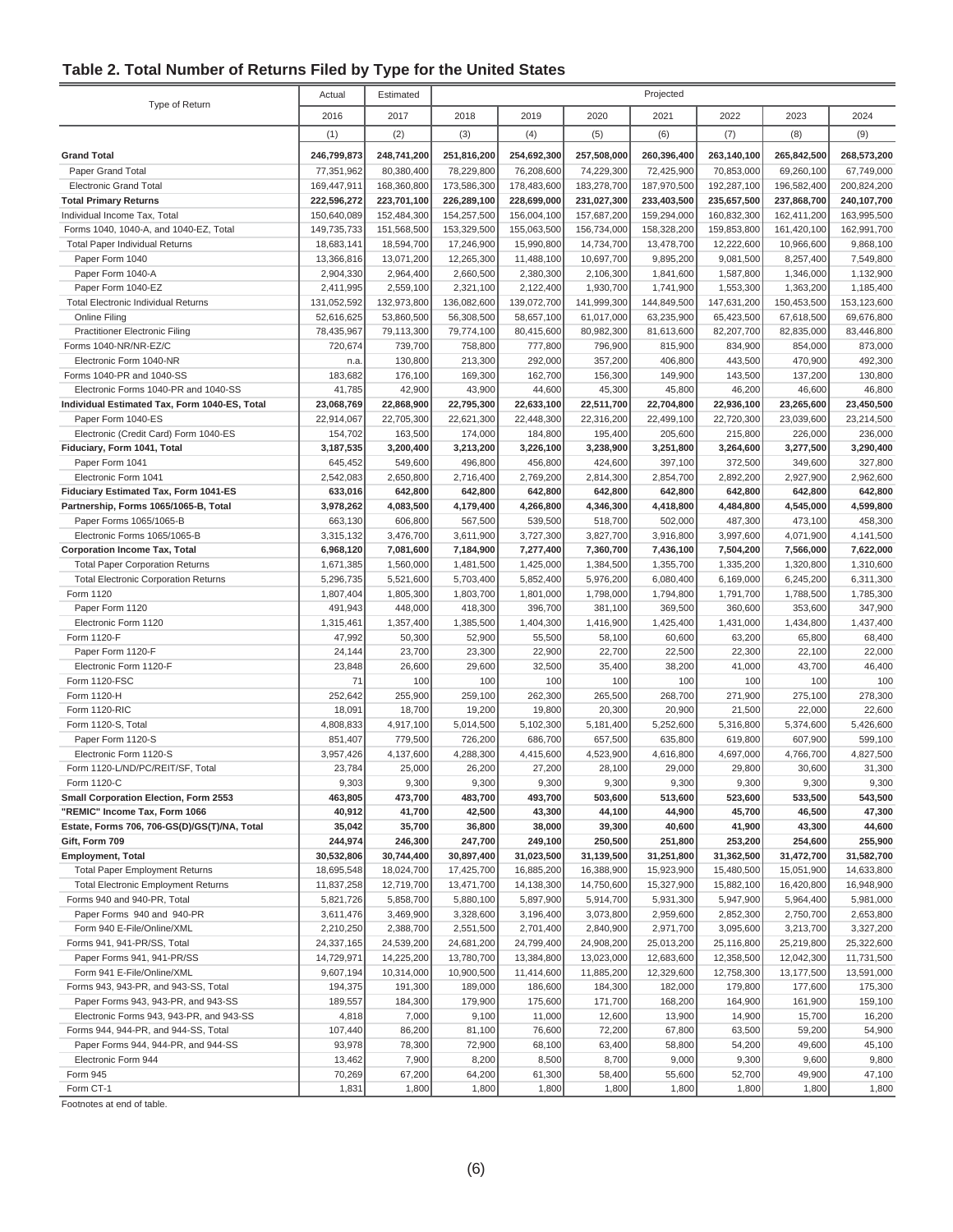## Table 2. Total Number of Returns Filed by Type for the United States

| Type of Return | Actual | Estimated | Projected | | | | | | |
|---|---|---|---|---|---|---|---|---|---|
| | 2016 | 2017 | 2018 | 2019 | 2020 | 2021 | 2022 | 2023 | 2024 |
| | (1) | (2) | (3) | (4) | (5) | (6) | (7) | (8) | (9) |
| **Grand Total** | **246,799,873** | **248,741,200** | **251,816,200** | **254,692,300** | **257,508,000** | **260,396,400** | **263,140,100** | **265,842,500** | **268,573,200** |
| Paper Grand Total | 77,351,962 | 80,380,400 | 78,229,800 | 76,208,600 | 74,229,300 | 72,425,900 | 70,853,000 | 69,260,100 | 67,749,000 |
| Electronic Grand Total | 169,447,911 | 168,360,800 | 173,586,300 | 178,483,600 | 183,278,700 | 187,970,500 | 192,287,100 | 196,582,400 | 200,824,200 |
| **Total Primary Returns** | **222,596,272** | **223,701,100** | **226,289,100** | **228,699,000** | **231,027,300** | **233,403,500** | **235,657,500** | **237,868,700** | **240,107,700** |
| Individual Income Tax, Total | 150,640,089 | 152,484,300 | 154,257,500 | 156,004,100 | 157,687,200 | 159,294,000 | 160,832,300 | 162,411,200 | 163,995,500 |
| Forms 1040, 1040-A, and 1040-EZ, Total | 149,735,733 | 151,568,500 | 153,329,500 | 155,063,500 | 156,734,000 | 158,328,200 | 159,853,800 | 161,420,100 | 162,991,700 |
| Total Paper Individual Returns | 18,683,141 | 18,594,700 | 17,246,900 | 15,990,800 | 14,734,700 | 13,478,700 | 12,222,600 | 10,966,600 | 9,868,100 |
| Paper Form 1040 | 13,366,816 | 13,071,200 | 12,265,300 | 11,488,100 | 10,697,700 | 9,895,200 | 9,081,500 | 8,257,400 | 7,549,800 |
| Paper Form 1040-A | 2,904,330 | 2,964,400 | 2,660,500 | 2,380,300 | 2,106,300 | 1,841,600 | 1,587,800 | 1,346,000 | 1,132,900 |
| Paper Form 1040-EZ | 2,411,995 | 2,559,100 | 2,321,100 | 2,122,400 | 1,930,700 | 1,741,900 | 1,553,300 | 1,363,200 | 1,185,400 |
| Total Electronic Individual Returns | 131,052,592 | 132,973,800 | 136,082,600 | 139,072,700 | 141,999,300 | 144,849,500 | 147,631,200 | 150,453,500 | 153,123,600 |
| Online Filing | 52,616,625 | 53,860,500 | 56,308,500 | 58,657,100 | 61,017,000 | 63,235,900 | 65,423,500 | 67,618,500 | 69,676,800 |
| Practitioner Electronic Filing | 78,435,967 | 79,113,300 | 79,774,100 | 80,415,600 | 80,982,300 | 81,613,600 | 82,207,700 | 82,835,000 | 83,446,800 |
| Forms 1040-NR/NR-EZ/C | 720,674 | 739,700 | 758,800 | 777,800 | 796,900 | 815,900 | 834,900 | 854,000 | 873,000 |
| Electronic Form 1040-NR | n.a. | 130,800 | 213,300 | 292,000 | 357,200 | 406,800 | 443,500 | 470,900 | 492,300 |
| Forms 1040-PR and 1040-SS | 183,682 | 176,100 | 169,300 | 162,700 | 156,300 | 149,900 | 143,500 | 137,200 | 130,800 |
| Electronic Forms 1040-PR and 1040-SS | 41,785 | 42,900 | 43,900 | 44,600 | 45,300 | 45,800 | 46,200 | 46,600 | 46,800 |
| **Individual Estimated Tax, Form 1040-ES, Total** | **23,068,769** | **22,868,900** | **22,795,300** | **22,633,100** | **22,511,700** | **22,704,800** | **22,936,100** | **23,265,600** | **23,450,500** |
| Paper Form 1040-ES | 22,914,067 | 22,705,300 | 22,621,300 | 22,448,300 | 22,316,200 | 22,499,100 | 22,720,300 | 23,039,600 | 23,214,500 |
| Electronic (Credit Card) Form 1040-ES | 154,702 | 163,500 | 174,000 | 184,800 | 195,400 | 205,600 | 215,800 | 226,000 | 236,000 |
| **Fiduciary, Form 1041, Total** | **3,187,535** | **3,200,400** | **3,213,200** | **3,226,100** | **3,238,900** | **3,251,800** | **3,264,600** | **3,277,500** | **3,290,400** |
| Paper Form 1041 | 645,452 | 549,600 | 496,800 | 456,800 | 424,600 | 397,100 | 372,500 | 349,600 | 327,800 |
| Electronic Form 1041 | 2,542,083 | 2,650,800 | 2,716,400 | 2,769,200 | 2,814,300 | 2,854,700 | 2,892,200 | 2,927,900 | 2,962,600 |
| **Fiduciary Estimated Tax, Form 1041-ES** | **633,016** | **642,800** | **642,800** | **642,800** | **642,800** | **642,800** | **642,800** | **642,800** | **642,800** |
| **Partnership, Forms 1065/1065-B, Total** | **3,978,262** | **4,083,500** | **4,179,400** | **4,266,800** | **4,346,300** | **4,418,800** | **4,484,800** | **4,545,000** | **4,599,800** |
| Paper Forms 1065/1065-B | 663,130 | 606,800 | 567,500 | 539,500 | 518,700 | 502,000 | 487,300 | 473,100 | 458,300 |
| Electronic Forms 1065/1065-B | 3,315,132 | 3,476,700 | 3,611,900 | 3,727,300 | 3,827,700 | 3,916,800 | 3,997,600 | 4,071,900 | 4,141,500 |
| **Corporation Income Tax, Total** | **6,968,120** | **7,081,600** | **7,184,900** | **7,277,400** | **7,360,700** | **7,436,100** | **7,504,200** | **7,566,000** | **7,622,000** |
| Total Paper Corporation Returns | 1,671,385 | 1,560,000 | 1,481,500 | 1,425,000 | 1,384,500 | 1,355,700 | 1,335,200 | 1,320,800 | 1,310,600 |
| Total Electronic Corporation Returns | 5,296,735 | 5,521,600 | 5,703,400 | 5,852,400 | 5,976,200 | 6,080,400 | 6,169,000 | 6,245,200 | 6,311,300 |
| Form 1120 | 1,807,404 | 1,805,300 | 1,803,700 | 1,801,000 | 1,798,000 | 1,794,800 | 1,791,700 | 1,788,500 | 1,785,300 |
| Paper Form 1120 | 491,943 | 448,000 | 418,300 | 396,700 | 381,100 | 369,500 | 360,600 | 353,600 | 347,900 |
| Electronic Form 1120 | 1,315,461 | 1,357,400 | 1,385,500 | 1,404,300 | 1,416,900 | 1,425,400 | 1,431,000 | 1,434,800 | 1,437,400 |
| Form 1120-F | 47,992 | 50,300 | 52,900 | 55,500 | 58,100 | 60,600 | 63,200 | 65,800 | 68,400 |
| Paper Form 1120-F | 24,144 | 23,700 | 23,300 | 22,900 | 22,700 | 22,500 | 22,300 | 22,100 | 22,000 |
| Electronic Form 1120-F | 23,848 | 26,600 | 29,600 | 32,500 | 35,400 | 38,200 | 41,000 | 43,700 | 46,400 |
| Form 1120-FSC | 71 | 100 | 100 | 100 | 100 | 100 | 100 | 100 | 100 |
| Form 1120-H | 252,642 | 255,900 | 259,100 | 262,300 | 265,500 | 268,700 | 271,900 | 275,100 | 278,300 |
| Form 1120-RIC | 18,091 | 18,700 | 19,200 | 19,800 | 20,300 | 20,900 | 21,500 | 22,000 | 22,600 |
| Form 1120-S, Total | 4,808,833 | 4,917,100 | 5,014,500 | 5,102,300 | 5,181,400 | 5,252,600 | 5,316,800 | 5,374,600 | 5,426,600 |
| Paper Form 1120-S | 851,407 | 779,500 | 726,200 | 686,700 | 657,500 | 635,800 | 619,800 | 607,900 | 599,100 |
| Electronic Form 1120-S | 3,957,426 | 4,137,600 | 4,288,300 | 4,415,600 | 4,523,900 | 4,616,800 | 4,697,000 | 4,766,700 | 4,827,500 |
| Form 1120-L/ND/PC/REIT/SF, Total | 23,784 | 25,000 | 26,200 | 27,200 | 28,100 | 29,000 | 29,800 | 30,600 | 31,300 |
| Form 1120-C | 9,303 | 9,300 | 9,300 | 9,300 | 9,300 | 9,300 | 9,300 | 9,300 | 9,300 |
| **Small Corporation Election, Form 2553** | **463,805** | **473,700** | **483,700** | **493,700** | **503,600** | **513,600** | **523,600** | **533,500** | **543,500** |
| **"REMIC" Income Tax, Form 1066** | **40,912** | **41,700** | **42,500** | **43,300** | **44,100** | **44,900** | **45,700** | **46,500** | **47,300** |
| **Estate, Forms 706, 706-GS(D)/GS(T)/NA, Total** | **35,042** | **35,700** | **36,800** | **38,000** | **39,300** | **40,600** | **41,900** | **43,300** | **44,600** |
| **Gift, Form 709** | **244,974** | **246,300** | **247,700** | **249,100** | **250,500** | **251,800** | **253,200** | **254,600** | **255,900** |
| **Employment, Total** | **30,532,806** | **30,744,400** | **30,897,400** | **31,023,500** | **31,139,500** | **31,251,800** | **31,362,500** | **31,472,700** | **31,582,700** |
| Total Paper Employment Returns | 18,695,548 | 18,024,700 | 17,425,700 | 16,885,200 | 16,388,900 | 15,923,900 | 15,480,500 | 15,051,900 | 14,633,800 |
| Total Electronic Employment Returns | 11,837,258 | 12,719,700 | 13,471,700 | 14,138,300 | 14,750,600 | 15,327,900 | 15,882,100 | 16,420,800 | 16,948,900 |
| Forms 940 and 940-PR, Total | 5,821,726 | 5,858,700 | 5,880,100 | 5,897,900 | 5,914,700 | 5,931,300 | 5,947,900 | 5,964,400 | 5,981,000 |
| Paper Forms 940 and 940-PR | 3,611,476 | 3,469,900 | 3,328,600 | 3,196,400 | 3,073,800 | 2,959,600 | 2,852,300 | 2,750,700 | 2,653,800 |
| Form 940 E-File/Online/XML | 2,210,250 | 2,388,700 | 2,551,500 | 2,701,400 | 2,840,900 | 2,971,700 | 3,095,600 | 3,213,700 | 3,327,200 |
| Forms 941, 941-PR/SS, Total | 24,337,165 | 24,539,200 | 24,681,200 | 24,799,400 | 24,908,200 | 25,013,200 | 25,116,800 | 25,219,800 | 25,322,600 |
| Paper Forms 941, 941-PR/SS | 14,729,971 | 14,225,200 | 13,780,700 | 13,384,800 | 13,023,000 | 12,683,600 | 12,358,500 | 12,042,300 | 11,731,500 |
| Form 941 E-File/Online/XML | 9,607,194 | 10,314,000 | 10,900,500 | 11,414,600 | 11,885,200 | 12,329,600 | 12,758,300 | 13,177,500 | 13,591,000 |
| Forms 943, 943-PR, and 943-SS, Total | 194,375 | 191,300 | 189,000 | 186,600 | 184,300 | 182,000 | 179,800 | 177,600 | 175,300 |
| Paper Forms 943, 943-PR, and 943-SS | 189,557 | 184,300 | 179,900 | 175,600 | 171,700 | 168,200 | 164,900 | 161,900 | 159,100 |
| Electronic Forms 943, 943-PR, and 943-SS | 4,818 | 7,000 | 9,100 | 11,000 | 12,600 | 13,900 | 14,900 | 15,700 | 16,200 |
| Forms 944, 944-PR, and 944-SS, Total | 107,440 | 86,200 | 81,100 | 76,600 | 72,200 | 67,800 | 63,500 | 59,200 | 54,900 |
| Paper Forms 944, 944-PR, and 944-SS | 93,978 | 78,300 | 72,900 | 68,100 | 63,400 | 58,800 | 54,200 | 49,600 | 45,100 |
| Electronic Form 944 | 13,462 | 7,900 | 8,200 | 8,500 | 8,700 | 9,000 | 9,300 | 9,600 | 9,800 |
| Form 945 | 70,269 | 67,200 | 64,200 | 61,300 | 58,400 | 55,600 | 52,700 | 49,900 | 47,100 |
| Form CT-1 | 1,831 | 1,800 | 1,800 | 1,800 | 1,800 | 1,800 | 1,800 | 1,800 | 1,800 |

Footnotes at end of table.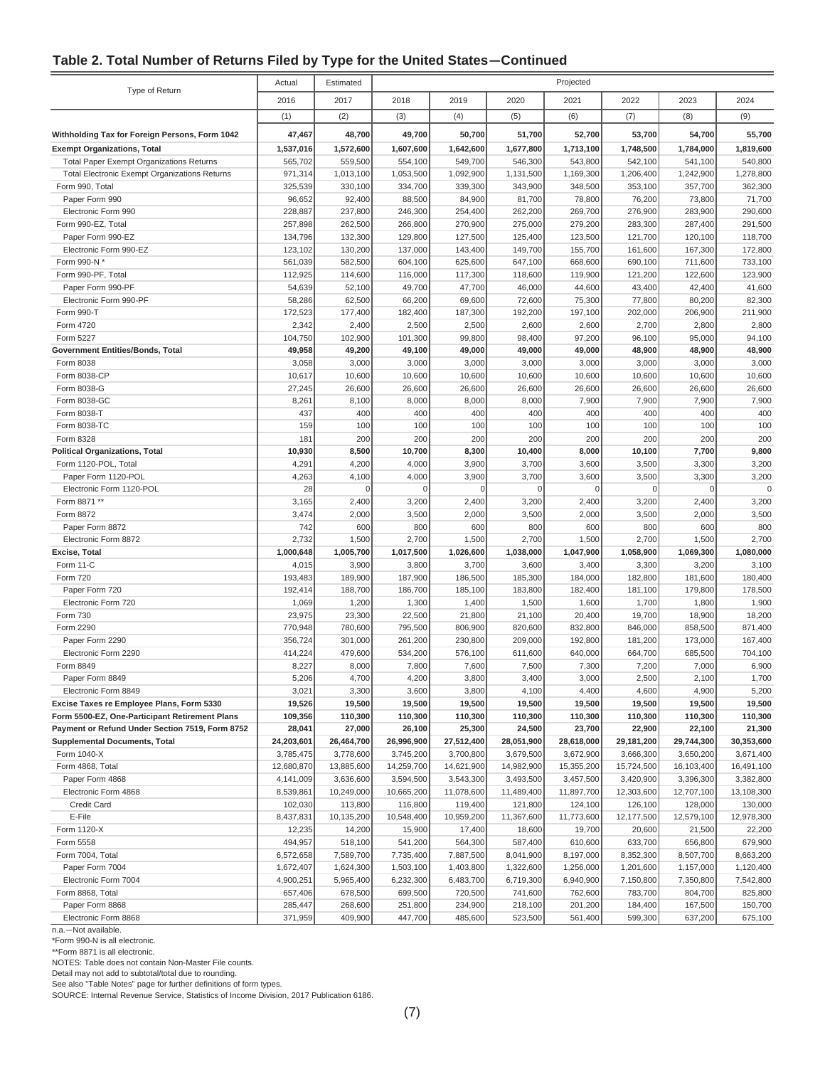## Table 2. Total Number of Returns Filed by Type for the United States—Continued

| Type of Return | Actual | Estimated | Projected | | | | | | |
|---|---|---|---|---|---|---|---|---|---|
| | 2016 | 2017 | 2018 | 2019 | 2020 | 2021 | 2022 | 2023 | 2024 |
| | (1) | (2) | (3) | (4) | (5) | (6) | (7) | (8) | (9) |
| **Withholding Tax for Foreign Persons, Form 1042** | **47,467** | **48,700** | **49,700** | **50,700** | **51,700** | **52,700** | **53,700** | **54,700** | **55,700** |
| **Exempt Organizations, Total** | **1,537,016** | **1,572,600** | **1,607,600** | **1,642,600** | **1,677,800** | **1,713,100** | **1,748,500** | **1,784,000** | **1,819,600** |
| Total Paper Exempt Organizations Returns | 565,702 | 559,500 | 554,100 | 549,700 | 546,300 | 543,800 | 542,100 | 541,100 | 540,800 |
| Total Electronic Exempt Organizations Returns | 971,314 | 1,013,100 | 1,053,500 | 1,092,900 | 1,131,500 | 1,169,300 | 1,206,400 | 1,242,900 | 1,278,800 |
| Form 990, Total | 325,539 | 330,100 | 334,700 | 339,300 | 343,900 | 348,500 | 353,100 | 357,700 | 362,300 |
| Paper Form 990 | 96,652 | 92,400 | 88,500 | 84,900 | 81,700 | 78,800 | 76,200 | 73,800 | 71,700 |
| Electronic Form 990 | 228,887 | 237,800 | 246,300 | 254,400 | 262,200 | 269,700 | 276,900 | 283,900 | 290,600 |
| Form 990-EZ, Total | 257,898 | 262,500 | 266,800 | 270,900 | 275,000 | 279,200 | 283,300 | 287,400 | 291,500 |
| Paper Form 990-EZ | 134,796 | 132,300 | 129,800 | 127,500 | 125,400 | 123,500 | 121,700 | 120,100 | 118,700 |
| Electronic Form 990-EZ | 123,102 | 130,200 | 137,000 | 143,400 | 149,700 | 155,700 | 161,600 | 167,300 | 172,800 |
| Form 990-N * | 561,039 | 582,500 | 604,100 | 625,600 | 647,100 | 668,600 | 690,100 | 711,600 | 733,100 |
| Form 990-PF, Total | 112,925 | 114,600 | 116,000 | 117,300 | 118,600 | 119,900 | 121,200 | 122,600 | 123,900 |
| Paper Form 990-PF | 54,639 | 52,100 | 49,700 | 47,700 | 46,000 | 44,600 | 43,400 | 42,400 | 41,600 |
| Electronic Form 990-PF | 58,286 | 62,500 | 66,200 | 69,600 | 72,600 | 75,300 | 77,800 | 80,200 | 82,300 |
| Form 990-T | 172,523 | 177,400 | 182,400 | 187,300 | 192,200 | 197,100 | 202,000 | 206,900 | 211,900 |
| Form 4720 | 2,342 | 2,400 | 2,500 | 2,500 | 2,600 | 2,600 | 2,700 | 2,800 | 2,800 |
| Form 5227 | 104,750 | 102,900 | 101,300 | 99,800 | 98,400 | 97,200 | 96,100 | 95,000 | 94,100 |
| **Government Entities/Bonds, Total** | **49,958** | **49,200** | **49,100** | **49,000** | **49,000** | **49,000** | **48,900** | **48,900** | **48,900** |
| Form 8038 | 3,058 | 3,000 | 3,000 | 3,000 | 3,000 | 3,000 | 3,000 | 3,000 | 3,000 |
| Form 8038-CP | 10,617 | 10,600 | 10,600 | 10,600 | 10,600 | 10,600 | 10,600 | 10,600 | 10,600 |
| Form 8038-G | 27,245 | 26,600 | 26,600 | 26,600 | 26,600 | 26,600 | 26,600 | 26,600 | 26,600 |
| Form 8038-GC | 8,261 | 8,100 | 8,000 | 8,000 | 8,000 | 7,900 | 7,900 | 7,900 | 7,900 |
| Form 8038-T | 437 | 400 | 400 | 400 | 400 | 400 | 400 | 400 | 400 |
| Form 8038-TC | 159 | 100 | 100 | 100 | 100 | 100 | 100 | 100 | 100 |
| Form 8328 | 181 | 200 | 200 | 200 | 200 | 200 | 200 | 200 | 200 |
| **Political Organizations, Total** | **10,930** | **8,500** | **10,700** | **8,300** | **10,400** | **8,000** | **10,100** | **7,700** | **9,800** |
| Form 1120-POL, Total | 4,291 | 4,200 | 4,000 | 3,900 | 3,700 | 3,600 | 3,500 | 3,300 | 3,200 |
| Paper Form 1120-POL | 4,263 | 4,100 | 4,000 | 3,900 | 3,700 | 3,600 | 3,500 | 3,300 | 3,200 |
| Electronic Form 1120-POL | 28 | 0 | 0 | 0 | 0 | 0 | 0 | 0 | 0 |
| Form 8871 ** | 3,165 | 2,400 | 3,200 | 2,400 | 3,200 | 2,400 | 3,200 | 2,400 | 3,200 |
| Form 8872 | 3,474 | 2,000 | 3,500 | 2,000 | 3,500 | 2,000 | 3,500 | 2,000 | 3,500 |
| Paper Form 8872 | 742 | 600 | 800 | 600 | 800 | 600 | 800 | 600 | 800 |
| Electronic Form 8872 | 2,732 | 1,500 | 2,700 | 1,500 | 2,700 | 1,500 | 2,700 | 1,500 | 2,700 |
| **Excise, Total** | **1,000,648** | **1,005,700** | **1,017,500** | **1,026,600** | **1,038,000** | **1,047,900** | **1,058,900** | **1,069,300** | **1,080,000** |
| Form 11-C | 4,015 | 3,900 | 3,800 | 3,700 | 3,600 | 3,400 | 3,300 | 3,200 | 3,100 |
| Form 720 | 193,483 | 189,900 | 187,900 | 186,500 | 185,300 | 184,000 | 182,800 | 181,600 | 180,400 |
| Paper Form 720 | 192,414 | 188,700 | 186,700 | 185,100 | 183,800 | 182,400 | 181,100 | 179,800 | 178,500 |
| Electronic Form 720 | 1,069 | 1,200 | 1,300 | 1,400 | 1,500 | 1,600 | 1,700 | 1,800 | 1,900 |
| Form 730 | 23,975 | 23,300 | 22,500 | 21,800 | 21,100 | 20,400 | 19,700 | 18,900 | 18,200 |
| Form 2290 | 770,948 | 780,600 | 795,500 | 806,900 | 820,600 | 832,800 | 846,000 | 858,500 | 871,400 |
| Paper Form 2290 | 356,724 | 301,000 | 261,200 | 230,800 | 209,000 | 192,800 | 181,200 | 173,000 | 167,400 |
| Electronic Form 2290 | 414,224 | 479,600 | 534,200 | 576,100 | 611,600 | 640,000 | 664,700 | 685,500 | 704,100 |
| Form 8849 | 8,227 | 8,000 | 7,800 | 7,600 | 7,500 | 7,300 | 7,200 | 7,000 | 6,900 |
| Paper Form 8849 | 5,206 | 4,700 | 4,200 | 3,800 | 3,400 | 3,000 | 2,500 | 2,100 | 1,700 |
| Electronic Form 8849 | 3,021 | 3,300 | 3,600 | 3,800 | 4,100 | 4,400 | 4,600 | 4,900 | 5,200 |
| **Excise Taxes re Employee Plans, Form 5330** | **19,526** | **19,500** | **19,500** | **19,500** | **19,500** | **19,500** | **19,500** | **19,500** | **19,500** |
| **Form 5500-EZ, One-Participant Retirement Plans** | **109,356** | **110,300** | **110,300** | **110,300** | **110,300** | **110,300** | **110,300** | **110,300** | **110,300** |
| **Payment or Refund Under Section 7519, Form 8752** | **28,041** | **27,000** | **26,100** | **25,300** | **24,500** | **23,700** | **22,900** | **22,100** | **21,300** |
| **Supplemental Documents, Total** | **24,203,601** | **26,464,700** | **26,996,900** | **27,512,400** | **28,051,900** | **28,618,000** | **29,181,200** | **29,744,300** | **30,353,600** |
| Form 1040-X | 3,785,475 | 3,778,600 | 3,745,200 | 3,700,800 | 3,679,500 | 3,672,900 | 3,666,300 | 3,650,200 | 3,671,400 |
| Form 4868, Total | 12,680,870 | 13,885,600 | 14,259,700 | 14,621,900 | 14,982,900 | 15,355,200 | 15,724,500 | 16,103,400 | 16,491,100 |
| Paper Form 4868 | 4,141,009 | 3,636,600 | 3,594,500 | 3,543,300 | 3,493,500 | 3,457,500 | 3,420,900 | 3,396,300 | 3,382,800 |
| Electronic Form 4868 | 8,539,861 | 10,249,000 | 10,665,200 | 11,078,600 | 11,489,400 | 11,897,700 | 12,303,600 | 12,707,100 | 13,108,300 |
| Credit Card | 102,030 | 113,800 | 116,800 | 119,400 | 121,800 | 124,100 | 126,100 | 128,000 | 130,000 |
| E-File | 8,437,831 | 10,135,200 | 10,548,400 | 10,959,200 | 11,367,600 | 11,773,600 | 12,177,500 | 12,579,100 | 12,978,300 |
| Form 1120-X | 12,235 | 14,200 | 15,900 | 17,400 | 18,600 | 19,700 | 20,600 | 21,500 | 22,200 |
| Form 5558 | 494,957 | 518,100 | 541,200 | 564,300 | 587,400 | 610,600 | 633,700 | 656,800 | 679,900 |
| Form 7004, Total | 6,572,658 | 7,589,700 | 7,735,400 | 7,887,500 | 8,041,900 | 8,197,000 | 8,352,300 | 8,507,700 | 8,663,200 |
| Paper Form 7004 | 1,672,407 | 1,624,300 | 1,503,100 | 1,403,800 | 1,322,600 | 1,256,000 | 1,201,600 | 1,157,000 | 1,120,400 |
| Electronic Form 7004 | 4,900,251 | 5,965,400 | 6,232,300 | 6,483,700 | 6,719,300 | 6,940,900 | 7,150,800 | 7,350,800 | 7,542,800 |
| Form 8868, Total | 657,406 | 678,500 | 699,500 | 720,500 | 741,600 | 762,600 | 783,700 | 804,700 | 825,800 |
| Paper Form 8868 | 285,447 | 268,600 | 251,800 | 234,900 | 218,100 | 201,200 | 184,400 | 167,500 | 150,700 |
| Electronic Form 8868 | 371,959 | 409,900 | 447,700 | 485,600 | 523,500 | 561,400 | 599,300 | 637,200 | 675,100 |

n.a.—Not available.

*Form 990-N is all electronic.

**Form 8871 is all electronic.

NOTES: Table does not contain Non-Master File counts.

Detail may not add to subtotal/total due to rounding.

See also "Table Notes" page for further definitions of form types.

SOURCE: Internal Revenue Service, Statistics of Income Division, 2017 Publication 6186.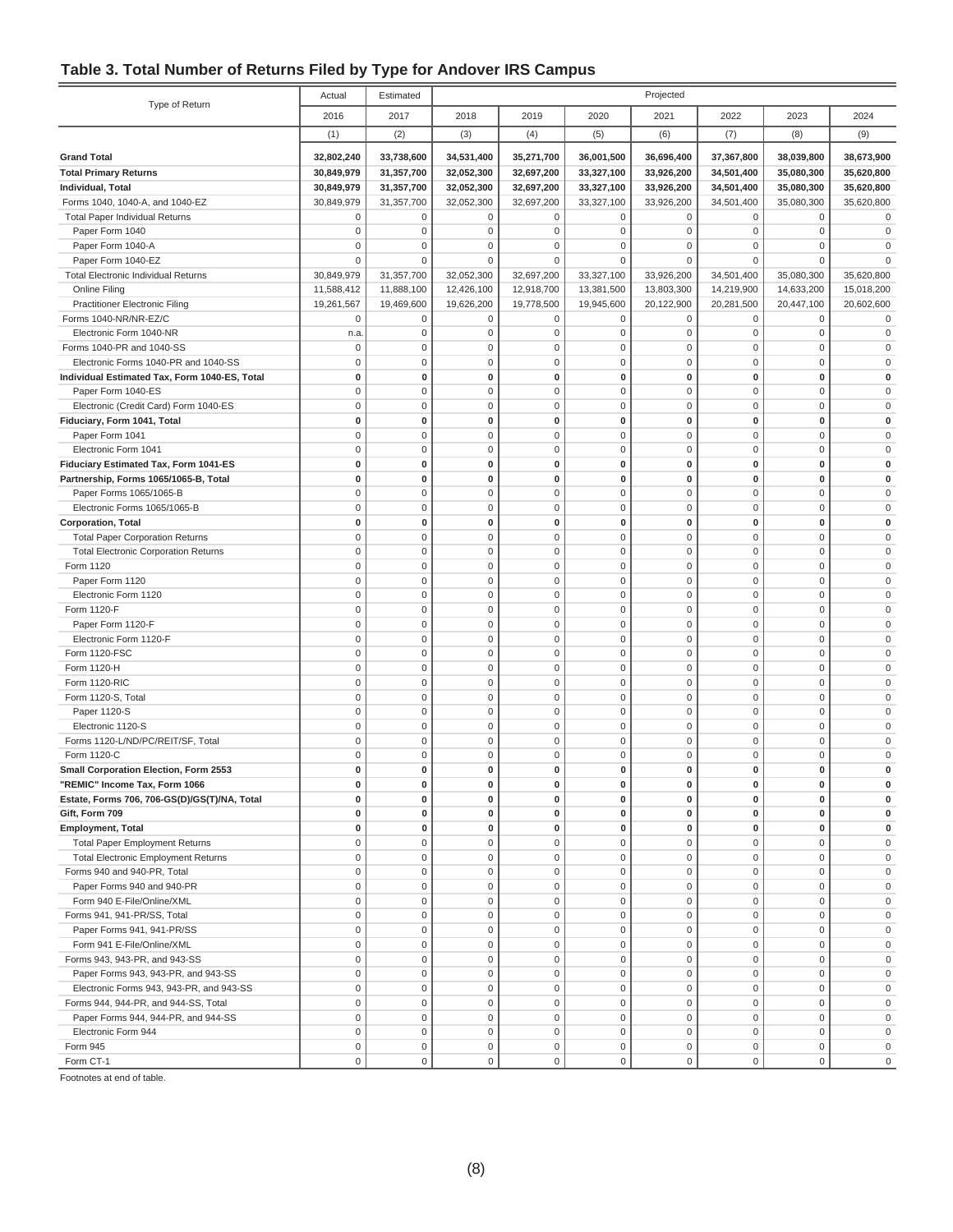## Table 3. Total Number of Returns Filed by Type for Andover IRS Campus

| Type of Return | Actual | Estimated | Projected | | | | | | |
|---|---|---|---|---|---|---|---|---|---|
| | 2016 | 2017 | 2018 | 2019 | 2020 | 2021 | 2022 | 2023 | 2024 |
| | (1) | (2) | (3) | (4) | (5) | (6) | (7) | (8) | (9) |
| **Grand Total** | **32,802,240** | **33,738,600** | **34,531,400** | **35,271,700** | **36,001,500** | **36,696,400** | **37,367,800** | **38,039,800** | **38,673,900** |
| **Total Primary Returns** | **30,849,979** | **31,357,700** | **32,052,300** | **32,697,200** | **33,327,100** | **33,926,200** | **34,501,400** | **35,080,300** | **35,620,800** |
| **Individual, Total** | **30,849,979** | **31,357,700** | **32,052,300** | **32,697,200** | **33,327,100** | **33,926,200** | **34,501,400** | **35,080,300** | **35,620,800** |
| Forms 1040, 1040-A, and 1040-EZ | 30,849,979 | 31,357,700 | 32,052,300 | 32,697,200 | 33,327,100 | 33,926,200 | 34,501,400 | 35,080,300 | 35,620,800 |
| Total Paper Individual Returns | 0 | 0 | 0 | 0 | 0 | 0 | 0 | 0 | 0 |
| Paper Form 1040 | 0 | 0 | 0 | 0 | 0 | 0 | 0 | 0 | 0 |
| Paper Form 1040-A | 0 | 0 | 0 | 0 | 0 | 0 | 0 | 0 | 0 |
| Paper Form 1040-EZ | 0 | 0 | 0 | 0 | 0 | 0 | 0 | 0 | 0 |
| Total Electronic Individual Returns | 30,849,979 | 31,357,700 | 32,052,300 | 32,697,200 | 33,327,100 | 33,926,200 | 34,501,400 | 35,080,300 | 35,620,800 |
| Online Filing | 11,588,412 | 11,888,100 | 12,426,100 | 12,918,700 | 13,381,500 | 13,803,300 | 14,219,900 | 14,633,200 | 15,018,200 |
| Practitioner Electronic Filing | 19,261,567 | 19,469,600 | 19,626,200 | 19,778,500 | 19,945,600 | 20,122,900 | 20,281,500 | 20,447,100 | 20,602,600 |
| Forms 1040-NR/NR-EZ/C | 0 | 0 | 0 | 0 | 0 | 0 | 0 | 0 | 0 |
| Electronic Form 1040-NR | n.a. | 0 | 0 | 0 | 0 | 0 | 0 | 0 | 0 |
| Forms 1040-PR and 1040-SS | 0 | 0 | 0 | 0 | 0 | 0 | 0 | 0 | 0 |
| Electronic Forms 1040-PR and 1040-SS | 0 | 0 | 0 | 0 | 0 | 0 | 0 | 0 | 0 |
| **Individual Estimated Tax, Form 1040-ES, Total** | **0** | **0** | **0** | **0** | **0** | **0** | **0** | **0** | **0** |
| Paper Form 1040-ES | 0 | 0 | 0 | 0 | 0 | 0 | 0 | 0 | 0 |
| Electronic (Credit Card) Form 1040-ES | 0 | 0 | 0 | 0 | 0 | 0 | 0 | 0 | 0 |
| **Fiduciary, Form 1041, Total** | **0** | **0** | **0** | **0** | **0** | **0** | **0** | **0** | **0** |
| Paper Form 1041 | 0 | 0 | 0 | 0 | 0 | 0 | 0 | 0 | 0 |
| Electronic Form 1041 | 0 | 0 | 0 | 0 | 0 | 0 | 0 | 0 | 0 |
| **Fiduciary Estimated Tax, Form 1041-ES** | **0** | **0** | **0** | **0** | **0** | **0** | **0** | **0** | **0** |
| **Partnership, Forms 1065/1065-B, Total** | **0** | **0** | **0** | **0** | **0** | **0** | **0** | **0** | **0** |
| Paper Forms 1065/1065-B | 0 | 0 | 0 | 0 | 0 | 0 | 0 | 0 | 0 |
| Electronic Forms 1065/1065-B | 0 | 0 | 0 | 0 | 0 | 0 | 0 | 0 | 0 |
| **Corporation, Total** | **0** | **0** | **0** | **0** | **0** | **0** | **0** | **0** | **0** |
| Total Paper Corporation Returns | 0 | 0 | 0 | 0 | 0 | 0 | 0 | 0 | 0 |
| Total Electronic Corporation Returns | 0 | 0 | 0 | 0 | 0 | 0 | 0 | 0 | 0 |
| Form 1120 | 0 | 0 | 0 | 0 | 0 | 0 | 0 | 0 | 0 |
| Paper Form 1120 | 0 | 0 | 0 | 0 | 0 | 0 | 0 | 0 | 0 |
| Electronic Form 1120 | 0 | 0 | 0 | 0 | 0 | 0 | 0 | 0 | 0 |
| Form 1120-F | 0 | 0 | 0 | 0 | 0 | 0 | 0 | 0 | 0 |
| Paper Form 1120-F | 0 | 0 | 0 | 0 | 0 | 0 | 0 | 0 | 0 |
| Electronic Form 1120-F | 0 | 0 | 0 | 0 | 0 | 0 | 0 | 0 | 0 |
| Form 1120-FSC | 0 | 0 | 0 | 0 | 0 | 0 | 0 | 0 | 0 |
| Form 1120-H | 0 | 0 | 0 | 0 | 0 | 0 | 0 | 0 | 0 |
| Form 1120-RIC | 0 | 0 | 0 | 0 | 0 | 0 | 0 | 0 | 0 |
| Form 1120-S, Total | 0 | 0 | 0 | 0 | 0 | 0 | 0 | 0 | 0 |
| Paper 1120-S | 0 | 0 | 0 | 0 | 0 | 0 | 0 | 0 | 0 |
| Electronic 1120-S | 0 | 0 | 0 | 0 | 0 | 0 | 0 | 0 | 0 |
| Forms 1120-L/ND/PC/REIT/SF, Total | 0 | 0 | 0 | 0 | 0 | 0 | 0 | 0 | 0 |
| Form 1120-C | 0 | 0 | 0 | 0 | 0 | 0 | 0 | 0 | 0 |
| **Small Corporation Election, Form 2553** | **0** | **0** | **0** | **0** | **0** | **0** | **0** | **0** | **0** |
| **"REMIC" Income Tax, Form 1066** | **0** | **0** | **0** | **0** | **0** | **0** | **0** | **0** | **0** |
| **Estate, Forms 706, 706-GS(D)/GS(T)/NA, Total** | **0** | **0** | **0** | **0** | **0** | **0** | **0** | **0** | **0** |
| **Gift, Form 709** | **0** | **0** | **0** | **0** | **0** | **0** | **0** | **0** | **0** |
| **Employment, Total** | **0** | **0** | **0** | **0** | **0** | **0** | **0** | **0** | **0** |
| Total Paper Employment Returns | 0 | 0 | 0 | 0 | 0 | 0 | 0 | 0 | 0 |
| Total Electronic Employment Returns | 0 | 0 | 0 | 0 | 0 | 0 | 0 | 0 | 0 |
| Forms 940 and 940-PR, Total | 0 | 0 | 0 | 0 | 0 | 0 | 0 | 0 | 0 |
| Paper Forms 940 and 940-PR | 0 | 0 | 0 | 0 | 0 | 0 | 0 | 0 | 0 |
| Form 940 E-File/Online/XML | 0 | 0 | 0 | 0 | 0 | 0 | 0 | 0 | 0 |
| Forms 941, 941-PR/SS, Total | 0 | 0 | 0 | 0 | 0 | 0 | 0 | 0 | 0 |
| Paper Forms 941, 941-PR/SS | 0 | 0 | 0 | 0 | 0 | 0 | 0 | 0 | 0 |
| Form 941 E-File/Online/XML | 0 | 0 | 0 | 0 | 0 | 0 | 0 | 0 | 0 |
| Forms 943, 943-PR, and 943-SS | 0 | 0 | 0 | 0 | 0 | 0 | 0 | 0 | 0 |
| Paper Forms 943, 943-PR, and 943-SS | 0 | 0 | 0 | 0 | 0 | 0 | 0 | 0 | 0 |
| Electronic Forms 943, 943-PR, and 943-SS | 0 | 0 | 0 | 0 | 0 | 0 | 0 | 0 | 0 |
| Forms 944, 944-PR, and 944-SS, Total | 0 | 0 | 0 | 0 | 0 | 0 | 0 | 0 | 0 |
| Paper Forms 944, 944-PR, and 944-SS | 0 | 0 | 0 | 0 | 0 | 0 | 0 | 0 | 0 |
| Electronic Form 944 | 0 | 0 | 0 | 0 | 0 | 0 | 0 | 0 | 0 |
| Form 945 | 0 | 0 | 0 | 0 | 0 | 0 | 0 | 0 | 0 |
| Form CT-1 | 0 | 0 | 0 | 0 | 0 | 0 | 0 | 0 | 0 |

Footnotes at end of table.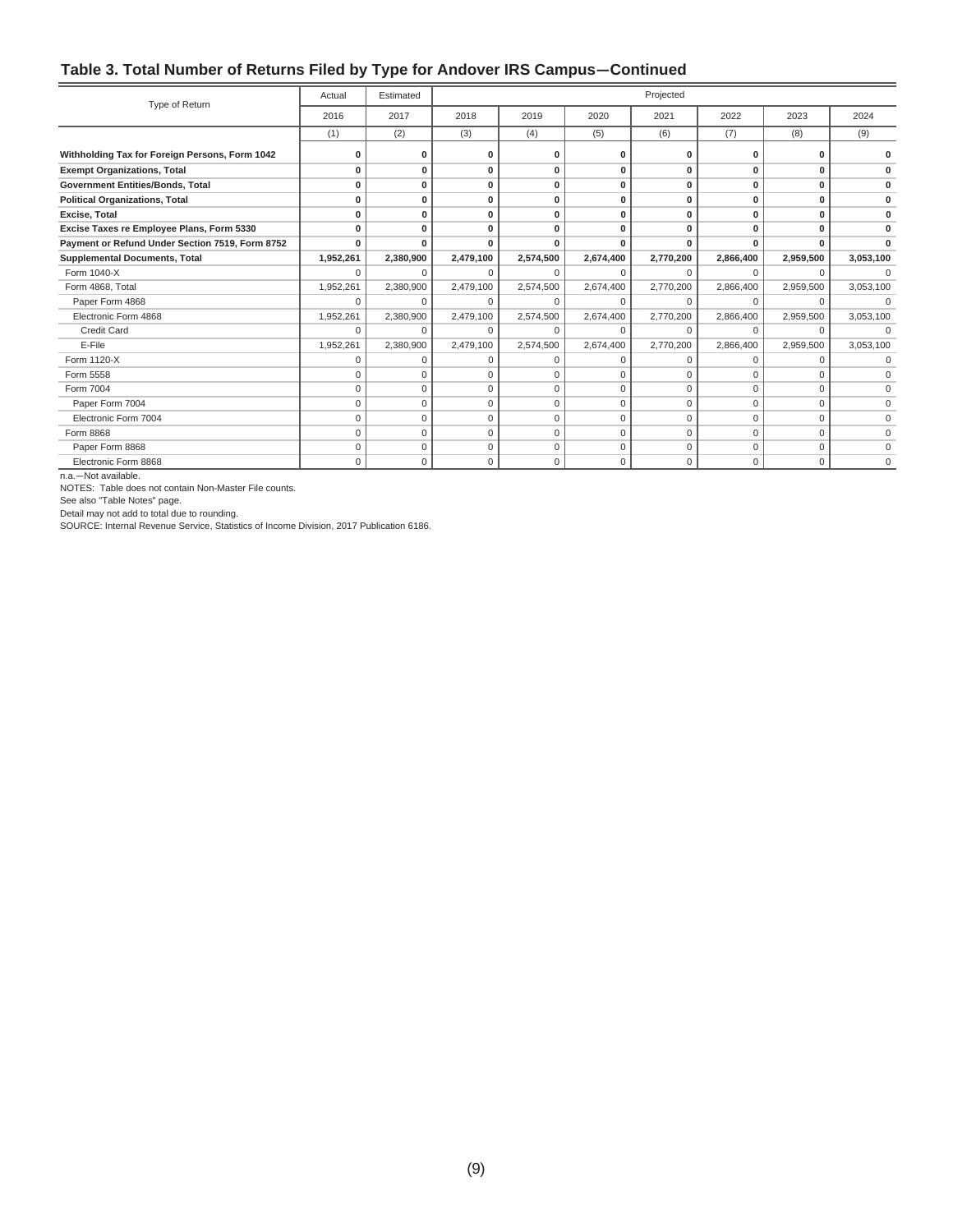## Table 3. Total Number of Returns Filed by Type for Andover IRS Campus—Continued

| Type of Return | Actual | Estimated | Projected | | | | | | |
|---|---|---|---|---|---|---|---|---|---|
| | 2016 | 2017 | 2018 | 2019 | 2020 | 2021 | 2022 | 2023 | 2024 |
| | (1) | (2) | (3) | (4) | (5) | (6) | (7) | (8) | (9) |
| **Withholding Tax for Foreign Persons, Form 1042** | **0** | **0** | **0** | **0** | **0** | **0** | **0** | **0** | **0** |
| **Exempt Organizations, Total** | **0** | **0** | **0** | **0** | **0** | **0** | **0** | **0** | **0** |
| **Government Entities/Bonds, Total** | **0** | **0** | **0** | **0** | **0** | **0** | **0** | **0** | **0** |
| **Political Organizations, Total** | **0** | **0** | **0** | **0** | **0** | **0** | **0** | **0** | **0** |
| **Excise, Total** | **0** | **0** | **0** | **0** | **0** | **0** | **0** | **0** | **0** |
| **Excise Taxes re Employee Plans, Form 5330** | **0** | **0** | **0** | **0** | **0** | **0** | **0** | **0** | **0** |
| **Payment or Refund Under Section 7519, Form 8752** | **0** | **0** | **0** | **0** | **0** | **0** | **0** | **0** | **0** |
| **Supplemental Documents, Total** | **1,952,261** | **2,380,900** | **2,479,100** | **2,574,500** | **2,674,400** | **2,770,200** | **2,866,400** | **2,959,500** | **3,053,100** |
| Form 1040-X | 0 | 0 | 0 | 0 | 0 | 0 | 0 | 0 | 0 |
| Form 4868, Total | 1,952,261 | 2,380,900 | 2,479,100 | 2,574,500 | 2,674,400 | 2,770,200 | 2,866,400 | 2,959,500 | 3,053,100 |
| Paper Form 4868 | 0 | 0 | 0 | 0 | 0 | 0 | 0 | 0 | 0 |
| Electronic Form 4868 | 1,952,261 | 2,380,900 | 2,479,100 | 2,574,500 | 2,674,400 | 2,770,200 | 2,866,400 | 2,959,500 | 3,053,100 |
| Credit Card | 0 | 0 | 0 | 0 | 0 | 0 | 0 | 0 | 0 |
| E-File | 1,952,261 | 2,380,900 | 2,479,100 | 2,574,500 | 2,674,400 | 2,770,200 | 2,866,400 | 2,959,500 | 3,053,100 |
| Form 1120-X | 0 | 0 | 0 | 0 | 0 | 0 | 0 | 0 | 0 |
| Form 5558 | 0 | 0 | 0 | 0 | 0 | 0 | 0 | 0 | 0 |
| Form 7004 | 0 | 0 | 0 | 0 | 0 | 0 | 0 | 0 | 0 |
| Paper Form 7004 | 0 | 0 | 0 | 0 | 0 | 0 | 0 | 0 | 0 |
| Electronic Form 7004 | 0 | 0 | 0 | 0 | 0 | 0 | 0 | 0 | 0 |
| Form 8868 | 0 | 0 | 0 | 0 | 0 | 0 | 0 | 0 | 0 |
| Paper Form 8868 | 0 | 0 | 0 | 0 | 0 | 0 | 0 | 0 | 0 |
| Electronic Form 8868 | 0 | 0 | 0 | 0 | 0 | 0 | 0 | 0 | 0 |

n.a.—Not available.

NOTES: Table does not contain Non-Master File counts.

See also "Table Notes" page.

Detail may not add to total due to rounding.

SOURCE: Internal Revenue Service, Statistics of Income Division, 2017 Publication 6186.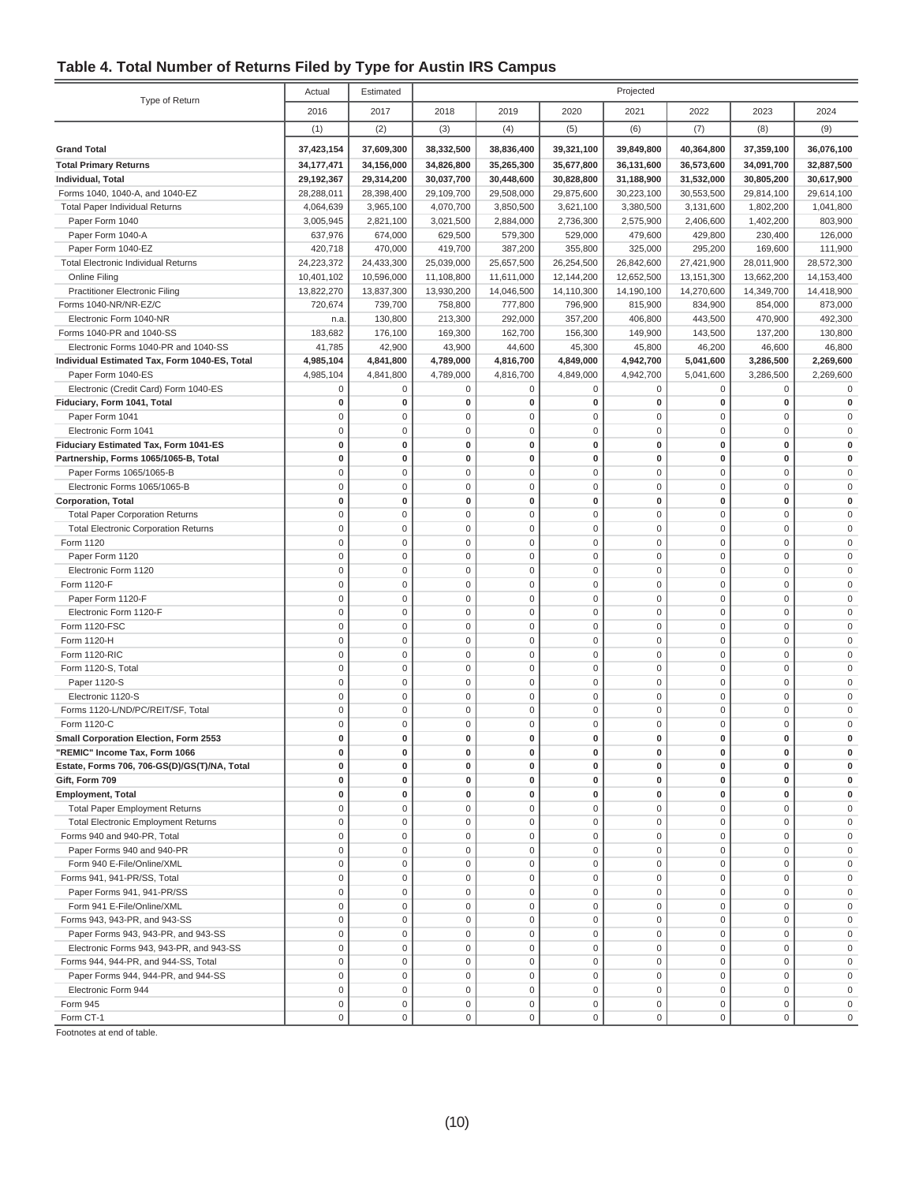## Table 4. Total Number of Returns Filed by Type for Austin IRS Campus

| Type of Return | Actual | Estimated | Projected | | | | | | |
|---|---|---|---|---|---|---|---|---|---|
| | 2016 | 2017 | 2018 | 2019 | 2020 | 2021 | 2022 | 2023 | 2024 |
| | (1) | (2) | (3) | (4) | (5) | (6) | (7) | (8) | (9) |
| **Grand Total** | **37,423,154** | **37,609,300** | **38,332,500** | **38,836,400** | **39,321,100** | **39,849,800** | **40,364,800** | **37,359,100** | **36,076,100** |
| **Total Primary Returns** | **34,177,471** | **34,156,000** | **34,826,800** | **35,265,300** | **35,677,800** | **36,131,600** | **36,573,600** | **34,091,700** | **32,887,500** |
| **Individual, Total** | **29,192,367** | **29,314,200** | **30,037,700** | **30,448,600** | **30,828,800** | **31,188,900** | **31,532,000** | **30,805,200** | **30,617,900** |
| Forms 1040, 1040-A, and 1040-EZ | 28,288,011 | 28,398,400 | 29,109,700 | 29,508,000 | 29,875,600 | 30,223,100 | 30,553,500 | 29,814,100 | 29,614,100 |
| Total Paper Individual Returns | 4,064,639 | 3,965,100 | 4,070,700 | 3,850,500 | 3,621,100 | 3,380,500 | 3,131,600 | 1,802,200 | 1,041,800 |
| Paper Form 1040 | 3,005,945 | 2,821,100 | 3,021,500 | 2,884,000 | 2,736,300 | 2,575,900 | 2,406,600 | 1,402,200 | 803,900 |
| Paper Form 1040-A | 637,976 | 674,000 | 629,500 | 579,300 | 529,000 | 479,600 | 429,800 | 230,400 | 126,000 |
| Paper Form 1040-EZ | 420,718 | 470,000 | 419,700 | 387,200 | 355,800 | 325,000 | 295,200 | 169,600 | 111,900 |
| Total Electronic Individual Returns | 24,223,372 | 24,433,300 | 25,039,000 | 25,657,500 | 26,254,500 | 26,842,600 | 27,421,900 | 28,011,900 | 28,572,300 |
| Online Filing | 10,401,102 | 10,596,000 | 11,108,800 | 11,611,000 | 12,144,200 | 12,652,500 | 13,151,300 | 13,662,200 | 14,153,400 |
| Practitioner Electronic Filing | 13,822,270 | 13,837,300 | 13,930,200 | 14,046,500 | 14,110,300 | 14,190,100 | 14,270,600 | 14,349,700 | 14,418,900 |
| Forms 1040-NR/NR-EZ/C | 720,674 | 739,700 | 758,800 | 777,800 | 796,900 | 815,900 | 834,900 | 854,000 | 873,000 |
| Electronic Form 1040-NR | n.a. | 130,800 | 213,300 | 292,000 | 357,200 | 406,800 | 443,500 | 470,900 | 492,300 |
| Forms 1040-PR and 1040-SS | 183,682 | 176,100 | 169,300 | 162,700 | 156,300 | 149,900 | 143,500 | 137,200 | 130,800 |
| Electronic Forms 1040-PR and 1040-SS | 41,785 | 42,900 | 43,900 | 44,600 | 45,300 | 45,800 | 46,200 | 46,600 | 46,800 |
| **Individual Estimated Tax, Form 1040-ES, Total** | **4,985,104** | **4,841,800** | **4,789,000** | **4,816,700** | **4,849,000** | **4,942,700** | **5,041,600** | **3,286,500** | **2,269,600** |
| Paper Form 1040-ES | 4,985,104 | 4,841,800 | 4,789,000 | 4,816,700 | 4,849,000 | 4,942,700 | 5,041,600 | 3,286,500 | 2,269,600 |
| Electronic (Credit Card) Form 1040-ES | 0 | 0 | 0 | 0 | 0 | 0 | 0 | 0 | 0 |
| **Fiduciary, Form 1041, Total** | **0** | **0** | **0** | **0** | **0** | **0** | **0** | **0** | **0** |
| Paper Form 1041 | 0 | 0 | 0 | 0 | 0 | 0 | 0 | 0 | 0 |
| Electronic Form 1041 | 0 | 0 | 0 | 0 | 0 | 0 | 0 | 0 | 0 |
| **Fiduciary Estimated Tax, Form 1041-ES** | **0** | **0** | **0** | **0** | **0** | **0** | **0** | **0** | **0** |
| **Partnership, Forms 1065/1065-B, Total** | **0** | **0** | **0** | **0** | **0** | **0** | **0** | **0** | **0** |
| Paper Forms 1065/1065-B | 0 | 0 | 0 | 0 | 0 | 0 | 0 | 0 | 0 |
| Electronic Forms 1065/1065-B | 0 | 0 | 0 | 0 | 0 | 0 | 0 | 0 | 0 |
| **Corporation, Total** | **0** | **0** | **0** | **0** | **0** | **0** | **0** | **0** | **0** |
| Total Paper Corporation Returns | 0 | 0 | 0 | 0 | 0 | 0 | 0 | 0 | 0 |
| Total Electronic Corporation Returns | 0 | 0 | 0 | 0 | 0 | 0 | 0 | 0 | 0 |
| Form 1120 | 0 | 0 | 0 | 0 | 0 | 0 | 0 | 0 | 0 |
| Paper Form 1120 | 0 | 0 | 0 | 0 | 0 | 0 | 0 | 0 | 0 |
| Electronic Form 1120 | 0 | 0 | 0 | 0 | 0 | 0 | 0 | 0 | 0 |
| Form 1120-F | 0 | 0 | 0 | 0 | 0 | 0 | 0 | 0 | 0 |
| Paper Form 1120-F | 0 | 0 | 0 | 0 | 0 | 0 | 0 | 0 | 0 |
| Electronic Form 1120-F | 0 | 0 | 0 | 0 | 0 | 0 | 0 | 0 | 0 |
| Form 1120-FSC | 0 | 0 | 0 | 0 | 0 | 0 | 0 | 0 | 0 |
| Form 1120-H | 0 | 0 | 0 | 0 | 0 | 0 | 0 | 0 | 0 |
| Form 1120-RIC | 0 | 0 | 0 | 0 | 0 | 0 | 0 | 0 | 0 |
| Form 1120-S, Total | 0 | 0 | 0 | 0 | 0 | 0 | 0 | 0 | 0 |
| Paper 1120-S | 0 | 0 | 0 | 0 | 0 | 0 | 0 | 0 | 0 |
| Electronic 1120-S | 0 | 0 | 0 | 0 | 0 | 0 | 0 | 0 | 0 |
| Forms 1120-L/ND/PC/REIT/SF, Total | 0 | 0 | 0 | 0 | 0 | 0 | 0 | 0 | 0 |
| Form 1120-C | 0 | 0 | 0 | 0 | 0 | 0 | 0 | 0 | 0 |
| **Small Corporation Election, Form 2553** | **0** | **0** | **0** | **0** | **0** | **0** | **0** | **0** | **0** |
| **"REMIC" Income Tax, Form 1066** | **0** | **0** | **0** | **0** | **0** | **0** | **0** | **0** | **0** |
| **Estate, Forms 706, 706-GS(D)/GS(T)/NA, Total** | **0** | **0** | **0** | **0** | **0** | **0** | **0** | **0** | **0** |
| **Gift, Form 709** | **0** | **0** | **0** | **0** | **0** | **0** | **0** | **0** | **0** |
| **Employment, Total** | **0** | **0** | **0** | **0** | **0** | **0** | **0** | **0** | **0** |
| Total Paper Employment Returns | 0 | 0 | 0 | 0 | 0 | 0 | 0 | 0 | 0 |
| Total Electronic Employment Returns | 0 | 0 | 0 | 0 | 0 | 0 | 0 | 0 | 0 |
| Forms 940 and 940-PR, Total | 0 | 0 | 0 | 0 | 0 | 0 | 0 | 0 | 0 |
| Paper Forms 940 and 940-PR | 0 | 0 | 0 | 0 | 0 | 0 | 0 | 0 | 0 |
| Form 940 E-File/Online/XML | 0 | 0 | 0 | 0 | 0 | 0 | 0 | 0 | 0 |
| Forms 941, 941-PR/SS, Total | 0 | 0 | 0 | 0 | 0 | 0 | 0 | 0 | 0 |
| Paper Forms 941, 941-PR/SS | 0 | 0 | 0 | 0 | 0 | 0 | 0 | 0 | 0 |
| Form 941 E-File/Online/XML | 0 | 0 | 0 | 0 | 0 | 0 | 0 | 0 | 0 |
| Forms 943, 943-PR, and 943-SS | 0 | 0 | 0 | 0 | 0 | 0 | 0 | 0 | 0 |
| Paper Forms 943, 943-PR, and 943-SS | 0 | 0 | 0 | 0 | 0 | 0 | 0 | 0 | 0 |
| Electronic Forms 943, 943-PR, and 943-SS | 0 | 0 | 0 | 0 | 0 | 0 | 0 | 0 | 0 |
| Forms 944, 944-PR, and 944-SS, Total | 0 | 0 | 0 | 0 | 0 | 0 | 0 | 0 | 0 |
| Paper Forms 944, 944-PR, and 944-SS | 0 | 0 | 0 | 0 | 0 | 0 | 0 | 0 | 0 |
| Electronic Form 944 | 0 | 0 | 0 | 0 | 0 | 0 | 0 | 0 | 0 |
| Form 945 | 0 | 0 | 0 | 0 | 0 | 0 | 0 | 0 | 0 |
| Form CT-1 | 0 | 0 | 0 | 0 | 0 | 0 | 0 | 0 | 0 |

Footnotes at end of table.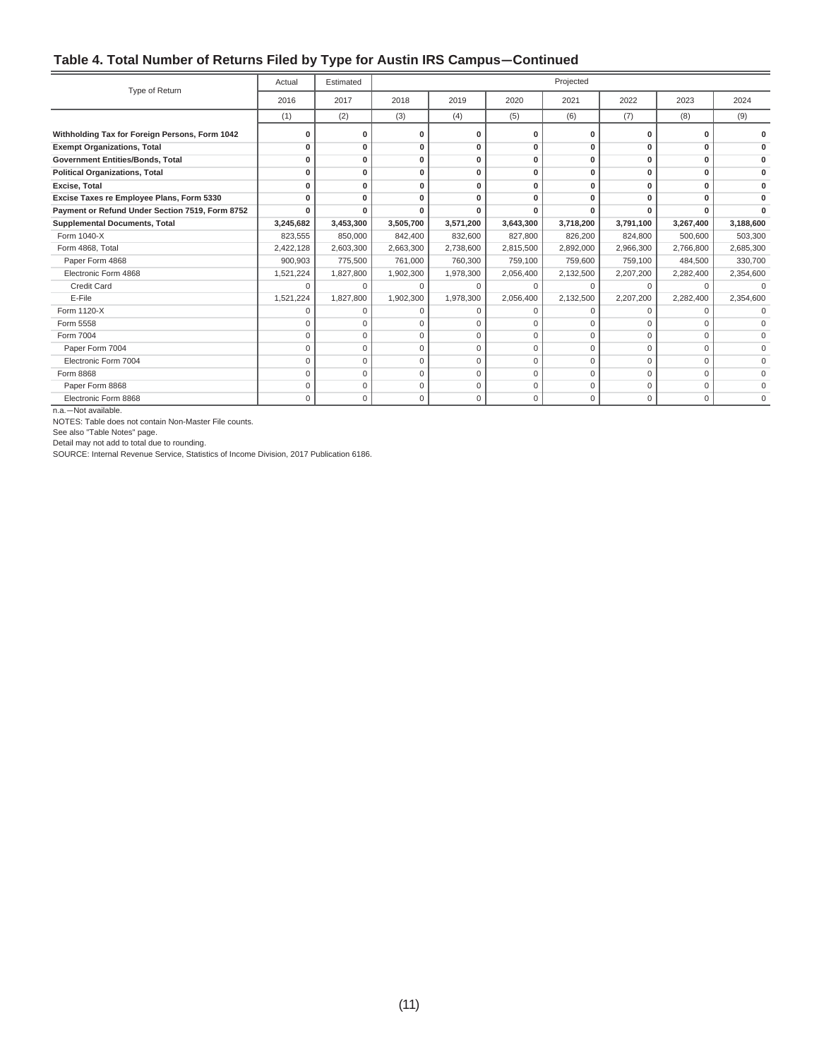## Table 4. Total Number of Returns Filed by Type for Austin IRS Campus—Continued

| Type of Return | Actual | Estimated | Projected | | | | | | |
|---|---|---|---|---|---|---|---|---|---|
| | 2016 | 2017 | 2018 | 2019 | 2020 | 2021 | 2022 | 2023 | 2024 |
| | (1) | (2) | (3) | (4) | (5) | (6) | (7) | (8) | (9) |
| **Withholding Tax for Foreign Persons, Form 1042** | **0** | **0** | **0** | **0** | **0** | **0** | **0** | **0** | **0** |
| **Exempt Organizations, Total** | **0** | **0** | **0** | **0** | **0** | **0** | **0** | **0** | **0** |
| **Government Entities/Bonds, Total** | **0** | **0** | **0** | **0** | **0** | **0** | **0** | **0** | **0** |
| **Political Organizations, Total** | **0** | **0** | **0** | **0** | **0** | **0** | **0** | **0** | **0** |
| **Excise, Total** | **0** | **0** | **0** | **0** | **0** | **0** | **0** | **0** | **0** |
| **Excise Taxes re Employee Plans, Form 5330** | **0** | **0** | **0** | **0** | **0** | **0** | **0** | **0** | **0** |
| **Payment or Refund Under Section 7519, Form 8752** | **0** | **0** | **0** | **0** | **0** | **0** | **0** | **0** | **0** |
| **Supplemental Documents, Total** | **3,245,682** | **3,453,300** | **3,505,700** | **3,571,200** | **3,643,300** | **3,718,200** | **3,791,100** | **3,267,400** | **3,188,600** |
| Form 1040-X | 823,555 | 850,000 | 842,400 | 832,600 | 827,800 | 826,200 | 824,800 | 500,600 | 503,300 |
| Form 4868, Total | 2,422,128 | 2,603,300 | 2,663,300 | 2,738,600 | 2,815,500 | 2,892,000 | 2,966,300 | 2,766,800 | 2,685,300 |
| Paper Form 4868 | 900,903 | 775,500 | 761,000 | 760,300 | 759,100 | 759,600 | 759,100 | 484,500 | 330,700 |
| Electronic Form 4868 | 1,521,224 | 1,827,800 | 1,902,300 | 1,978,300 | 2,056,400 | 2,132,500 | 2,207,200 | 2,282,400 | 2,354,600 |
| Credit Card | 0 | 0 | 0 | 0 | 0 | 0 | 0 | 0 | 0 |
| E-File | 1,521,224 | 1,827,800 | 1,902,300 | 1,978,300 | 2,056,400 | 2,132,500 | 2,207,200 | 2,282,400 | 2,354,600 |
| Form 1120-X | 0 | 0 | 0 | 0 | 0 | 0 | 0 | 0 | 0 |
| Form 5558 | 0 | 0 | 0 | 0 | 0 | 0 | 0 | 0 | 0 |
| Form 7004 | 0 | 0 | 0 | 0 | 0 | 0 | 0 | 0 | 0 |
| Paper Form 7004 | 0 | 0 | 0 | 0 | 0 | 0 | 0 | 0 | 0 |
| Electronic Form 7004 | 0 | 0 | 0 | 0 | 0 | 0 | 0 | 0 | 0 |
| Form 8868 | 0 | 0 | 0 | 0 | 0 | 0 | 0 | 0 | 0 |
| Paper Form 8868 | 0 | 0 | 0 | 0 | 0 | 0 | 0 | 0 | 0 |
| Electronic Form 8868 | 0 | 0 | 0 | 0 | 0 | 0 | 0 | 0 | 0 |

n.a.—Not available.

NOTES: Table does not contain Non-Master File counts.

See also "Table Notes" page.

Detail may not add to total due to rounding.

SOURCE: Internal Revenue Service, Statistics of Income Division, 2017 Publication 6186.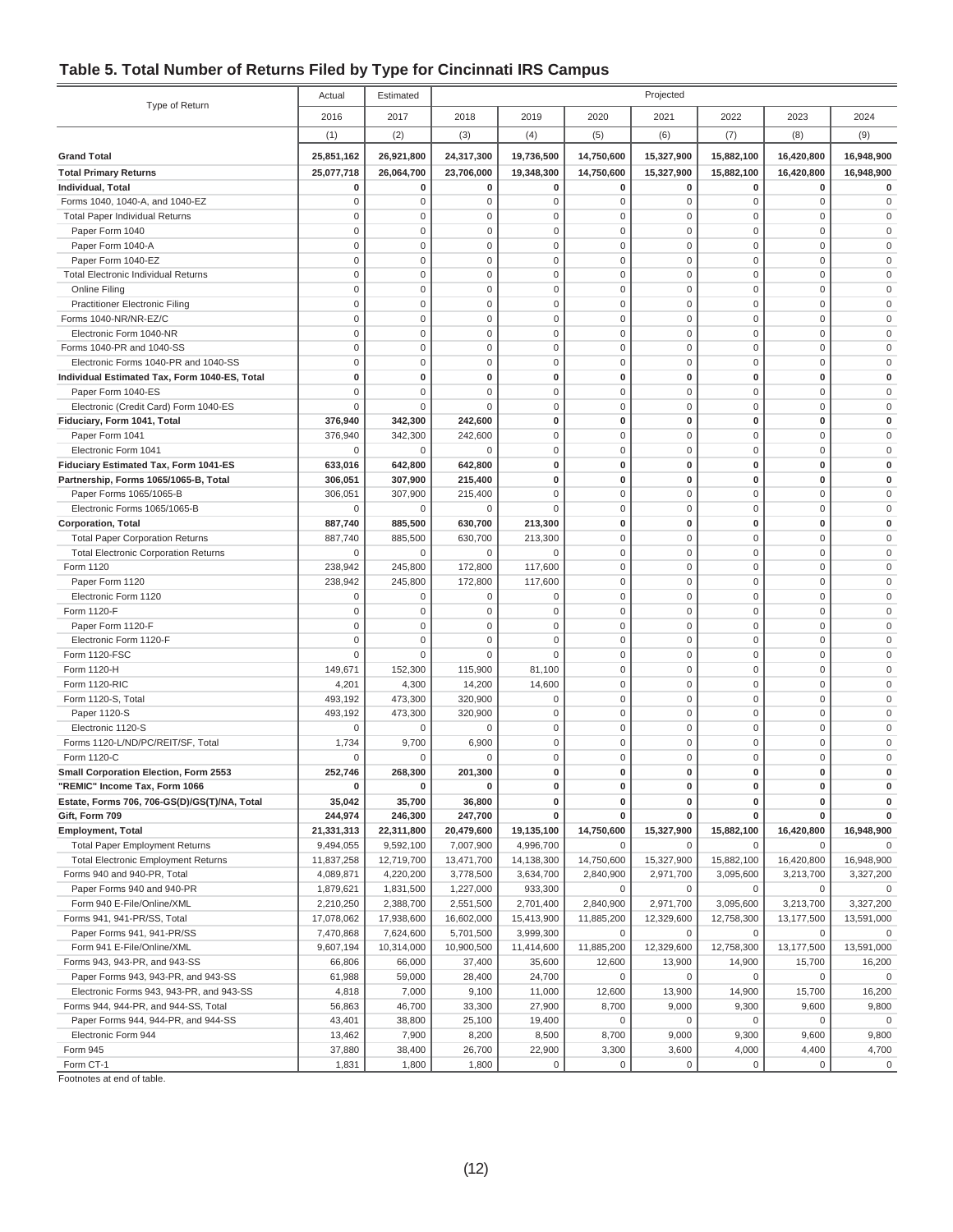## Table 5. Total Number of Returns Filed by Type for Cincinnati IRS Campus

| Type of Return | Actual | Estimated | Projected | | | | | | |
|---|---|---|---|---|---|---|---|---|---|
| | 2016 | 2017 | 2018 | 2019 | 2020 | 2021 | 2022 | 2023 | 2024 |
| | (1) | (2) | (3) | (4) | (5) | (6) | (7) | (8) | (9) |
| **Grand Total** | **25,851,162** | **26,921,800** | **24,317,300** | **19,736,500** | **14,750,600** | **15,327,900** | **15,882,100** | **16,420,800** | **16,948,900** |
| **Total Primary Returns** | **25,077,718** | **26,064,700** | **23,706,000** | **19,348,300** | **14,750,600** | **15,327,900** | **15,882,100** | **16,420,800** | **16,948,900** |
| **Individual, Total** | **0** | **0** | **0** | **0** | **0** | **0** | **0** | **0** | **0** |
| Forms 1040, 1040-A, and 1040-EZ | 0 | 0 | 0 | 0 | 0 | 0 | 0 | 0 | 0 |
| Total Paper Individual Returns | 0 | 0 | 0 | 0 | 0 | 0 | 0 | 0 | 0 |
| Paper Form 1040 | 0 | 0 | 0 | 0 | 0 | 0 | 0 | 0 | 0 |
| Paper Form 1040-A | 0 | 0 | 0 | 0 | 0 | 0 | 0 | 0 | 0 |
| Paper Form 1040-EZ | 0 | 0 | 0 | 0 | 0 | 0 | 0 | 0 | 0 |
| Total Electronic Individual Returns | 0 | 0 | 0 | 0 | 0 | 0 | 0 | 0 | 0 |
| Online Filing | 0 | 0 | 0 | 0 | 0 | 0 | 0 | 0 | 0 |
| Practitioner Electronic Filing | 0 | 0 | 0 | 0 | 0 | 0 | 0 | 0 | 0 |
| Forms 1040-NR/NR-EZ/C | 0 | 0 | 0 | 0 | 0 | 0 | 0 | 0 | 0 |
| Electronic Form 1040-NR | 0 | 0 | 0 | 0 | 0 | 0 | 0 | 0 | 0 |
| Forms 1040-PR and 1040-SS | 0 | 0 | 0 | 0 | 0 | 0 | 0 | 0 | 0 |
| Electronic Forms 1040-PR and 1040-SS | 0 | 0 | 0 | 0 | 0 | 0 | 0 | 0 | 0 |
| **Individual Estimated Tax, Form 1040-ES, Total** | **0** | **0** | **0** | **0** | **0** | **0** | **0** | **0** | **0** |
| Paper Form 1040-ES | 0 | 0 | 0 | 0 | 0 | 0 | 0 | 0 | 0 |
| Electronic (Credit Card) Form 1040-ES | 0 | 0 | 0 | 0 | 0 | 0 | 0 | 0 | 0 |
| **Fiduciary, Form 1041, Total** | **376,940** | **342,300** | **242,600** | **0** | **0** | **0** | **0** | **0** | **0** |
| Paper Form 1041 | 376,940 | 342,300 | 242,600 | 0 | 0 | 0 | 0 | 0 | 0 |
| Electronic Form 1041 | 0 | 0 | 0 | 0 | 0 | 0 | 0 | 0 | 0 |
| **Fiduciary Estimated Tax, Form 1041-ES** | **633,016** | **642,800** | **642,800** | **0** | **0** | **0** | **0** | **0** | **0** |
| **Partnership, Forms 1065/1065-B, Total** | **306,051** | **307,900** | **215,400** | **0** | **0** | **0** | **0** | **0** | **0** |
| Paper Forms 1065/1065-B | 306,051 | 307,900 | 215,400 | 0 | 0 | 0 | 0 | 0 | 0 |
| Electronic Forms 1065/1065-B | 0 | 0 | 0 | 0 | 0 | 0 | 0 | 0 | 0 |
| **Corporation, Total** | **887,740** | **885,500** | **630,700** | **213,300** | **0** | **0** | **0** | **0** | **0** |
| Total Paper Corporation Returns | 887,740 | 885,500 | 630,700 | 213,300 | 0 | 0 | 0 | 0 | 0 |
| Total Electronic Corporation Returns | 0 | 0 | 0 | 0 | 0 | 0 | 0 | 0 | 0 |
| Form 1120 | 238,942 | 245,800 | 172,800 | 117,600 | 0 | 0 | 0 | 0 | 0 |
| Paper Form 1120 | 238,942 | 245,800 | 172,800 | 117,600 | 0 | 0 | 0 | 0 | 0 |
| Electronic Form 1120 | 0 | 0 | 0 | 0 | 0 | 0 | 0 | 0 | 0 |
| Form 1120-F | 0 | 0 | 0 | 0 | 0 | 0 | 0 | 0 | 0 |
| Paper Form 1120-F | 0 | 0 | 0 | 0 | 0 | 0 | 0 | 0 | 0 |
| Electronic Form 1120-F | 0 | 0 | 0 | 0 | 0 | 0 | 0 | 0 | 0 |
| Form 1120-FSC | 0 | 0 | 0 | 0 | 0 | 0 | 0 | 0 | 0 |
| Form 1120-H | 149,671 | 152,300 | 115,900 | 81,100 | 0 | 0 | 0 | 0 | 0 |
| Form 1120-RIC | 4,201 | 4,300 | 14,200 | 14,600 | 0 | 0 | 0 | 0 | 0 |
| Form 1120-S, Total | 493,192 | 473,300 | 320,900 | 0 | 0 | 0 | 0 | 0 | 0 |
| Paper 1120-S | 493,192 | 473,300 | 320,900 | 0 | 0 | 0 | 0 | 0 | 0 |
| Electronic 1120-S | 0 | 0 | 0 | 0 | 0 | 0 | 0 | 0 | 0 |
| Forms 1120-L/ND/PC/REIT/SF, Total | 1,734 | 9,700 | 6,900 | 0 | 0 | 0 | 0 | 0 | 0 |
| Form 1120-C | 0 | 0 | 0 | 0 | 0 | 0 | 0 | 0 | 0 |
| **Small Corporation Election, Form 2553** | **252,746** | **268,300** | **201,300** | **0** | **0** | **0** | **0** | **0** | **0** |
| **"REMIC" Income Tax, Form 1066** | **0** | **0** | **0** | **0** | **0** | **0** | **0** | **0** | **0** |
| **Estate, Forms 706, 706-GS(D)/GS(T)/NA, Total** | **35,042** | **35,700** | **36,800** | **0** | **0** | **0** | **0** | **0** | **0** |
| **Gift, Form 709** | **244,974** | **246,300** | **247,700** | **0** | **0** | **0** | **0** | **0** | **0** |
| **Employment, Total** | **21,331,313** | **22,311,800** | **20,479,600** | **19,135,100** | **14,750,600** | **15,327,900** | **15,882,100** | **16,420,800** | **16,948,900** |
| Total Paper Employment Returns | 9,494,055 | 9,592,100 | 7,007,900 | 4,996,700 | 0 | 0 | 0 | 0 | 0 |
| Total Electronic Employment Returns | 11,837,258 | 12,719,700 | 13,471,700 | 14,138,300 | 14,750,600 | 15,327,900 | 15,882,100 | 16,420,800 | 16,948,900 |
| Forms 940 and 940-PR, Total | 4,089,871 | 4,220,200 | 3,778,500 | 3,634,700 | 2,840,900 | 2,971,700 | 3,095,600 | 3,213,700 | 3,327,200 |
| Paper Forms 940 and 940-PR | 1,879,621 | 1,831,500 | 1,227,000 | 933,300 | 0 | 0 | 0 | 0 | 0 |
| Form 940 E-File/Online/XML | 2,210,250 | 2,388,700 | 2,551,500 | 2,701,400 | 2,840,900 | 2,971,700 | 3,095,600 | 3,213,700 | 3,327,200 |
| Forms 941, 941-PR/SS, Total | 17,078,062 | 17,938,600 | 16,602,000 | 15,413,900 | 11,885,200 | 12,329,600 | 12,758,300 | 13,177,500 | 13,591,000 |
| Paper Forms 941, 941-PR/SS | 7,470,868 | 7,624,600 | 5,701,500 | 3,999,300 | 0 | 0 | 0 | 0 | 0 |
| Form 941 E-File/Online/XML | 9,607,194 | 10,314,000 | 10,900,500 | 11,414,600 | 11,885,200 | 12,329,600 | 12,758,300 | 13,177,500 | 13,591,000 |
| Forms 943, 943-PR, and 943-SS | 66,806 | 66,000 | 37,400 | 35,600 | 12,600 | 13,900 | 14,900 | 15,700 | 16,200 |
| Paper Forms 943, 943-PR, and 943-SS | 61,988 | 59,000 | 28,400 | 24,700 | 0 | 0 | 0 | 0 | 0 |
| Electronic Forms 943, 943-PR, and 943-SS | 4,818 | 7,000 | 9,100 | 11,000 | 12,600 | 13,900 | 14,900 | 15,700 | 16,200 |
| Forms 944, 944-PR, and 944-SS, Total | 56,863 | 46,700 | 33,300 | 27,900 | 8,700 | 9,000 | 9,300 | 9,600 | 9,800 |
| Paper Forms 944, 944-PR, and 944-SS | 43,401 | 38,800 | 25,100 | 19,400 | 0 | 0 | 0 | 0 | 0 |
| Electronic Form 944 | 13,462 | 7,900 | 8,200 | 8,500 | 8,700 | 9,000 | 9,300 | 9,600 | 9,800 |
| Form 945 | 37,880 | 38,400 | 26,700 | 22,900 | 3,300 | 3,600 | 4,000 | 4,400 | 4,700 |
| Form CT-1 | 1,831 | 1,800 | 1,800 | 0 | 0 | 0 | 0 | 0 | 0 |

Footnotes at end of table.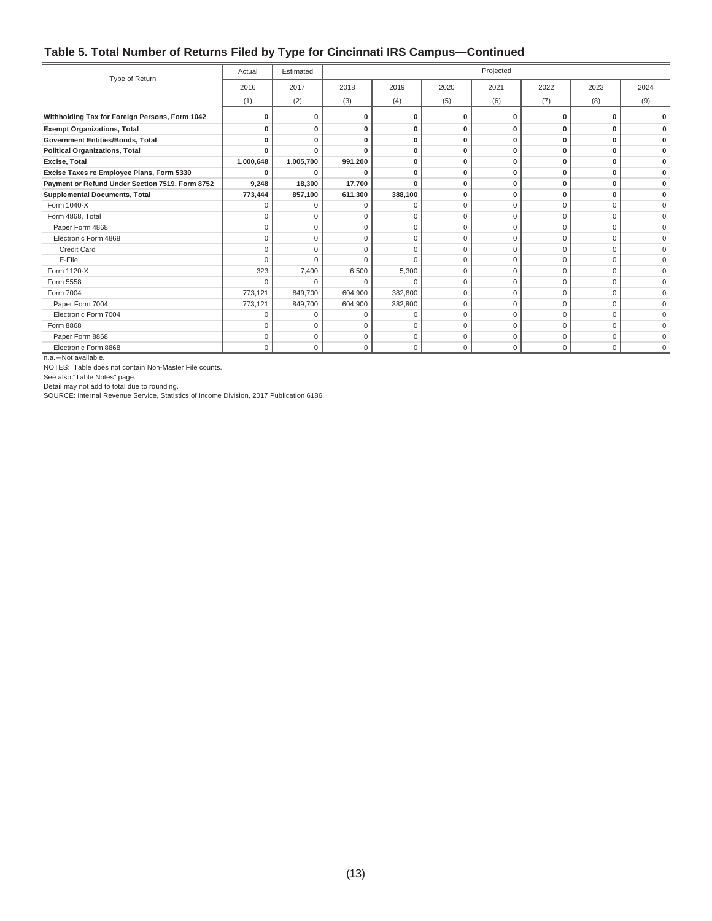## Table 5. Total Number of Returns Filed by Type for Cincinnati IRS Campus—Continued

| Type of Return | Actual | Estimated | Projected | | | | | | |
|---|---|---|---|---|---|---|---|---|---|
| | 2016 | 2017 | 2018 | 2019 | 2020 | 2021 | 2022 | 2023 | 2024 |
| | (1) | (2) | (3) | (4) | (5) | (6) | (7) | (8) | (9) |
| **Withholding Tax for Foreign Persons, Form 1042** | **0** | **0** | **0** | **0** | **0** | **0** | **0** | **0** | **0** |
| **Exempt Organizations, Total** | **0** | **0** | **0** | **0** | **0** | **0** | **0** | **0** | **0** |
| **Government Entities/Bonds, Total** | **0** | **0** | **0** | **0** | **0** | **0** | **0** | **0** | **0** |
| **Political Organizations, Total** | **0** | **0** | **0** | **0** | **0** | **0** | **0** | **0** | **0** |
| **Excise, Total** | **1,000,648** | **1,005,700** | **991,200** | **0** | **0** | **0** | **0** | **0** | **0** |
| **Excise Taxes re Employee Plans, Form 5330** | **0** | **0** | **0** | **0** | **0** | **0** | **0** | **0** | **0** |
| **Payment or Refund Under Section 7519, Form 8752** | **9,248** | **18,300** | **17,700** | **0** | **0** | **0** | **0** | **0** | **0** |
| **Supplemental Documents, Total** | **773,444** | **857,100** | **611,300** | **388,100** | **0** | **0** | **0** | **0** | **0** |
| Form 1040-X | 0 | 0 | 0 | 0 | 0 | 0 | 0 | 0 | 0 |
| Form 4868, Total | 0 | 0 | 0 | 0 | 0 | 0 | 0 | 0 | 0 |
| Paper Form 4868 | 0 | 0 | 0 | 0 | 0 | 0 | 0 | 0 | 0 |
| Electronic Form 4868 | 0 | 0 | 0 | 0 | 0 | 0 | 0 | 0 | 0 |
| Credit Card | 0 | 0 | 0 | 0 | 0 | 0 | 0 | 0 | 0 |
| E-File | 0 | 0 | 0 | 0 | 0 | 0 | 0 | 0 | 0 |
| Form 1120-X | 323 | 7,400 | 6,500 | 5,300 | 0 | 0 | 0 | 0 | 0 |
| Form 5558 | 0 | 0 | 0 | 0 | 0 | 0 | 0 | 0 | 0 |
| Form 7004 | 773,121 | 849,700 | 604,900 | 382,800 | 0 | 0 | 0 | 0 | 0 |
| Paper Form 7004 | 773,121 | 849,700 | 604,900 | 382,800 | 0 | 0 | 0 | 0 | 0 |
| Electronic Form 7004 | 0 | 0 | 0 | 0 | 0 | 0 | 0 | 0 | 0 |
| Form 8868 | 0 | 0 | 0 | 0 | 0 | 0 | 0 | 0 | 0 |
| Paper Form 8868 | 0 | 0 | 0 | 0 | 0 | 0 | 0 | 0 | 0 |
| Electronic Form 8868 | 0 | 0 | 0 | 0 | 0 | 0 | 0 | 0 | 0 |

n.a.—Not available.

NOTES: Table does not contain Non-Master File counts.

See also "Table Notes" page.

Detail may not add to total due to rounding.

SOURCE: Internal Revenue Service, Statistics of Income Division, 2017 Publication 6186.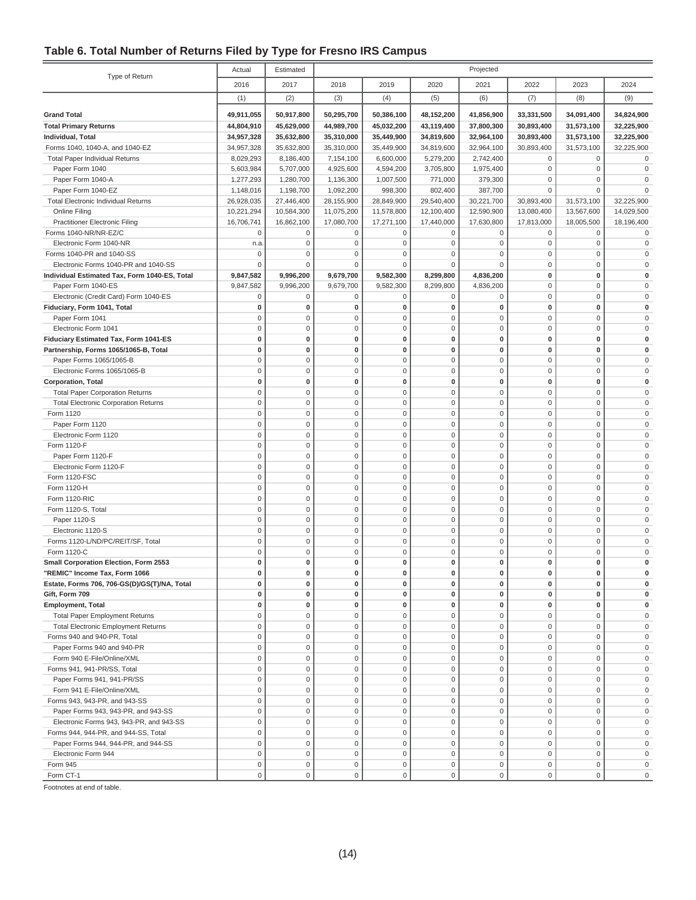## Table 6. Total Number of Returns Filed by Type for Fresno IRS Campus

| Type of Return | Actual | Estimated | Projected | | | | | | |
|---|---|---|---|---|---|---|---|---|---|
| | 2016 | 2017 | 2018 | 2019 | 2020 | 2021 | 2022 | 2023 | 2024 |
| | (1) | (2) | (3) | (4) | (5) | (6) | (7) | (8) | (9) |
| **Grand Total** | **49,911,055** | **50,917,800** | **50,295,700** | **50,386,100** | **48,152,200** | **41,856,900** | **33,331,500** | **34,091,400** | **34,824,900** |
| **Total Primary Returns** | **44,804,910** | **45,629,000** | **44,989,700** | **45,032,200** | **43,119,400** | **37,800,300** | **30,893,400** | **31,573,100** | **32,225,900** |
| **Individual, Total** | **34,957,328** | **35,632,800** | **35,310,000** | **35,449,900** | **34,819,600** | **32,964,100** | **30,893,400** | **31,573,100** | **32,225,900** |
| Forms 1040, 1040-A, and 1040-EZ | 34,957,328 | 35,632,800 | 35,310,000 | 35,449,900 | 34,819,600 | 32,964,100 | 30,893,400 | 31,573,100 | 32,225,900 |
| Total Paper Individual Returns | 8,029,293 | 8,186,400 | 7,154,100 | 6,600,000 | 5,279,200 | 2,742,400 | 0 | 0 | 0 |
| Paper Form 1040 | 5,603,984 | 5,707,000 | 4,925,600 | 4,594,200 | 3,705,800 | 1,975,400 | 0 | 0 | 0 |
| Paper Form 1040-A | 1,277,293 | 1,280,700 | 1,136,300 | 1,007,500 | 771,000 | 379,300 | 0 | 0 | 0 |
| Paper Form 1040-EZ | 1,148,016 | 1,198,700 | 1,092,200 | 998,300 | 802,400 | 387,700 | 0 | 0 | 0 |
| Total Electronic Individual Returns | 26,928,035 | 27,446,400 | 28,155,900 | 28,849,900 | 29,540,400 | 30,221,700 | 30,893,400 | 31,573,100 | 32,225,900 |
| Online Filing | 10,221,294 | 10,584,300 | 11,075,200 | 11,578,800 | 12,100,400 | 12,590,900 | 13,080,400 | 13,567,600 | 14,029,500 |
| Practitioner Electronic Filing | 16,706,741 | 16,862,100 | 17,080,700 | 17,271,100 | 17,440,000 | 17,630,800 | 17,813,000 | 18,005,500 | 18,196,400 |
| Forms 1040-NR/NR-EZ/C | 0 | 0 | 0 | 0 | 0 | 0 | 0 | 0 | 0 |
| Electronic Form 1040-NR | n.a. | 0 | 0 | 0 | 0 | 0 | 0 | 0 | 0 |
| Forms 1040-PR and 1040-SS | 0 | 0 | 0 | 0 | 0 | 0 | 0 | 0 | 0 |
| Electronic Forms 1040-PR and 1040-SS | 0 | 0 | 0 | 0 | 0 | 0 | 0 | 0 | 0 |
| **Individual Estimated Tax, Form 1040-ES, Total** | **9,847,582** | **9,996,200** | **9,679,700** | **9,582,300** | **8,299,800** | **4,836,200** | **0** | **0** | **0** |
| Paper Form 1040-ES | 9,847,582 | 9,996,200 | 9,679,700 | 9,582,300 | 8,299,800 | 4,836,200 | 0 | 0 | 0 |
| Electronic (Credit Card) Form 1040-ES | 0 | 0 | 0 | 0 | 0 | 0 | 0 | 0 | 0 |
| **Fiduciary, Form 1041, Total** | **0** | **0** | **0** | **0** | **0** | **0** | **0** | **0** | **0** |
| Paper Form 1041 | 0 | 0 | 0 | 0 | 0 | 0 | 0 | 0 | 0 |
| Electronic Form 1041 | 0 | 0 | 0 | 0 | 0 | 0 | 0 | 0 | 0 |
| **Fiduciary Estimated Tax, Form 1041-ES** | **0** | **0** | **0** | **0** | **0** | **0** | **0** | **0** | **0** |
| **Partnership, Forms 1065/1065-B, Total** | **0** | **0** | **0** | **0** | **0** | **0** | **0** | **0** | **0** |
| Paper Forms 1065/1065-B | 0 | 0 | 0 | 0 | 0 | 0 | 0 | 0 | 0 |
| Electronic Forms 1065/1065-B | 0 | 0 | 0 | 0 | 0 | 0 | 0 | 0 | 0 |
| **Corporation, Total** | **0** | **0** | **0** | **0** | **0** | **0** | **0** | **0** | **0** |
| Total Paper Corporation Returns | 0 | 0 | 0 | 0 | 0 | 0 | 0 | 0 | 0 |
| Total Electronic Corporation Returns | 0 | 0 | 0 | 0 | 0 | 0 | 0 | 0 | 0 |
| Form 1120 | 0 | 0 | 0 | 0 | 0 | 0 | 0 | 0 | 0 |
| Paper Form 1120 | 0 | 0 | 0 | 0 | 0 | 0 | 0 | 0 | 0 |
| Electronic Form 1120 | 0 | 0 | 0 | 0 | 0 | 0 | 0 | 0 | 0 |
| Form 1120-F | 0 | 0 | 0 | 0 | 0 | 0 | 0 | 0 | 0 |
| Paper Form 1120-F | 0 | 0 | 0 | 0 | 0 | 0 | 0 | 0 | 0 |
| Electronic Form 1120-F | 0 | 0 | 0 | 0 | 0 | 0 | 0 | 0 | 0 |
| Form 1120-FSC | 0 | 0 | 0 | 0 | 0 | 0 | 0 | 0 | 0 |
| Form 1120-H | 0 | 0 | 0 | 0 | 0 | 0 | 0 | 0 | 0 |
| Form 1120-RIC | 0 | 0 | 0 | 0 | 0 | 0 | 0 | 0 | 0 |
| Form 1120-S, Total | 0 | 0 | 0 | 0 | 0 | 0 | 0 | 0 | 0 |
| Paper 1120-S | 0 | 0 | 0 | 0 | 0 | 0 | 0 | 0 | 0 |
| Electronic 1120-S | 0 | 0 | 0 | 0 | 0 | 0 | 0 | 0 | 0 |
| Forms 1120-L/ND/PC/REIT/SF, Total | 0 | 0 | 0 | 0 | 0 | 0 | 0 | 0 | 0 |
| Form 1120-C | 0 | 0 | 0 | 0 | 0 | 0 | 0 | 0 | 0 |
| **Small Corporation Election, Form 2553** | **0** | **0** | **0** | **0** | **0** | **0** | **0** | **0** | **0** |
| **"REMIC" Income Tax, Form 1066** | **0** | **0** | **0** | **0** | **0** | **0** | **0** | **0** | **0** |
| **Estate, Forms 706, 706-GS(D)/GS(T)/NA, Total** | **0** | **0** | **0** | **0** | **0** | **0** | **0** | **0** | **0** |
| **Gift, Form 709** | **0** | **0** | **0** | **0** | **0** | **0** | **0** | **0** | **0** |
| **Employment, Total** | **0** | **0** | **0** | **0** | **0** | **0** | **0** | **0** | **0** |
| Total Paper Employment Returns | 0 | 0 | 0 | 0 | 0 | 0 | 0 | 0 | 0 |
| Total Electronic Employment Returns | 0 | 0 | 0 | 0 | 0 | 0 | 0 | 0 | 0 |
| Forms 940 and 940-PR, Total | 0 | 0 | 0 | 0 | 0 | 0 | 0 | 0 | 0 |
| Paper Forms 940 and 940-PR | 0 | 0 | 0 | 0 | 0 | 0 | 0 | 0 | 0 |
| Form 940 E-File/Online/XML | 0 | 0 | 0 | 0 | 0 | 0 | 0 | 0 | 0 |
| Forms 941, 941-PR/SS, Total | 0 | 0 | 0 | 0 | 0 | 0 | 0 | 0 | 0 |
| Paper Forms 941, 941-PR/SS | 0 | 0 | 0 | 0 | 0 | 0 | 0 | 0 | 0 |
| Form 941 E-File/Online/XML | 0 | 0 | 0 | 0 | 0 | 0 | 0 | 0 | 0 |
| Forms 943, 943-PR, and 943-SS | 0 | 0 | 0 | 0 | 0 | 0 | 0 | 0 | 0 |
| Paper Forms 943, 943-PR, and 943-SS | 0 | 0 | 0 | 0 | 0 | 0 | 0 | 0 | 0 |
| Electronic Forms 943, 943-PR, and 943-SS | 0 | 0 | 0 | 0 | 0 | 0 | 0 | 0 | 0 |
| Forms 944, 944-PR, and 944-SS, Total | 0 | 0 | 0 | 0 | 0 | 0 | 0 | 0 | 0 |
| Paper Forms 944, 944-PR, and 944-SS | 0 | 0 | 0 | 0 | 0 | 0 | 0 | 0 | 0 |
| Electronic Form 944 | 0 | 0 | 0 | 0 | 0 | 0 | 0 | 0 | 0 |
| Form 945 | 0 | 0 | 0 | 0 | 0 | 0 | 0 | 0 | 0 |
| Form CT-1 | 0 | 0 | 0 | 0 | 0 | 0 | 0 | 0 | 0 |

Footnotes at end of table.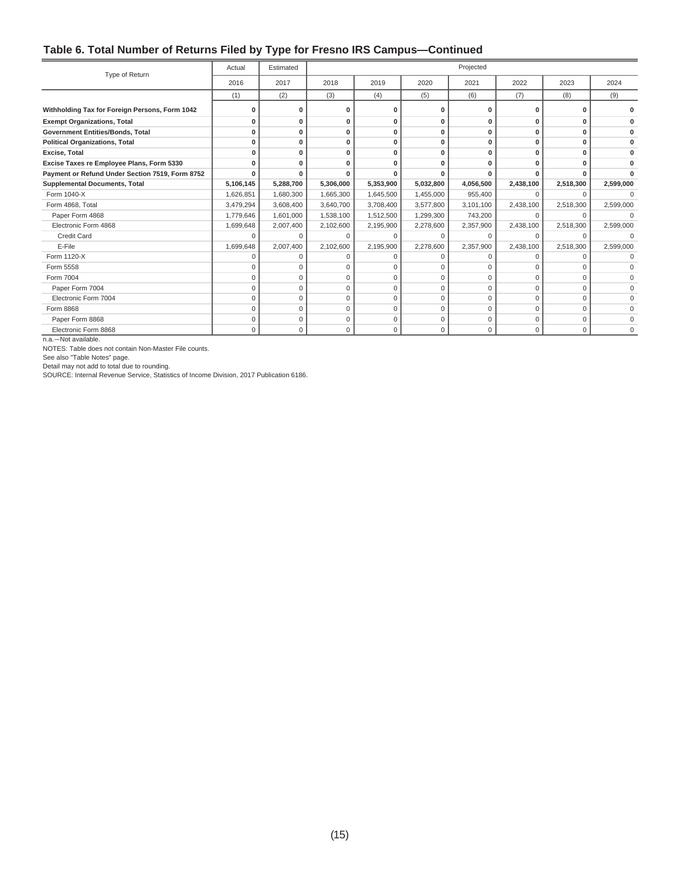## Table 6. Total Number of Returns Filed by Type for Fresno IRS Campus—Continued

| Type of Return | Actual | Estimated | Projected | | | | | | |
|---|---|---|---|---|---|---|---|---|---|
| | 2016 | 2017 | 2018 | 2019 | 2020 | 2021 | 2022 | 2023 | 2024 |
| | (1) | (2) | (3) | (4) | (5) | (6) | (7) | (8) | (9) |
| **Withholding Tax for Foreign Persons, Form 1042** | **0** | **0** | **0** | **0** | **0** | **0** | **0** | **0** | **0** |
| **Exempt Organizations, Total** | **0** | **0** | **0** | **0** | **0** | **0** | **0** | **0** | **0** |
| **Government Entities/Bonds, Total** | **0** | **0** | **0** | **0** | **0** | **0** | **0** | **0** | **0** |
| **Political Organizations, Total** | **0** | **0** | **0** | **0** | **0** | **0** | **0** | **0** | **0** |
| **Excise, Total** | **0** | **0** | **0** | **0** | **0** | **0** | **0** | **0** | **0** |
| **Excise Taxes re Employee Plans, Form 5330** | **0** | **0** | **0** | **0** | **0** | **0** | **0** | **0** | **0** |
| **Payment or Refund Under Section 7519, Form 8752** | **0** | **0** | **0** | **0** | **0** | **0** | **0** | **0** | **0** |
| **Supplemental Documents, Total** | **5,106,145** | **5,288,700** | **5,306,000** | **5,353,900** | **5,032,800** | **4,056,500** | **2,438,100** | **2,518,300** | **2,599,000** |
| Form 1040-X | 1,626,851 | 1,680,300 | 1,665,300 | 1,645,500 | 1,455,000 | 955,400 | 0 | 0 | 0 |
| Form 4868, Total | 3,479,294 | 3,608,400 | 3,640,700 | 3,708,400 | 3,577,800 | 3,101,100 | 2,438,100 | 2,518,300 | 2,599,000 |
| Paper Form 4868 | 1,779,646 | 1,601,000 | 1,538,100 | 1,512,500 | 1,299,300 | 743,200 | 0 | 0 | 0 |
| Electronic Form 4868 | 1,699,648 | 2,007,400 | 2,102,600 | 2,195,900 | 2,278,600 | 2,357,900 | 2,438,100 | 2,518,300 | 2,599,000 |
| Credit Card | 0 | 0 | 0 | 0 | 0 | 0 | 0 | 0 | 0 |
| E-File | 1,699,648 | 2,007,400 | 2,102,600 | 2,195,900 | 2,278,600 | 2,357,900 | 2,438,100 | 2,518,300 | 2,599,000 |
| Form 1120-X | 0 | 0 | 0 | 0 | 0 | 0 | 0 | 0 | 0 |
| Form 5558 | 0 | 0 | 0 | 0 | 0 | 0 | 0 | 0 | 0 |
| Form 7004 | 0 | 0 | 0 | 0 | 0 | 0 | 0 | 0 | 0 |
| Paper Form 7004 | 0 | 0 | 0 | 0 | 0 | 0 | 0 | 0 | 0 |
| Electronic Form 7004 | 0 | 0 | 0 | 0 | 0 | 0 | 0 | 0 | 0 |
| Form 8868 | 0 | 0 | 0 | 0 | 0 | 0 | 0 | 0 | 0 |
| Paper Form 8868 | 0 | 0 | 0 | 0 | 0 | 0 | 0 | 0 | 0 |
| Electronic Form 8868 | 0 | 0 | 0 | 0 | 0 | 0 | 0 | 0 | 0 |

n.a.—Not available.

NOTES: Table does not contain Non-Master File counts.

See also "Table Notes" page.

Detail may not add to total due to rounding.

SOURCE: Internal Revenue Service, Statistics of Income Division, 2017 Publication 6186.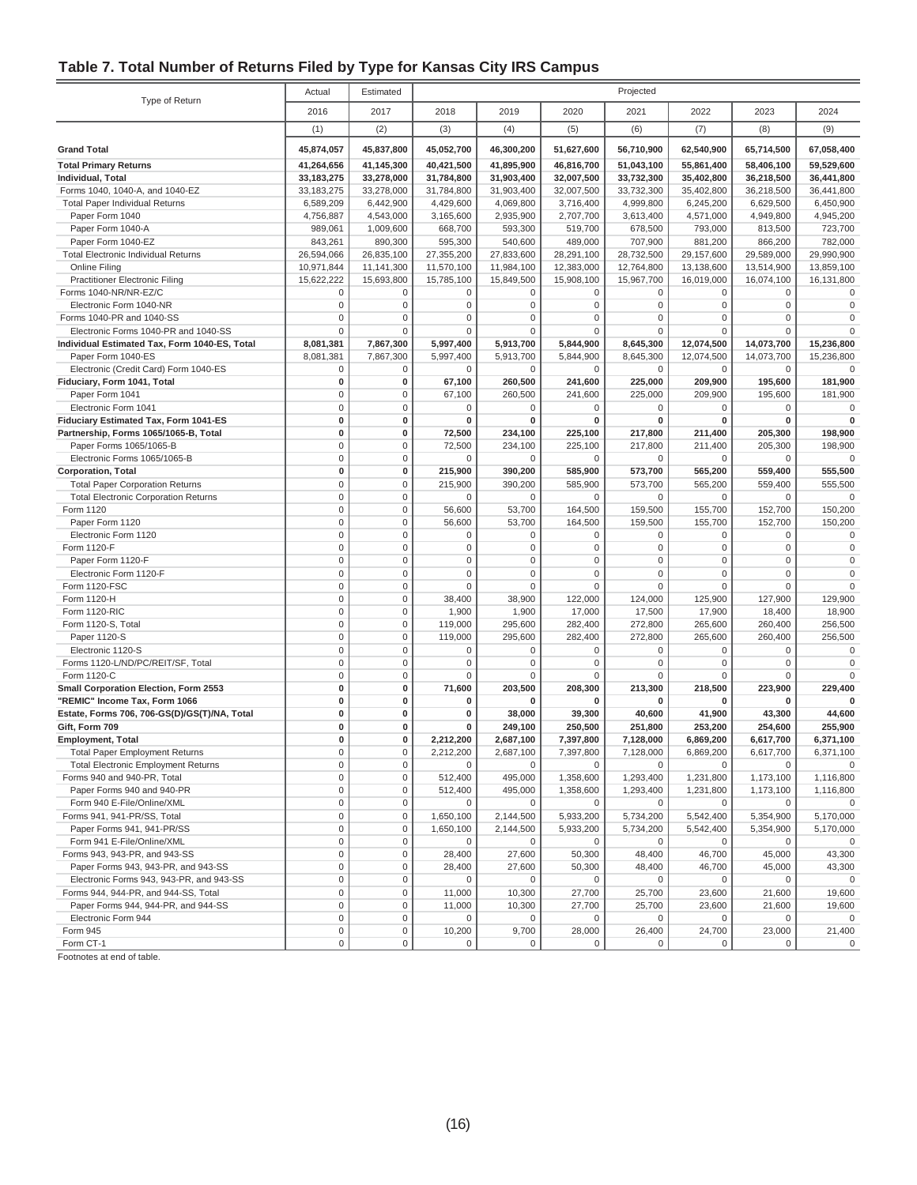## Table 7. Total Number of Returns Filed by Type for Kansas City IRS Campus

| Type of Return | Actual | Estimated | Projected | | | | | | |
|---|---|---|---|---|---|---|---|---|---|
| | 2016 | 2017 | 2018 | 2019 | 2020 | 2021 | 2022 | 2023 | 2024 |
| | (1) | (2) | (3) | (4) | (5) | (6) | (7) | (8) | (9) |
| **Grand Total** | **45,874,057** | **45,837,800** | **45,052,700** | **46,300,200** | **51,627,600** | **56,710,900** | **62,540,900** | **65,714,500** | **67,058,400** |
| **Total Primary Returns** | **41,264,656** | **41,145,300** | **40,421,500** | **41,895,900** | **46,816,700** | **51,043,100** | **55,861,400** | **58,406,100** | **59,529,600** |
| **Individual, Total** | **33,183,275** | **33,278,000** | **31,784,800** | **31,903,400** | **32,007,500** | **33,732,300** | **35,402,800** | **36,218,500** | **36,441,800** |
| Forms 1040, 1040-A, and 1040-EZ | 33,183,275 | 33,278,000 | 31,784,800 | 31,903,400 | 32,007,500 | 33,732,300 | 35,402,800 | 36,218,500 | 36,441,800 |
| Total Paper Individual Returns | 6,589,209 | 6,442,900 | 4,429,600 | 4,069,800 | 3,716,400 | 4,999,800 | 6,245,200 | 6,629,500 | 6,450,900 |
| Paper Form 1040 | 4,756,887 | 4,543,000 | 3,165,600 | 2,935,900 | 2,707,700 | 3,613,400 | 4,571,000 | 4,949,800 | 4,945,200 |
| Paper Form 1040-A | 989,061 | 1,009,600 | 668,700 | 593,300 | 519,700 | 678,500 | 793,000 | 813,500 | 723,700 |
| Paper Form 1040-EZ | 843,261 | 890,300 | 595,300 | 540,600 | 489,000 | 707,900 | 881,200 | 866,200 | 782,000 |
| Total Electronic Individual Returns | 26,594,066 | 26,835,100 | 27,355,200 | 27,833,600 | 28,291,100 | 28,732,500 | 29,157,600 | 29,589,000 | 29,990,900 |
| Online Filing | 10,971,844 | 11,141,300 | 11,570,100 | 11,984,100 | 12,383,000 | 12,764,800 | 13,138,600 | 13,514,900 | 13,859,100 |
| Practitioner Electronic Filing | 15,622,222 | 15,693,800 | 15,785,100 | 15,849,500 | 15,908,100 | 15,967,700 | 16,019,000 | 16,074,100 | 16,131,800 |
| Forms 1040-NR/NR-EZ/C | 0 | 0 | 0 | 0 | 0 | 0 | 0 | 0 | 0 |
| Electronic Form 1040-NR | 0 | 0 | 0 | 0 | 0 | 0 | 0 | 0 | 0 |
| Forms 1040-PR and 1040-SS | 0 | 0 | 0 | 0 | 0 | 0 | 0 | 0 | 0 |
| Electronic Forms 1040-PR and 1040-SS | 0 | 0 | 0 | 0 | 0 | 0 | 0 | 0 | 0 |
| **Individual Estimated Tax, Form 1040-ES, Total** | **8,081,381** | **7,867,300** | **5,997,400** | **5,913,700** | **5,844,900** | **8,645,300** | **12,074,500** | **14,073,700** | **15,236,800** |
| Paper Form 1040-ES | 8,081,381 | 7,867,300 | 5,997,400 | 5,913,700 | 5,844,900 | 8,645,300 | 12,074,500 | 14,073,700 | 15,236,800 |
| Electronic (Credit Card) Form 1040-ES | 0 | 0 | 0 | 0 | 0 | 0 | 0 | 0 | 0 |
| **Fiduciary, Form 1041, Total** | **0** | **0** | **67,100** | **260,500** | **241,600** | **225,000** | **209,900** | **195,600** | **181,900** |
| Paper Form 1041 | 0 | 0 | 67,100 | 260,500 | 241,600 | 225,000 | 209,900 | 195,600 | 181,900 |
| Electronic Form 1041 | 0 | 0 | 0 | 0 | 0 | 0 | 0 | 0 | 0 |
| **Fiduciary Estimated Tax, Form 1041-ES** | **0** | **0** | **0** | **0** | **0** | **0** | **0** | **0** | **0** |
| **Partnership, Forms 1065/1065-B, Total** | **0** | **0** | **72,500** | **234,100** | **225,100** | **217,800** | **211,400** | **205,300** | **198,900** |
| Paper Forms 1065/1065-B | 0 | 0 | 72,500 | 234,100 | 225,100 | 217,800 | 211,400 | 205,300 | 198,900 |
| Electronic Forms 1065/1065-B | 0 | 0 | 0 | 0 | 0 | 0 | 0 | 0 | 0 |
| **Corporation, Total** | **0** | **0** | **215,900** | **390,200** | **585,900** | **573,700** | **565,200** | **559,400** | **555,500** |
| Total Paper Corporation Returns | 0 | 0 | 215,900 | 390,200 | 585,900 | 573,700 | 565,200 | 559,400 | 555,500 |
| Total Electronic Corporation Returns | 0 | 0 | 0 | 0 | 0 | 0 | 0 | 0 | 0 |
| Form 1120 | 0 | 0 | 56,600 | 53,700 | 164,500 | 159,500 | 155,700 | 152,700 | 150,200 |
| Paper Form 1120 | 0 | 0 | 56,600 | 53,700 | 164,500 | 159,500 | 155,700 | 152,700 | 150,200 |
| Electronic Form 1120 | 0 | 0 | 0 | 0 | 0 | 0 | 0 | 0 | 0 |
| Form 1120-F | 0 | 0 | 0 | 0 | 0 | 0 | 0 | 0 | 0 |
| Paper Form 1120-F | 0 | 0 | 0 | 0 | 0 | 0 | 0 | 0 | 0 |
| Electronic Form 1120-F | 0 | 0 | 0 | 0 | 0 | 0 | 0 | 0 | 0 |
| Form 1120-FSC | 0 | 0 | 0 | 0 | 0 | 0 | 0 | 0 | 0 |
| Form 1120-H | 0 | 0 | 38,400 | 38,900 | 122,000 | 124,000 | 125,900 | 127,900 | 129,900 |
| Form 1120-RIC | 0 | 0 | 1,900 | 1,900 | 17,000 | 17,500 | 17,900 | 18,400 | 18,900 |
| Form 1120-S, Total | 0 | 0 | 119,000 | 295,600 | 282,400 | 272,800 | 265,600 | 260,400 | 256,500 |
| Paper 1120-S | 0 | 0 | 119,000 | 295,600 | 282,400 | 272,800 | 265,600 | 260,400 | 256,500 |
| Electronic 1120-S | 0 | 0 | 0 | 0 | 0 | 0 | 0 | 0 | 0 |
| Forms 1120-L/ND/PC/REIT/SF, Total | 0 | 0 | 0 | 0 | 0 | 0 | 0 | 0 | 0 |
| Form 1120-C | 0 | 0 | 0 | 0 | 0 | 0 | 0 | 0 | 0 |
| **Small Corporation Election, Form 2553** | **0** | **0** | **71,600** | **203,500** | **208,300** | **213,300** | **218,500** | **223,900** | **229,400** |
| **"REMIC" Income Tax, Form 1066** | **0** | **0** | **0** | **0** | **0** | **0** | **0** | **0** | **0** |
| **Estate, Forms 706, 706-GS(D)/GS(T)/NA, Total** | **0** | **0** | **0** | **38,000** | **39,300** | **40,600** | **41,900** | **43,300** | **44,600** |
| **Gift, Form 709** | **0** | **0** | **0** | **249,100** | **250,500** | **251,800** | **253,200** | **254,600** | **255,900** |
| **Employment, Total** | **0** | **0** | **2,212,200** | **2,687,100** | **7,397,800** | **7,128,000** | **6,869,200** | **6,617,700** | **6,371,100** |
| Total Paper Employment Returns | 0 | 0 | 2,212,200 | 2,687,100 | 7,397,800 | 7,128,000 | 6,869,200 | 6,617,700 | 6,371,100 |
| Total Electronic Employment Returns | 0 | 0 | 0 | 0 | 0 | 0 | 0 | 0 | 0 |
| Forms 940 and 940-PR, Total | 0 | 0 | 512,400 | 495,000 | 1,358,600 | 1,293,400 | 1,231,800 | 1,173,100 | 1,116,800 |
| Paper Forms 940 and 940-PR | 0 | 0 | 512,400 | 495,000 | 1,358,600 | 1,293,400 | 1,231,800 | 1,173,100 | 1,116,800 |
| Form 940 E-File/Online/XML | 0 | 0 | 0 | 0 | 0 | 0 | 0 | 0 | 0 |
| Forms 941, 941-PR/SS, Total | 0 | 0 | 1,650,100 | 2,144,500 | 5,933,200 | 5,734,200 | 5,542,400 | 5,354,900 | 5,170,000 |
| Paper Forms 941, 941-PR/SS | 0 | 0 | 1,650,100 | 2,144,500 | 5,933,200 | 5,734,200 | 5,542,400 | 5,354,900 | 5,170,000 |
| Form 941 E-File/Online/XML | 0 | 0 | 0 | 0 | 0 | 0 | 0 | 0 | 0 |
| Forms 943, 943-PR, and 943-SS | 0 | 0 | 28,400 | 27,600 | 50,300 | 48,400 | 46,700 | 45,000 | 43,300 |
| Paper Forms 943, 943-PR, and 943-SS | 0 | 0 | 28,400 | 27,600 | 50,300 | 48,400 | 46,700 | 45,000 | 43,300 |
| Electronic Forms 943, 943-PR, and 943-SS | 0 | 0 | 0 | 0 | 0 | 0 | 0 | 0 | 0 |
| Forms 944, 944-PR, and 944-SS, Total | 0 | 0 | 11,000 | 10,300 | 27,700 | 25,700 | 23,600 | 21,600 | 19,600 |
| Paper Forms 944, 944-PR, and 944-SS | 0 | 0 | 11,000 | 10,300 | 27,700 | 25,700 | 23,600 | 21,600 | 19,600 |
| Electronic Form 944 | 0 | 0 | 0 | 0 | 0 | 0 | 0 | 0 | 0 |
| Form 945 | 0 | 0 | 10,200 | 9,700 | 28,000 | 26,400 | 24,700 | 23,000 | 21,400 |
| Form CT-1 | 0 | 0 | 0 | 0 | 0 | 0 | 0 | 0 | 0 |

Footnotes at end of table.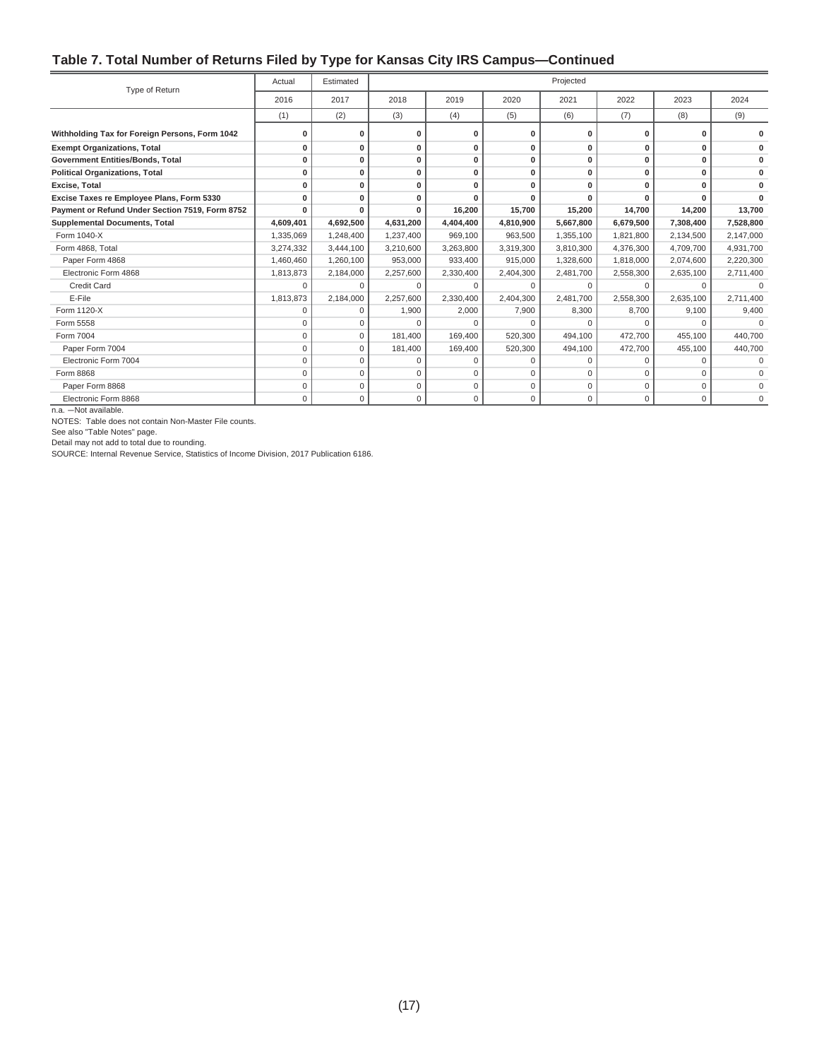## Table 7. Total Number of Returns Filed by Type for Kansas City IRS Campus—Continued

| Type of Return | Actual | Estimated | Projected | | | | | | |
|---|---|---|---|---|---|---|---|---|---|
| | 2016 | 2017 | 2018 | 2019 | 2020 | 2021 | 2022 | 2023 | 2024 |
| | (1) | (2) | (3) | (4) | (5) | (6) | (7) | (8) | (9) |
| **Withholding Tax for Foreign Persons, Form 1042** | **0** | **0** | **0** | **0** | **0** | **0** | **0** | **0** | **0** |
| **Exempt Organizations, Total** | **0** | **0** | **0** | **0** | **0** | **0** | **0** | **0** | **0** |
| **Government Entities/Bonds, Total** | **0** | **0** | **0** | **0** | **0** | **0** | **0** | **0** | **0** |
| **Political Organizations, Total** | **0** | **0** | **0** | **0** | **0** | **0** | **0** | **0** | **0** |
| **Excise, Total** | **0** | **0** | **0** | **0** | **0** | **0** | **0** | **0** | **0** |
| **Excise Taxes re Employee Plans, Form 5330** | **0** | **0** | **0** | **0** | **0** | **0** | **0** | **0** | **0** |
| **Payment or Refund Under Section 7519, Form 8752** | **0** | **0** | **0** | **16,200** | **15,700** | **15,200** | **14,700** | **14,200** | **13,700** |
| **Supplemental Documents, Total** | **4,609,401** | **4,692,500** | **4,631,200** | **4,404,400** | **4,810,900** | **5,667,800** | **6,679,500** | **7,308,400** | **7,528,800** |
| Form 1040-X | 1,335,069 | 1,248,400 | 1,237,400 | 969,100 | 963,500 | 1,355,100 | 1,821,800 | 2,134,500 | 2,147,000 |
| Form 4868, Total | 3,274,332 | 3,444,100 | 3,210,600 | 3,263,800 | 3,319,300 | 3,810,300 | 4,376,300 | 4,709,700 | 4,931,700 |
| Paper Form 4868 | 1,460,460 | 1,260,100 | 953,000 | 933,400 | 915,000 | 1,328,600 | 1,818,000 | 2,074,600 | 2,220,300 |
| Electronic Form 4868 | 1,813,873 | 2,184,000 | 2,257,600 | 2,330,400 | 2,404,300 | 2,481,700 | 2,558,300 | 2,635,100 | 2,711,400 |
| Credit Card | 0 | 0 | 0 | 0 | 0 | 0 | 0 | 0 | 0 |
| E-File | 1,813,873 | 2,184,000 | 2,257,600 | 2,330,400 | 2,404,300 | 2,481,700 | 2,558,300 | 2,635,100 | 2,711,400 |
| Form 1120-X | 0 | 0 | 1,900 | 2,000 | 7,900 | 8,300 | 8,700 | 9,100 | 9,400 |
| Form 5558 | 0 | 0 | 0 | 0 | 0 | 0 | 0 | 0 | 0 |
| Form 7004 | 0 | 0 | 181,400 | 169,400 | 520,300 | 494,100 | 472,700 | 455,100 | 440,700 |
| Paper Form 7004 | 0 | 0 | 181,400 | 169,400 | 520,300 | 494,100 | 472,700 | 455,100 | 440,700 |
| Electronic Form 7004 | 0 | 0 | 0 | 0 | 0 | 0 | 0 | 0 | 0 |
| Form 8868 | 0 | 0 | 0 | 0 | 0 | 0 | 0 | 0 | 0 |
| Paper Form 8868 | 0 | 0 | 0 | 0 | 0 | 0 | 0 | 0 | 0 |
| Electronic Form 8868 | 0 | 0 | 0 | 0 | 0 | 0 | 0 | 0 | 0 |

n.a. —Not available.

NOTES: Table does not contain Non-Master File counts.

See also "Table Notes" page.

Detail may not add to total due to rounding.

SOURCE: Internal Revenue Service, Statistics of Income Division, 2017 Publication 6186.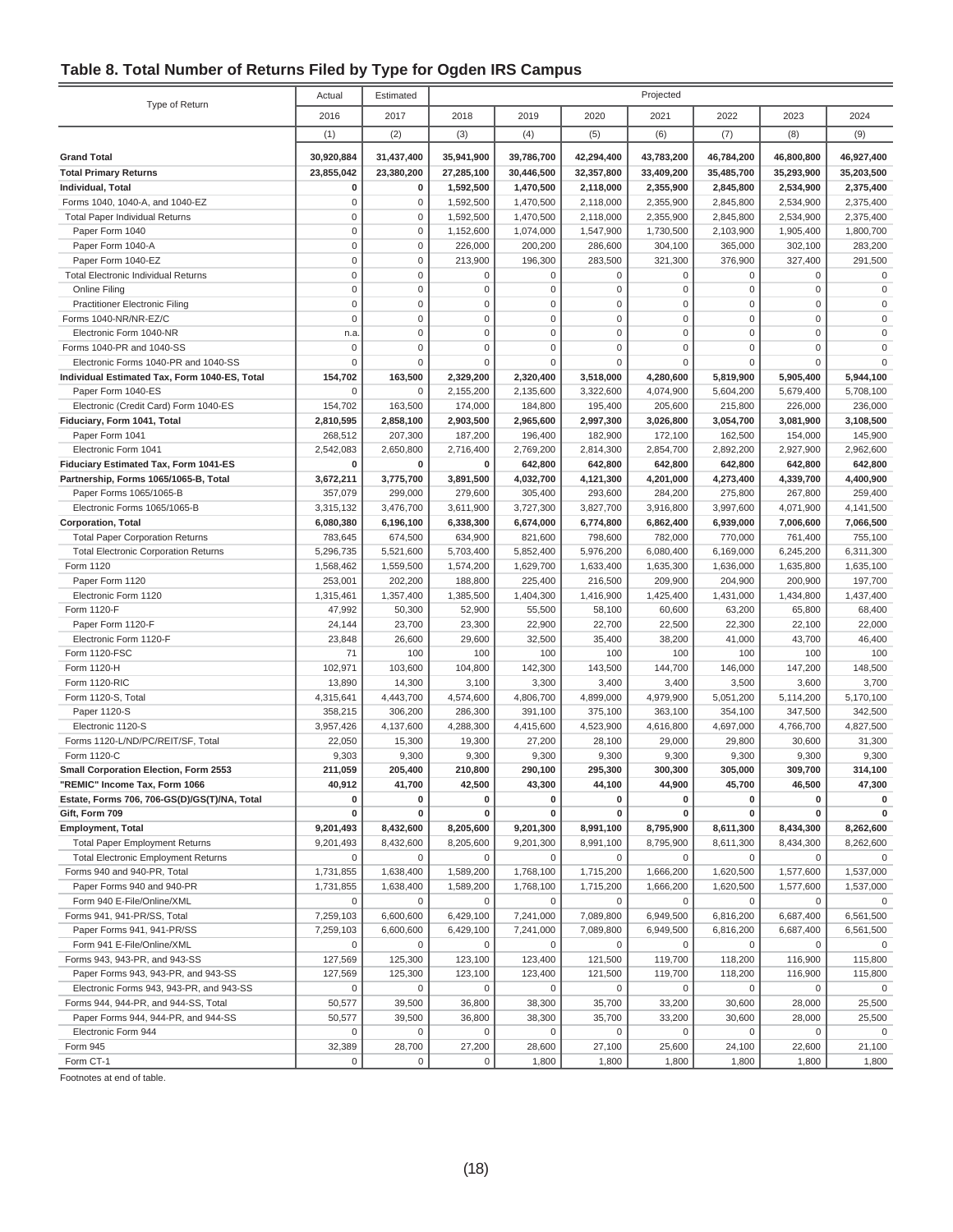## Table 8. Total Number of Returns Filed by Type for Ogden IRS Campus

| Type of Return | Actual | Estimated | Projected | | | | | | |
|---|---|---|---|---|---|---|---|---|---|
| | 2016 | 2017 | 2018 | 2019 | 2020 | 2021 | 2022 | 2023 | 2024 |
| | (1) | (2) | (3) | (4) | (5) | (6) | (7) | (8) | (9) |
| **Grand Total** | **30,920,884** | **31,437,400** | **35,941,900** | **39,786,700** | **42,294,400** | **43,783,200** | **46,784,200** | **46,800,800** | **46,927,400** |
| **Total Primary Returns** | **23,855,042** | **23,380,200** | **27,285,100** | **30,446,500** | **32,357,800** | **33,409,200** | **35,485,700** | **35,293,900** | **35,203,500** |
| **Individual, Total** | **0** | **0** | **1,592,500** | **1,470,500** | **2,118,000** | **2,355,900** | **2,845,800** | **2,534,900** | **2,375,400** |
| Forms 1040, 1040-A, and 1040-EZ | 0 | 0 | 1,592,500 | 1,470,500 | 2,118,000 | 2,355,900 | 2,845,800 | 2,534,900 | 2,375,400 |
| Total Paper Individual Returns | 0 | 0 | 1,592,500 | 1,470,500 | 2,118,000 | 2,355,900 | 2,845,800 | 2,534,900 | 2,375,400 |
| Paper Form 1040 | 0 | 0 | 1,152,600 | 1,074,000 | 1,547,900 | 1,730,500 | 2,103,900 | 1,905,400 | 1,800,700 |
| Paper Form 1040-A | 0 | 0 | 226,000 | 200,200 | 286,600 | 304,100 | 365,000 | 302,100 | 283,200 |
| Paper Form 1040-EZ | 0 | 0 | 213,900 | 196,300 | 283,500 | 321,300 | 376,900 | 327,400 | 291,500 |
| Total Electronic Individual Returns | 0 | 0 | 0 | 0 | 0 | 0 | 0 | 0 | 0 |
| Online Filing | 0 | 0 | 0 | 0 | 0 | 0 | 0 | 0 | 0 |
| Practitioner Electronic Filing | 0 | 0 | 0 | 0 | 0 | 0 | 0 | 0 | 0 |
| Forms 1040-NR/NR-EZ/C | 0 | 0 | 0 | 0 | 0 | 0 | 0 | 0 | 0 |
| Electronic Form 1040-NR | n.a. | 0 | 0 | 0 | 0 | 0 | 0 | 0 | 0 |
| Forms 1040-PR and 1040-SS | 0 | 0 | 0 | 0 | 0 | 0 | 0 | 0 | 0 |
| Electronic Forms 1040-PR and 1040-SS | 0 | 0 | 0 | 0 | 0 | 0 | 0 | 0 | 0 |
| **Individual Estimated Tax, Form 1040-ES, Total** | **154,702** | **163,500** | **2,329,200** | **2,320,400** | **3,518,000** | **4,280,600** | **5,819,900** | **5,905,400** | **5,944,100** |
| Paper Form 1040-ES | 0 | 0 | 2,155,200 | 2,135,600 | 3,322,600 | 4,074,900 | 5,604,200 | 5,679,400 | 5,708,100 |
| Electronic (Credit Card) Form 1040-ES | 154,702 | 163,500 | 174,000 | 184,800 | 195,400 | 205,600 | 215,800 | 226,000 | 236,000 |
| **Fiduciary, Form 1041, Total** | **2,810,595** | **2,858,100** | **2,903,500** | **2,965,600** | **2,997,300** | **3,026,800** | **3,054,700** | **3,081,900** | **3,108,500** |
| Paper Form 1041 | 268,512 | 207,300 | 187,200 | 196,400 | 182,900 | 172,100 | 162,500 | 154,000 | 145,900 |
| Electronic Form 1041 | 2,542,083 | 2,650,800 | 2,716,400 | 2,769,200 | 2,814,300 | 2,854,700 | 2,892,200 | 2,927,900 | 2,962,600 |
| **Fiduciary Estimated Tax, Form 1041-ES** | **0** | **0** | **0** | **642,800** | **642,800** | **642,800** | **642,800** | **642,800** | **642,800** |
| **Partnership, Forms 1065/1065-B, Total** | **3,672,211** | **3,775,700** | **3,891,500** | **4,032,700** | **4,121,300** | **4,201,000** | **4,273,400** | **4,339,700** | **4,400,900** |
| Paper Forms 1065/1065-B | 357,079 | 299,000 | 279,600 | 305,400 | 293,600 | 284,200 | 275,800 | 267,800 | 259,400 |
| Electronic Forms 1065/1065-B | 3,315,132 | 3,476,700 | 3,611,900 | 3,727,300 | 3,827,700 | 3,916,800 | 3,997,600 | 4,071,900 | 4,141,500 |
| **Corporation, Total** | **6,080,380** | **6,196,100** | **6,338,300** | **6,674,000** | **6,774,800** | **6,862,400** | **6,939,000** | **7,006,600** | **7,066,500** |
| Total Paper Corporation Returns | 783,645 | 674,500 | 634,900 | 821,600 | 798,600 | 782,000 | 770,000 | 761,400 | 755,100 |
| Total Electronic Corporation Returns | 5,296,735 | 5,521,600 | 5,703,400 | 5,852,400 | 5,976,200 | 6,080,400 | 6,169,000 | 6,245,200 | 6,311,300 |
| Form 1120 | 1,568,462 | 1,559,500 | 1,574,200 | 1,629,700 | 1,633,400 | 1,635,300 | 1,636,000 | 1,635,800 | 1,635,100 |
| Paper Form 1120 | 253,001 | 202,200 | 188,800 | 225,400 | 216,500 | 209,900 | 204,900 | 200,900 | 197,700 |
| Electronic Form 1120 | 1,315,461 | 1,357,400 | 1,385,500 | 1,404,300 | 1,416,900 | 1,425,400 | 1,431,000 | 1,434,800 | 1,437,400 |
| Form 1120-F | 47,992 | 50,300 | 52,900 | 55,500 | 58,100 | 60,600 | 63,200 | 65,800 | 68,400 |
| Paper Form 1120-F | 24,144 | 23,700 | 23,300 | 22,900 | 22,700 | 22,500 | 22,300 | 22,100 | 22,000 |
| Electronic Form 1120-F | 23,848 | 26,600 | 29,600 | 32,500 | 35,400 | 38,200 | 41,000 | 43,700 | 46,400 |
| Form 1120-FSC | 71 | 100 | 100 | 100 | 100 | 100 | 100 | 100 | 100 |
| Form 1120-H | 102,971 | 103,600 | 104,800 | 142,300 | 143,500 | 144,700 | 146,000 | 147,200 | 148,500 |
| Form 1120-RIC | 13,890 | 14,300 | 3,100 | 3,300 | 3,400 | 3,400 | 3,500 | 3,600 | 3,700 |
| Form 1120-S, Total | 4,315,641 | 4,443,700 | 4,574,600 | 4,806,700 | 4,899,000 | 4,979,900 | 5,051,200 | 5,114,200 | 5,170,100 |
| Paper 1120-S | 358,215 | 306,200 | 286,300 | 391,100 | 375,100 | 363,100 | 354,100 | 347,500 | 342,500 |
| Electronic 1120-S | 3,957,426 | 4,137,600 | 4,288,300 | 4,415,600 | 4,523,900 | 4,616,800 | 4,697,000 | 4,766,700 | 4,827,500 |
| Forms 1120-L/ND/PC/REIT/SF, Total | 22,050 | 15,300 | 19,300 | 27,200 | 28,100 | 29,000 | 29,800 | 30,600 | 31,300 |
| Form 1120-C | 9,303 | 9,300 | 9,300 | 9,300 | 9,300 | 9,300 | 9,300 | 9,300 | 9,300 |
| **Small Corporation Election, Form 2553** | **211,059** | **205,400** | **210,800** | **290,100** | **295,300** | **300,300** | **305,000** | **309,700** | **314,100** |
| **"REMIC" Income Tax, Form 1066** | **40,912** | **41,700** | **42,500** | **43,300** | **44,100** | **44,900** | **45,700** | **46,500** | **47,300** |
| **Estate, Forms 706, 706-GS(D)/GS(T)/NA, Total** | **0** | **0** | **0** | **0** | **0** | **0** | **0** | **0** | **0** |
| **Gift, Form 709** | **0** | **0** | **0** | **0** | **0** | **0** | **0** | **0** | **0** |
| **Employment, Total** | **9,201,493** | **8,432,600** | **8,205,600** | **9,201,300** | **8,991,100** | **8,795,900** | **8,611,300** | **8,434,300** | **8,262,600** |
| Total Paper Employment Returns | 9,201,493 | 8,432,600 | 8,205,600 | 9,201,300 | 8,991,100 | 8,795,900 | 8,611,300 | 8,434,300 | 8,262,600 |
| Total Electronic Employment Returns | 0 | 0 | 0 | 0 | 0 | 0 | 0 | 0 | 0 |
| Forms 940 and 940-PR, Total | 1,731,855 | 1,638,400 | 1,589,200 | 1,768,100 | 1,715,200 | 1,666,200 | 1,620,500 | 1,577,600 | 1,537,000 |
| Paper Forms 940 and 940-PR | 1,731,855 | 1,638,400 | 1,589,200 | 1,768,100 | 1,715,200 | 1,666,200 | 1,620,500 | 1,577,600 | 1,537,000 |
| Form 940 E-File/Online/XML | 0 | 0 | 0 | 0 | 0 | 0 | 0 | 0 | 0 |
| Forms 941, 941-PR/SS, Total | 7,259,103 | 6,600,600 | 6,429,100 | 7,241,000 | 7,089,800 | 6,949,500 | 6,816,200 | 6,687,400 | 6,561,500 |
| Paper Forms 941, 941-PR/SS | 7,259,103 | 6,600,600 | 6,429,100 | 7,241,000 | 7,089,800 | 6,949,500 | 6,816,200 | 6,687,400 | 6,561,500 |
| Form 941 E-File/Online/XML | 0 | 0 | 0 | 0 | 0 | 0 | 0 | 0 | 0 |
| Forms 943, 943-PR, and 943-SS | 127,569 | 125,300 | 123,100 | 123,400 | 121,500 | 119,700 | 118,200 | 116,900 | 115,800 |
| Paper Forms 943, 943-PR, and 943-SS | 127,569 | 125,300 | 123,100 | 123,400 | 121,500 | 119,700 | 118,200 | 116,900 | 115,800 |
| Electronic Forms 943, 943-PR, and 943-SS | 0 | 0 | 0 | 0 | 0 | 0 | 0 | 0 | 0 |
| Forms 944, 944-PR, and 944-SS, Total | 50,577 | 39,500 | 36,800 | 38,300 | 35,700 | 33,200 | 30,600 | 28,000 | 25,500 |
| Paper Forms 944, 944-PR, and 944-SS | 50,577 | 39,500 | 36,800 | 38,300 | 35,700 | 33,200 | 30,600 | 28,000 | 25,500 |
| Electronic Form 944 | 0 | 0 | 0 | 0 | 0 | 0 | 0 | 0 | 0 |
| Form 945 | 32,389 | 28,700 | 27,200 | 28,600 | 27,100 | 25,600 | 24,100 | 22,600 | 21,100 |
| Form CT-1 | 0 | 0 | 0 | 1,800 | 1,800 | 1,800 | 1,800 | 1,800 | 1,800 |

Footnotes at end of table.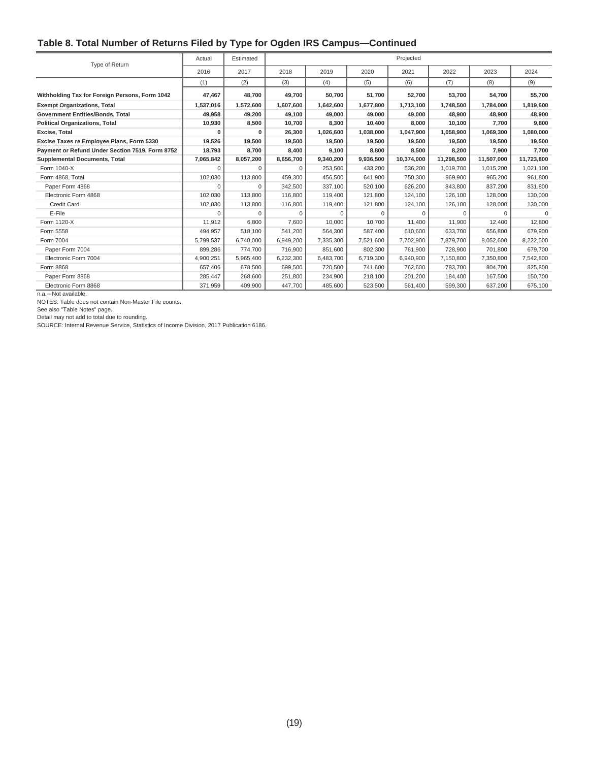## Table 8. Total Number of Returns Filed by Type for Ogden IRS Campus—Continued

| Type of Return | Actual | Estimated | Projected | | | | | | |
|---|---|---|---|---|---|---|---|---|---|
| | 2016 | 2017 | 2018 | 2019 | 2020 | 2021 | 2022 | 2023 | 2024 |
| | (1) | (2) | (3) | (4) | (5) | (6) | (7) | (8) | (9) |
| **Withholding Tax for Foreign Persons, Form 1042** | **47,467** | **48,700** | **49,700** | **50,700** | **51,700** | **52,700** | **53,700** | **54,700** | **55,700** |
| **Exempt Organizations, Total** | **1,537,016** | **1,572,600** | **1,607,600** | **1,642,600** | **1,677,800** | **1,713,100** | **1,748,500** | **1,784,000** | **1,819,600** |
| **Government Entities/Bonds, Total** | **49,958** | **49,200** | **49,100** | **49,000** | **49,000** | **49,000** | **48,900** | **48,900** | **48,900** |
| **Political Organizations, Total** | **10,930** | **8,500** | **10,700** | **8,300** | **10,400** | **8,000** | **10,100** | **7,700** | **9,800** |
| **Excise, Total** | **0** | **0** | **26,300** | **1,026,600** | **1,038,000** | **1,047,900** | **1,058,900** | **1,069,300** | **1,080,000** |
| **Excise Taxes re Employee Plans, Form 5330** | **19,526** | **19,500** | **19,500** | **19,500** | **19,500** | **19,500** | **19,500** | **19,500** | **19,500** |
| **Payment or Refund Under Section 7519, Form 8752** | **18,793** | **8,700** | **8,400** | **9,100** | **8,800** | **8,500** | **8,200** | **7,900** | **7,700** |
| **Supplemental Documents, Total** | **7,065,842** | **8,057,200** | **8,656,700** | **9,340,200** | **9,936,500** | **10,374,000** | **11,298,500** | **11,507,000** | **11,723,800** |
| Form 1040-X | 0 | 0 | 0 | 253,500 | 433,200 | 536,200 | 1,019,700 | 1,015,200 | 1,021,100 |
| Form 4868, Total | 102,030 | 113,800 | 459,300 | 456,500 | 641,900 | 750,300 | 969,900 | 965,200 | 961,800 |
| Paper Form 4868 | 0 | 0 | 342,500 | 337,100 | 520,100 | 626,200 | 843,800 | 837,200 | 831,800 |
| Electronic Form 4868 | 102,030 | 113,800 | 116,800 | 119,400 | 121,800 | 124,100 | 126,100 | 128,000 | 130,000 |
| Credit Card | 102,030 | 113,800 | 116,800 | 119,400 | 121,800 | 124,100 | 126,100 | 128,000 | 130,000 |
| E-File | 0 | 0 | 0 | 0 | 0 | 0 | 0 | 0 | 0 |
| Form 1120-X | 11,912 | 6,800 | 7,600 | 10,000 | 10,700 | 11,400 | 11,900 | 12,400 | 12,800 |
| Form 5558 | 494,957 | 518,100 | 541,200 | 564,300 | 587,400 | 610,600 | 633,700 | 656,800 | 679,900 |
| Form 7004 | 5,799,537 | 6,740,000 | 6,949,200 | 7,335,300 | 7,521,600 | 7,702,900 | 7,879,700 | 8,052,600 | 8,222,500 |
| Paper Form 7004 | 899,286 | 774,700 | 716,900 | 851,600 | 802,300 | 761,900 | 728,900 | 701,800 | 679,700 |
| Electronic Form 7004 | 4,900,251 | 5,965,400 | 6,232,300 | 6,483,700 | 6,719,300 | 6,940,900 | 7,150,800 | 7,350,800 | 7,542,800 |
| Form 8868 | 657,406 | 678,500 | 699,500 | 720,500 | 741,600 | 762,600 | 783,700 | 804,700 | 825,800 |
| Paper Form 8868 | 285,447 | 268,600 | 251,800 | 234,900 | 218,100 | 201,200 | 184,400 | 167,500 | 150,700 |
| Electronic Form 8868 | 371,959 | 409,900 | 447,700 | 485,600 | 523,500 | 561,400 | 599,300 | 637,200 | 675,100 |

n.a.—Not available.

NOTES: Table does not contain Non-Master File counts.

See also "Table Notes" page.

Detail may not add to total due to rounding.

SOURCE: Internal Revenue Service, Statistics of Income Division, 2017 Publication 6186.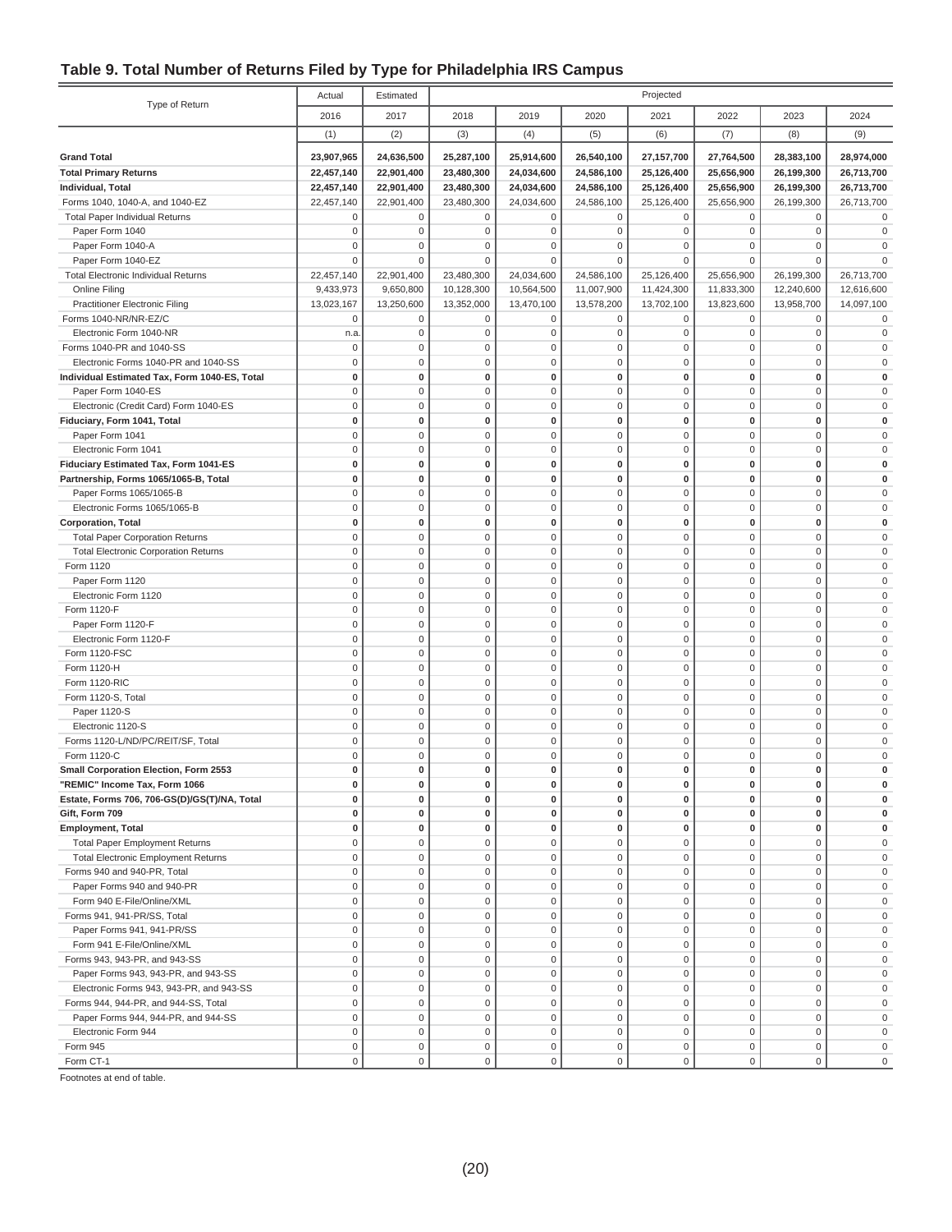## Table 9. Total Number of Returns Filed by Type for Philadelphia IRS Campus

| Type of Return | Actual | Estimated | Projected | | | | | | |
|---|---|---|---|---|---|---|---|---|---|
| | 2016 | 2017 | 2018 | 2019 | 2020 | 2021 | 2022 | 2023 | 2024 |
| | (1) | (2) | (3) | (4) | (5) | (6) | (7) | (8) | (9) |
| **Grand Total** | **23,907,965** | **24,636,500** | **25,287,100** | **25,914,600** | **26,540,100** | **27,157,700** | **27,764,500** | **28,383,100** | **28,974,000** |
| **Total Primary Returns** | **22,457,140** | **22,901,400** | **23,480,300** | **24,034,600** | **24,586,100** | **25,126,400** | **25,656,900** | **26,199,300** | **26,713,700** |
| **Individual, Total** | **22,457,140** | **22,901,400** | **23,480,300** | **24,034,600** | **24,586,100** | **25,126,400** | **25,656,900** | **26,199,300** | **26,713,700** |
| Forms 1040, 1040-A, and 1040-EZ | 22,457,140 | 22,901,400 | 23,480,300 | 24,034,600 | 24,586,100 | 25,126,400 | 25,656,900 | 26,199,300 | 26,713,700 |
| Total Paper Individual Returns | 0 | 0 | 0 | 0 | 0 | 0 | 0 | 0 | 0 |
| Paper Form 1040 | 0 | 0 | 0 | 0 | 0 | 0 | 0 | 0 | 0 |
| Paper Form 1040-A | 0 | 0 | 0 | 0 | 0 | 0 | 0 | 0 | 0 |
| Paper Form 1040-EZ | 0 | 0 | 0 | 0 | 0 | 0 | 0 | 0 | 0 |
| Total Electronic Individual Returns | 22,457,140 | 22,901,400 | 23,480,300 | 24,034,600 | 24,586,100 | 25,126,400 | 25,656,900 | 26,199,300 | 26,713,700 |
| Online Filing | 9,433,973 | 9,650,800 | 10,128,300 | 10,564,500 | 11,007,900 | 11,424,300 | 11,833,300 | 12,240,600 | 12,616,600 |
| Practitioner Electronic Filing | 13,023,167 | 13,250,600 | 13,352,000 | 13,470,100 | 13,578,200 | 13,702,100 | 13,823,600 | 13,958,700 | 14,097,100 |
| Forms 1040-NR/NR-EZ/C | 0 | 0 | 0 | 0 | 0 | 0 | 0 | 0 | 0 |
| Electronic Form 1040-NR | n.a. | 0 | 0 | 0 | 0 | 0 | 0 | 0 | 0 |
| Forms 1040-PR and 1040-SS | 0 | 0 | 0 | 0 | 0 | 0 | 0 | 0 | 0 |
| Electronic Forms 1040-PR and 1040-SS | 0 | 0 | 0 | 0 | 0 | 0 | 0 | 0 | 0 |
| **Individual Estimated Tax, Form 1040-ES, Total** | **0** | **0** | **0** | **0** | **0** | **0** | **0** | **0** | **0** |
| Paper Form 1040-ES | 0 | 0 | 0 | 0 | 0 | 0 | 0 | 0 | 0 |
| Electronic (Credit Card) Form 1040-ES | 0 | 0 | 0 | 0 | 0 | 0 | 0 | 0 | 0 |
| **Fiduciary, Form 1041, Total** | **0** | **0** | **0** | **0** | **0** | **0** | **0** | **0** | **0** |
| Paper Form 1041 | 0 | 0 | 0 | 0 | 0 | 0 | 0 | 0 | 0 |
| Electronic Form 1041 | 0 | 0 | 0 | 0 | 0 | 0 | 0 | 0 | 0 |
| **Fiduciary Estimated Tax, Form 1041-ES** | **0** | **0** | **0** | **0** | **0** | **0** | **0** | **0** | **0** |
| **Partnership, Forms 1065/1065-B, Total** | **0** | **0** | **0** | **0** | **0** | **0** | **0** | **0** | **0** |
| Paper Forms 1065/1065-B | 0 | 0 | 0 | 0 | 0 | 0 | 0 | 0 | 0 |
| Electronic Forms 1065/1065-B | 0 | 0 | 0 | 0 | 0 | 0 | 0 | 0 | 0 |
| **Corporation, Total** | **0** | **0** | **0** | **0** | **0** | **0** | **0** | **0** | **0** |
| Total Paper Corporation Returns | 0 | 0 | 0 | 0 | 0 | 0 | 0 | 0 | 0 |
| Total Electronic Corporation Returns | 0 | 0 | 0 | 0 | 0 | 0 | 0 | 0 | 0 |
| Form 1120 | 0 | 0 | 0 | 0 | 0 | 0 | 0 | 0 | 0 |
| Paper Form 1120 | 0 | 0 | 0 | 0 | 0 | 0 | 0 | 0 | 0 |
| Electronic Form 1120 | 0 | 0 | 0 | 0 | 0 | 0 | 0 | 0 | 0 |
| Form 1120-F | 0 | 0 | 0 | 0 | 0 | 0 | 0 | 0 | 0 |
| Paper Form 1120-F | 0 | 0 | 0 | 0 | 0 | 0 | 0 | 0 | 0 |
| Electronic Form 1120-F | 0 | 0 | 0 | 0 | 0 | 0 | 0 | 0 | 0 |
| Form 1120-FSC | 0 | 0 | 0 | 0 | 0 | 0 | 0 | 0 | 0 |
| Form 1120-H | 0 | 0 | 0 | 0 | 0 | 0 | 0 | 0 | 0 |
| Form 1120-RIC | 0 | 0 | 0 | 0 | 0 | 0 | 0 | 0 | 0 |
| Form 1120-S, Total | 0 | 0 | 0 | 0 | 0 | 0 | 0 | 0 | 0 |
| Paper 1120-S | 0 | 0 | 0 | 0 | 0 | 0 | 0 | 0 | 0 |
| Electronic 1120-S | 0 | 0 | 0 | 0 | 0 | 0 | 0 | 0 | 0 |
| Forms 1120-L/ND/PC/REIT/SF, Total | 0 | 0 | 0 | 0 | 0 | 0 | 0 | 0 | 0 |
| Form 1120-C | 0 | 0 | 0 | 0 | 0 | 0 | 0 | 0 | 0 |
| **Small Corporation Election, Form 2553** | **0** | **0** | **0** | **0** | **0** | **0** | **0** | **0** | **0** |
| **"REMIC" Income Tax, Form 1066** | **0** | **0** | **0** | **0** | **0** | **0** | **0** | **0** | **0** |
| **Estate, Forms 706, 706-GS(D)/GS(T)/NA, Total** | **0** | **0** | **0** | **0** | **0** | **0** | **0** | **0** | **0** |
| **Gift, Form 709** | **0** | **0** | **0** | **0** | **0** | **0** | **0** | **0** | **0** |
| **Employment, Total** | **0** | **0** | **0** | **0** | **0** | **0** | **0** | **0** | **0** |
| Total Paper Employment Returns | 0 | 0 | 0 | 0 | 0 | 0 | 0 | 0 | 0 |
| Total Electronic Employment Returns | 0 | 0 | 0 | 0 | 0 | 0 | 0 | 0 | 0 |
| Forms 940 and 940-PR, Total | 0 | 0 | 0 | 0 | 0 | 0 | 0 | 0 | 0 |
| Paper Forms 940 and 940-PR | 0 | 0 | 0 | 0 | 0 | 0 | 0 | 0 | 0 |
| Form 940 E-File/Online/XML | 0 | 0 | 0 | 0 | 0 | 0 | 0 | 0 | 0 |
| Forms 941, 941-PR/SS, Total | 0 | 0 | 0 | 0 | 0 | 0 | 0 | 0 | 0 |
| Paper Forms 941, 941-PR/SS | 0 | 0 | 0 | 0 | 0 | 0 | 0 | 0 | 0 |
| Form 941 E-File/Online/XML | 0 | 0 | 0 | 0 | 0 | 0 | 0 | 0 | 0 |
| Forms 943, 943-PR, and 943-SS | 0 | 0 | 0 | 0 | 0 | 0 | 0 | 0 | 0 |
| Paper Forms 943, 943-PR, and 943-SS | 0 | 0 | 0 | 0 | 0 | 0 | 0 | 0 | 0 |
| Electronic Forms 943, 943-PR, and 943-SS | 0 | 0 | 0 | 0 | 0 | 0 | 0 | 0 | 0 |
| Forms 944, 944-PR, and 944-SS, Total | 0 | 0 | 0 | 0 | 0 | 0 | 0 | 0 | 0 |
| Paper Forms 944, 944-PR, and 944-SS | 0 | 0 | 0 | 0 | 0 | 0 | 0 | 0 | 0 |
| Electronic Form 944 | 0 | 0 | 0 | 0 | 0 | 0 | 0 | 0 | 0 |
| Form 945 | 0 | 0 | 0 | 0 | 0 | 0 | 0 | 0 | 0 |
| Form CT-1 | 0 | 0 | 0 | 0 | 0 | 0 | 0 | 0 | 0 |

Footnotes at end of table.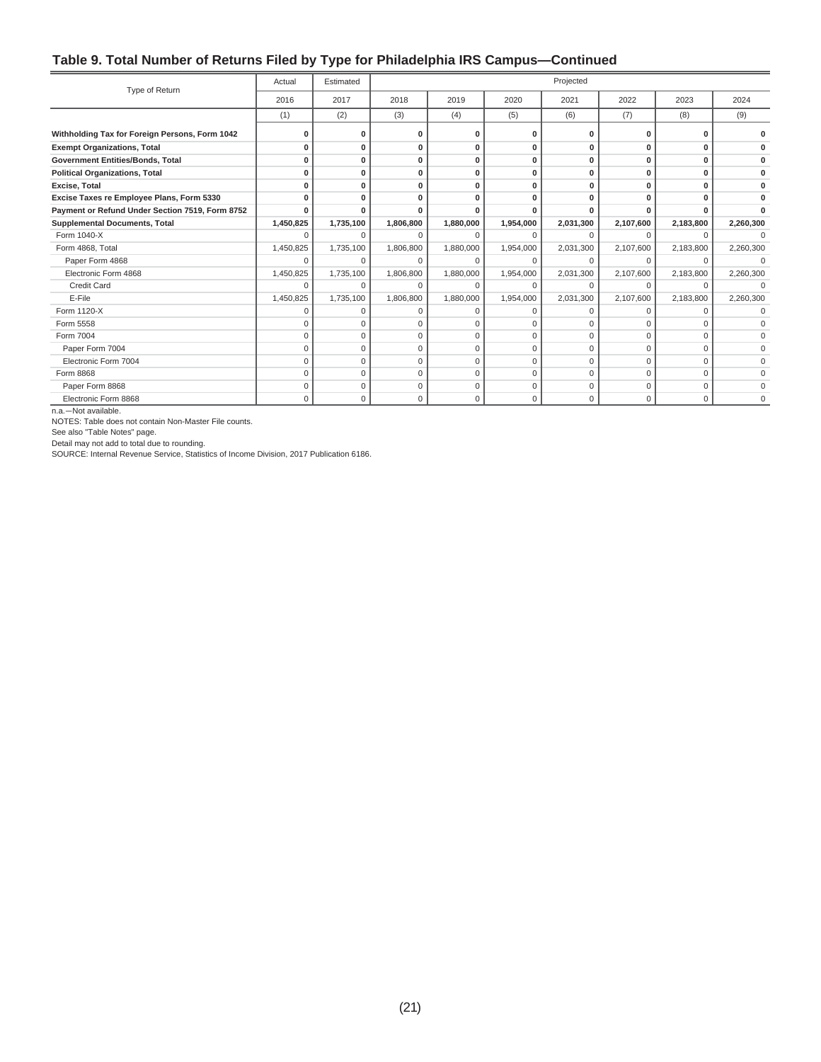## Table 9. Total Number of Returns Filed by Type for Philadelphia IRS Campus—Continued

| Type of Return | Actual | Estimated | Projected | | | | | | |
|---|---|---|---|---|---|---|---|---|---|
| | 2016 | 2017 | 2018 | 2019 | 2020 | 2021 | 2022 | 2023 | 2024 |
| | (1) | (2) | (3) | (4) | (5) | (6) | (7) | (8) | (9) |
| **Withholding Tax for Foreign Persons, Form 1042** | **0** | **0** | **0** | **0** | **0** | **0** | **0** | **0** | **0** |
| **Exempt Organizations, Total** | **0** | **0** | **0** | **0** | **0** | **0** | **0** | **0** | **0** |
| **Government Entities/Bonds, Total** | **0** | **0** | **0** | **0** | **0** | **0** | **0** | **0** | **0** |
| **Political Organizations, Total** | **0** | **0** | **0** | **0** | **0** | **0** | **0** | **0** | **0** |
| **Excise, Total** | **0** | **0** | **0** | **0** | **0** | **0** | **0** | **0** | **0** |
| **Excise Taxes re Employee Plans, Form 5330** | **0** | **0** | **0** | **0** | **0** | **0** | **0** | **0** | **0** |
| **Payment or Refund Under Section 7519, Form 8752** | **0** | **0** | **0** | **0** | **0** | **0** | **0** | **0** | **0** |
| **Supplemental Documents, Total** | **1,450,825** | **1,735,100** | **1,806,800** | **1,880,000** | **1,954,000** | **2,031,300** | **2,107,600** | **2,183,800** | **2,260,300** |
| Form 1040-X | 0 | 0 | 0 | 0 | 0 | 0 | 0 | 0 | 0 |
| Form 4868, Total | 1,450,825 | 1,735,100 | 1,806,800 | 1,880,000 | 1,954,000 | 2,031,300 | 2,107,600 | 2,183,800 | 2,260,300 |
| Paper Form 4868 | 0 | 0 | 0 | 0 | 0 | 0 | 0 | 0 | 0 |
| Electronic Form 4868 | 1,450,825 | 1,735,100 | 1,806,800 | 1,880,000 | 1,954,000 | 2,031,300 | 2,107,600 | 2,183,800 | 2,260,300 |
| Credit Card | 0 | 0 | 0 | 0 | 0 | 0 | 0 | 0 | 0 |
| E-File | 1,450,825 | 1,735,100 | 1,806,800 | 1,880,000 | 1,954,000 | 2,031,300 | 2,107,600 | 2,183,800 | 2,260,300 |
| Form 1120-X | 0 | 0 | 0 | 0 | 0 | 0 | 0 | 0 | 0 |
| Form 5558 | 0 | 0 | 0 | 0 | 0 | 0 | 0 | 0 | 0 |
| Form 7004 | 0 | 0 | 0 | 0 | 0 | 0 | 0 | 0 | 0 |
| Paper Form 7004 | 0 | 0 | 0 | 0 | 0 | 0 | 0 | 0 | 0 |
| Electronic Form 7004 | 0 | 0 | 0 | 0 | 0 | 0 | 0 | 0 | 0 |
| Form 8868 | 0 | 0 | 0 | 0 | 0 | 0 | 0 | 0 | 0 |
| Paper Form 8868 | 0 | 0 | 0 | 0 | 0 | 0 | 0 | 0 | 0 |
| Electronic Form 8868 | 0 | 0 | 0 | 0 | 0 | 0 | 0 | 0 | 0 |

n.a.—Not available.

NOTES: Table does not contain Non-Master File counts.

See also "Table Notes" page.

Detail may not add to total due to rounding.

SOURCE: Internal Revenue Service, Statistics of Income Division, 2017 Publication 6186.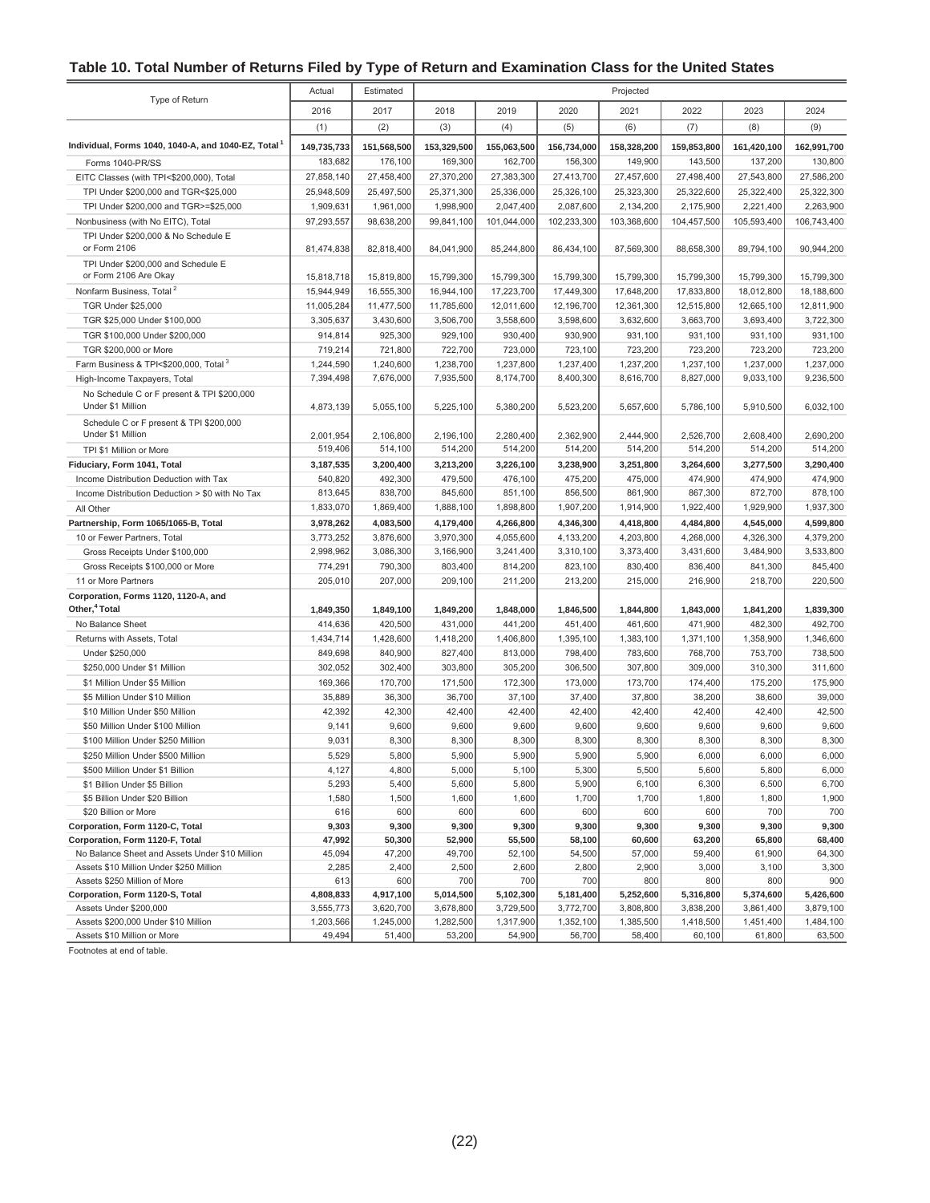## Table 10. Total Number of Returns Filed by Type of Return and Examination Class for the United States

| Type of Return | Actual | Estimated | Projected | | | | | | |
|---|---|---|---|---|---|---|---|---|---|
| | 2016 | 2017 | 2018 | 2019 | 2020 | 2021 | 2022 | 2023 | 2024 |
| | (1) | (2) | (3) | (4) | (5) | (6) | (7) | (8) | (9) |
| **Individual, Forms 1040, 1040-A, and 1040-EZ, Total [1]** | **149,735,733** | **151,568,500** | **153,329,500** | **155,063,500** | **156,734,000** | **158,328,200** | **159,853,800** | **161,420,100** | **162,991,700** |
| Forms 1040-PR/SS | 183,682 | 176,100 | 169,300 | 162,700 | 156,300 | 149,900 | 143,500 | 137,200 | 130,800 |
| EITC Classes (with TPI<$200,000), Total | 27,858,140 | 27,458,400 | 27,370,200 | 27,383,300 | 27,413,700 | 27,457,600 | 27,498,400 | 27,543,800 | 27,586,200 |
| TPI Under $200,000 and TGR<$25,000 | 25,948,509 | 25,497,500 | 25,371,300 | 25,336,000 | 25,326,100 | 25,323,300 | 25,322,600 | 25,322,400 | 25,322,300 |
| TPI Under $200,000 and TGR>=$25,000 | 1,909,631 | 1,961,000 | 1,998,900 | 2,047,400 | 2,087,600 | 2,134,200 | 2,175,900 | 2,221,400 | 2,263,900 |
| Nonbusiness (with No EITC), Total | 97,293,557 | 98,638,200 | 99,841,100 | 101,044,000 | 102,233,300 | 103,368,600 | 104,457,500 | 105,593,400 | 106,743,400 |
| TPI Under $200,000 & No Schedule E or Form 2106 | 81,474,838 | 82,818,400 | 84,041,900 | 85,244,800 | 86,434,100 | 87,569,300 | 88,658,300 | 89,794,100 | 90,944,200 |
| TPI Under $200,000 and Schedule E or Form 2106 Are Okay | 15,818,718 | 15,819,800 | 15,799,300 | 15,799,300 | 15,799,300 | 15,799,300 | 15,799,300 | 15,799,300 | 15,799,300 |
| Nonfarm Business, Total [2] | 15,944,949 | 16,555,300 | 16,944,100 | 17,223,700 | 17,449,300 | 17,648,200 | 17,833,800 | 18,012,800 | 18,188,600 |
| TGR Under $25,000 | 11,005,284 | 11,477,500 | 11,785,600 | 12,011,600 | 12,196,700 | 12,361,300 | 12,515,800 | 12,665,100 | 12,811,900 |
| TGR $25,000 Under $100,000 | 3,305,637 | 3,430,600 | 3,506,700 | 3,558,600 | 3,598,600 | 3,632,600 | 3,663,700 | 3,693,400 | 3,722,300 |
| TGR $100,000 Under $200,000 | 914,814 | 925,300 | 929,100 | 930,400 | 930,900 | 931,100 | 931,100 | 931,100 | 931,100 |
| TGR $200,000 or More | 719,214 | 721,800 | 722,700 | 723,000 | 723,100 | 723,200 | 723,200 | 723,200 | 723,200 |
| Farm Business & TPI<$200,000, Total [3] | 1,244,590 | 1,240,600 | 1,238,700 | 1,237,800 | 1,237,400 | 1,237,200 | 1,237,100 | 1,237,000 | 1,237,000 |
| High-Income Taxpayers, Total | 7,394,498 | 7,676,000 | 7,935,500 | 8,174,700 | 8,400,300 | 8,616,700 | 8,827,000 | 9,033,100 | 9,236,500 |
| No Schedule C or F present & TPI $200,000 Under $1 Million | 4,873,139 | 5,055,100 | 5,225,100 | 5,380,200 | 5,523,200 | 5,657,600 | 5,786,100 | 5,910,500 | 6,032,100 |
| Schedule C or F present & TPI $200,000 Under $1 Million | 2,001,954 | 2,106,800 | 2,196,100 | 2,280,400 | 2,362,900 | 2,444,900 | 2,526,700 | 2,608,400 | 2,690,200 |
| TPI $1 Million or More | 519,406 | 514,100 | 514,200 | 514,200 | 514,200 | 514,200 | 514,200 | 514,200 | 514,200 |
| **Fiduciary, Form 1041, Total** | **3,187,535** | **3,200,400** | **3,213,200** | **3,226,100** | **3,238,900** | **3,251,800** | **3,264,600** | **3,277,500** | **3,290,400** |
| Income Distribution Deduction with Tax | 540,820 | 492,300 | 479,500 | 476,100 | 475,200 | 475,000 | 474,900 | 474,900 | 474,900 |
| Income Distribution Deduction > $0 with No Tax | 813,645 | 838,700 | 845,600 | 851,100 | 856,500 | 861,900 | 867,300 | 872,700 | 878,100 |
| All Other | 1,833,070 | 1,869,400 | 1,888,100 | 1,898,800 | 1,907,200 | 1,914,900 | 1,922,400 | 1,929,900 | 1,937,300 |
| **Partnership, Form 1065/1065-B, Total** | **3,978,262** | **4,083,500** | **4,179,400** | **4,266,800** | **4,346,300** | **4,418,800** | **4,484,800** | **4,545,000** | **4,599,800** |
| 10 or Fewer Partners, Total | 3,773,252 | 3,876,600 | 3,970,300 | 4,055,600 | 4,133,200 | 4,203,800 | 4,268,000 | 4,326,300 | 4,379,200 |
| Gross Receipts Under $100,000 | 2,998,962 | 3,086,300 | 3,166,900 | 3,241,400 | 3,310,100 | 3,373,400 | 3,431,600 | 3,484,900 | 3,533,800 |
| Gross Receipts $100,000 or More | 774,291 | 790,300 | 803,400 | 814,200 | 823,100 | 830,400 | 836,400 | 841,300 | 845,400 |
| 11 or More Partners | 205,010 | 207,000 | 209,100 | 211,200 | 213,200 | 215,000 | 216,900 | 218,700 | 220,500 |
| **Corporation, Forms 1120, 1120-A, and Other,[4] Total** | **1,849,350** | **1,849,100** | **1,849,200** | **1,848,000** | **1,846,500** | **1,844,800** | **1,843,000** | **1,841,200** | **1,839,300** |
| No Balance Sheet | 414,636 | 420,500 | 431,000 | 441,200 | 451,400 | 461,600 | 471,900 | 482,300 | 492,700 |
| Returns with Assets, Total | 1,434,714 | 1,428,600 | 1,418,200 | 1,406,800 | 1,395,100 | 1,383,100 | 1,371,100 | 1,358,900 | 1,346,600 |
| Under $250,000 | 849,698 | 840,900 | 827,400 | 813,000 | 798,400 | 783,600 | 768,700 | 753,700 | 738,500 |
| $250,000 Under $1 Million | 302,052 | 302,400 | 303,800 | 305,200 | 306,500 | 307,800 | 309,000 | 310,300 | 311,600 |
| $1 Million Under $5 Million | 169,366 | 170,700 | 171,500 | 172,300 | 173,000 | 173,700 | 174,400 | 175,200 | 175,900 |
| $5 Million Under $10 Million | 35,889 | 36,300 | 36,700 | 37,100 | 37,400 | 37,800 | 38,200 | 38,600 | 39,000 |
| $10 Million Under $50 Million | 42,392 | 42,300 | 42,400 | 42,400 | 42,400 | 42,400 | 42,400 | 42,400 | 42,500 |
| $50 Million Under $100 Million | 9,141 | 9,600 | 9,600 | 9,600 | 9,600 | 9,600 | 9,600 | 9,600 | 9,600 |
| $100 Million Under $250 Million | 9,031 | 8,300 | 8,300 | 8,300 | 8,300 | 8,300 | 8,300 | 8,300 | 8,300 |
| $250 Million Under $500 Million | 5,529 | 5,800 | 5,900 | 5,900 | 5,900 | 5,900 | 6,000 | 6,000 | 6,000 |
| $500 Million Under $1 Billion | 4,127 | 4,800 | 5,000 | 5,100 | 5,300 | 5,500 | 5,600 | 5,800 | 6,000 |
| $1 Billion Under $5 Billion | 5,293 | 5,400 | 5,600 | 5,800 | 5,900 | 6,100 | 6,300 | 6,500 | 6,700 |
| $5 Billion Under $20 Billion | 1,580 | 1,500 | 1,600 | 1,600 | 1,700 | 1,700 | 1,800 | 1,800 | 1,900 |
| $20 Billion or More | 616 | 600 | 600 | 600 | 600 | 600 | 600 | 700 | 700 |
| **Corporation, Form 1120-C, Total** | **9,303** | **9,300** | **9,300** | **9,300** | **9,300** | **9,300** | **9,300** | **9,300** | **9,300** |
| **Corporation, Form 1120-F, Total** | **47,992** | **50,300** | **52,900** | **55,500** | **58,100** | **60,600** | **63,200** | **65,800** | **68,400** |
| No Balance Sheet and Assets Under $10 Million | 45,094 | 47,200 | 49,700 | 52,100 | 54,500 | 57,000 | 59,400 | 61,900 | 64,300 |
| Assets $10 Million Under $250 Million | 2,285 | 2,400 | 2,500 | 2,600 | 2,800 | 2,900 | 3,000 | 3,100 | 3,300 |
| Assets $250 Million of More | 613 | 600 | 700 | 700 | 700 | 800 | 800 | 800 | 900 |
| **Corporation, Form 1120-S, Total** | **4,808,833** | **4,917,100** | **5,014,500** | **5,102,300** | **5,181,400** | **5,252,600** | **5,316,800** | **5,374,600** | **5,426,600** |
| Assets Under $200,000 | 3,555,773 | 3,620,700 | 3,678,800 | 3,729,500 | 3,772,700 | 3,808,800 | 3,838,200 | 3,861,400 | 3,879,100 |
| Assets $200,000 Under $10 Million | 1,203,566 | 1,245,000 | 1,282,500 | 1,317,900 | 1,352,100 | 1,385,500 | 1,418,500 | 1,451,400 | 1,484,100 |
| Assets $10 Million or More | 49,494 | 51,400 | 53,200 | 54,900 | 56,700 | 58,400 | 60,100 | 61,800 | 63,500 |

Footnotes at end of table.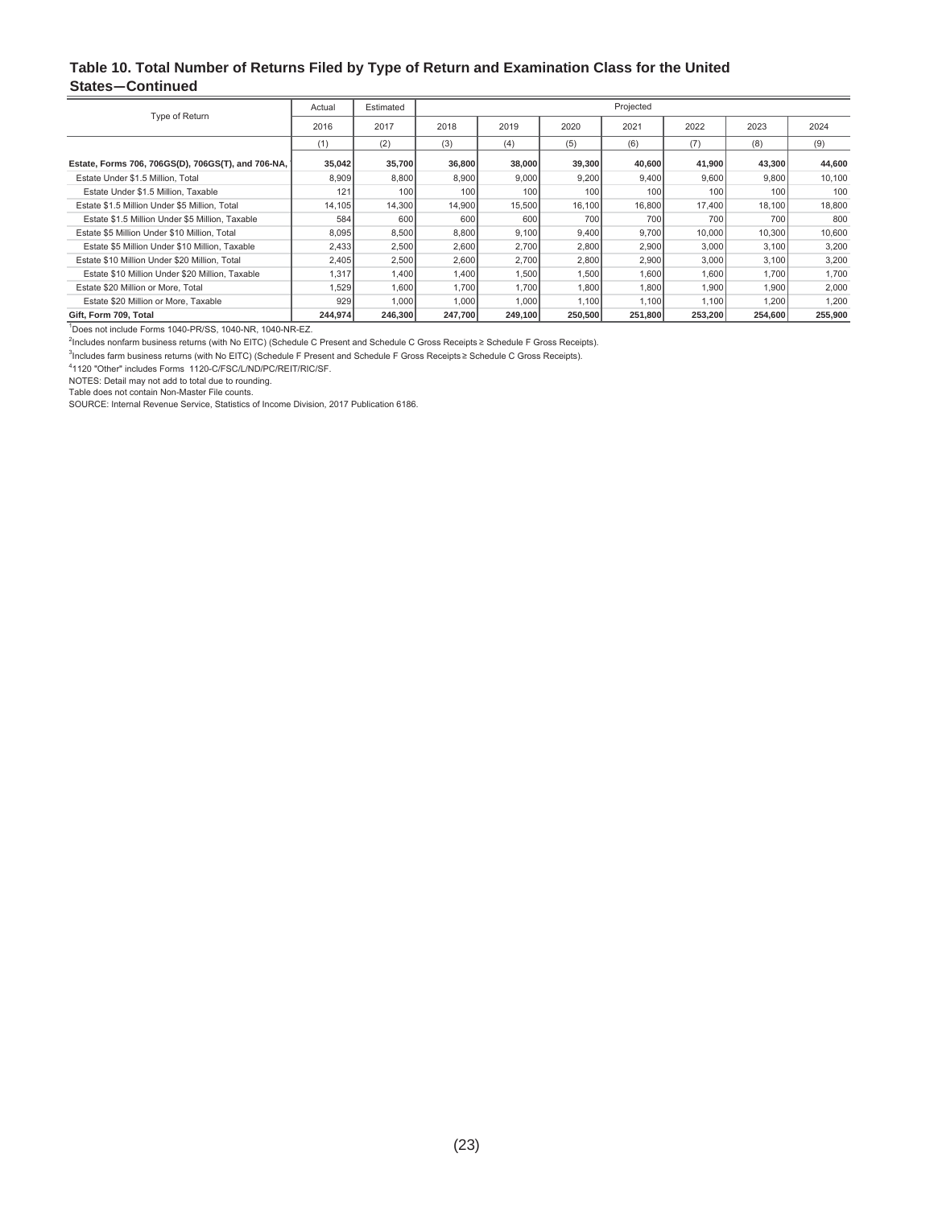## Table 10. Total Number of Returns Filed by Type of Return and Examination Class for the United States—Continued

| Type of Return | Actual | Estimated | Projected | | | | | | |
|---|---|---|---|---|---|---|---|---|---|
| | 2016 | 2017 | 2018 | 2019 | 2020 | 2021 | 2022 | 2023 | 2024 |
| | (1) | (2) | (3) | (4) | (5) | (6) | (7) | (8) | (9) |
| **Estate, Forms 706, 706GS(D), 706GS(T), and 706-NA,** | **35,042** | **35,700** | **36,800** | **38,000** | **39,300** | **40,600** | **41,900** | **43,300** | **44,600** |
| Estate Under $1.5 Million, Total | 8,909 | 8,800 | 8,900 | 9,000 | 9,200 | 9,400 | 9,600 | 9,800 | 10,100 |
| Estate Under $1.5 Million, Taxable | 121 | 100 | 100 | 100 | 100 | 100 | 100 | 100 | 100 |
| Estate $1.5 Million Under $5 Million, Total | 14,105 | 14,300 | 14,900 | 15,500 | 16,100 | 16,800 | 17,400 | 18,100 | 18,800 |
| Estate $1.5 Million Under $5 Million, Taxable | 584 | 600 | 600 | 600 | 700 | 700 | 700 | 700 | 800 |
| Estate $5 Million Under $10 Million, Total | 8,095 | 8,500 | 8,800 | 9,100 | 9,400 | 9,700 | 10,000 | 10,300 | 10,600 |
| Estate $5 Million Under $10 Million, Taxable | 2,433 | 2,500 | 2,600 | 2,700 | 2,800 | 2,900 | 3,000 | 3,100 | 3,200 |
| Estate $10 Million Under $20 Million, Total | 2,405 | 2,500 | 2,600 | 2,700 | 2,800 | 2,900 | 3,000 | 3,100 | 3,200 |
| Estate $10 Million Under $20 Million, Taxable | 1,317 | 1,400 | 1,400 | 1,500 | 1,500 | 1,600 | 1,600 | 1,700 | 1,700 |
| Estate $20 Million or More, Total | 1,529 | 1,600 | 1,700 | 1,700 | 1,800 | 1,800 | 1,900 | 1,900 | 2,000 |
| Estate $20 Million or More, Taxable | 929 | 1,000 | 1,000 | 1,000 | 1,100 | 1,100 | 1,100 | 1,200 | 1,200 |
| **Gift, Form 709, Total** | **244,974** | **246,300** | **247,700** | **249,100** | **250,500** | **251,800** | **253,200** | **254,600** | **255,900** |

[1]Does not include Forms 1040-PR/SS, 1040-NR, 1040-NR-EZ.

[2]Includes nonfarm business returns (with No EITC) (Schedule C Present and Schedule C Gross Receipts ≥ Schedule F Gross Receipts).

[3]Includes farm business returns (with No EITC) (Schedule F Present and Schedule F Gross Receipts ≥ Schedule C Gross Receipts).

[4]1120 "Other" includes Forms 1120-C/FSC/L/ND/PC/REIT/RIC/SF.

NOTES: Detail may not add to total due to rounding.

Table does not contain Non-Master File counts.

SOURCE: Internal Revenue Service, Statistics of Income Division, 2017 Publication 6186.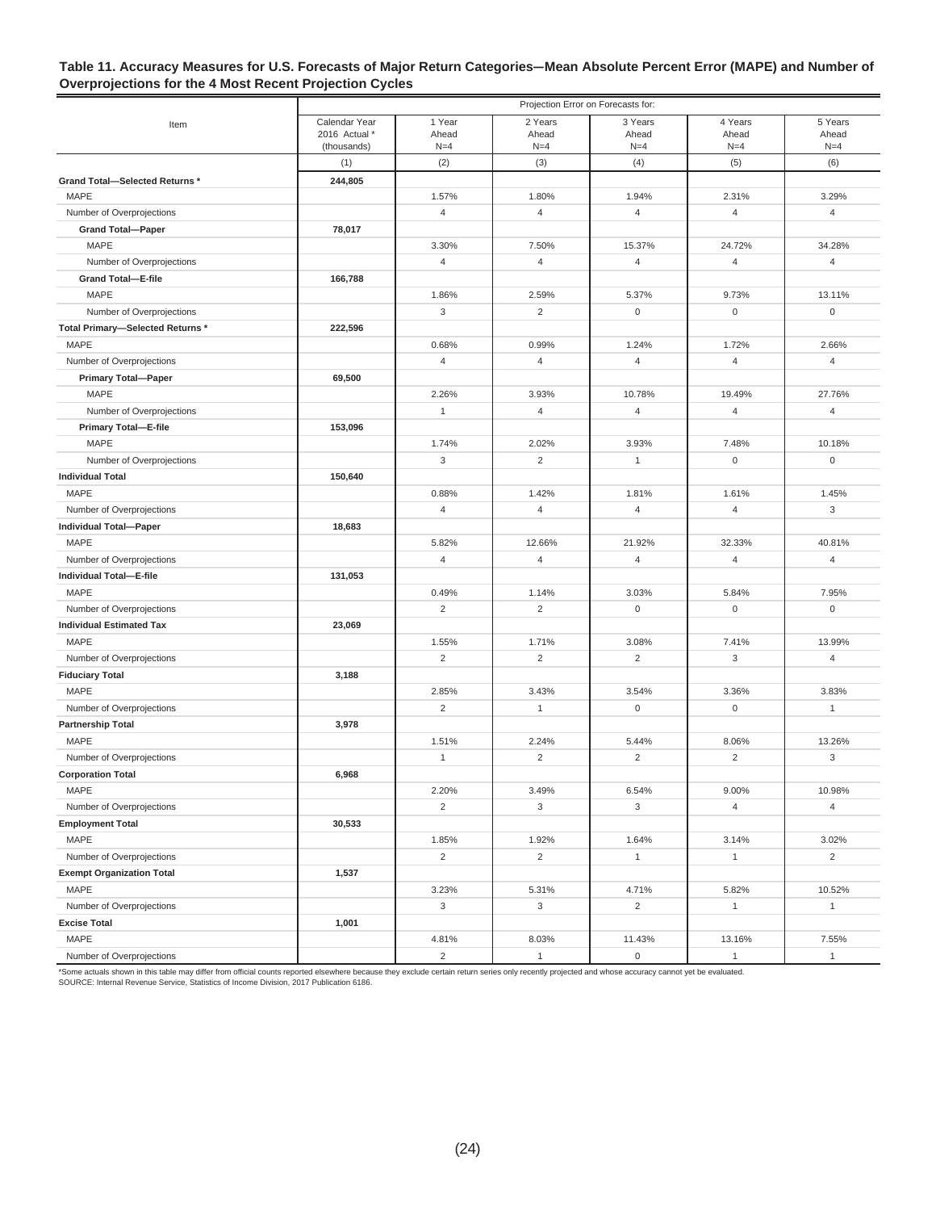**Table 11. Accuracy Measures for U.S. Forecasts of Major Return Categories—Mean Absolute Percent Error (MAPE) and Number of Overprojections for the 4 Most Recent Projection Cycles**

| Item | Projection Error on Forecasts for: | | | | | |
|---|---|---|---|---|---|---|
| | Calendar Year 2016 Actual * (thousands) | 1 Year Ahead N=4 | 2 Years Ahead N=4 | 3 Years Ahead N=4 | 4 Years Ahead N=4 | 5 Years Ahead N=4 |
| | (1) | (2) | (3) | (4) | (5) | (6) |
| **Grand Total—Selected Returns *** | **244,805** | | | | | |
| MAPE | | 1.57% | 1.80% | 1.94% | 2.31% | 3.29% |
| Number of Overprojections | | 4 | 4 | 4 | 4 | 4 |
| **Grand Total—Paper** | **78,017** | | | | | |
| MAPE | | 3.30% | 7.50% | 15.37% | 24.72% | 34.28% |
| Number of Overprojections | | 4 | 4 | 4 | 4 | 4 |
| **Grand Total—E-file** | **166,788** | | | | | |
| MAPE | | 1.86% | 2.59% | 5.37% | 9.73% | 13.11% |
| Number of Overprojections | | 3 | 2 | 0 | 0 | 0 |
| **Total Primary—Selected Returns *** | **222,596** | | | | | |
| MAPE | | 0.68% | 0.99% | 1.24% | 1.72% | 2.66% |
| Number of Overprojections | | 4 | 4 | 4 | 4 | 4 |
| **Primary Total—Paper** | **69,500** | | | | | |
| MAPE | | 2.26% | 3.93% | 10.78% | 19.49% | 27.76% |
| Number of Overprojections | | 1 | 4 | 4 | 4 | 4 |
| **Primary Total—E-file** | **153,096** | | | | | |
| MAPE | | 1.74% | 2.02% | 3.93% | 7.48% | 10.18% |
| Number of Overprojections | | 3 | 2 | 1 | 0 | 0 |
| **Individual Total** | **150,640** | | | | | |
| MAPE | | 0.88% | 1.42% | 1.81% | 1.61% | 1.45% |
| Number of Overprojections | | 4 | 4 | 4 | 4 | 3 |
| **Individual Total—Paper** | **18,683** | | | | | |
| MAPE | | 5.82% | 12.66% | 21.92% | 32.33% | 40.81% |
| Number of Overprojections | | 4 | 4 | 4 | 4 | 4 |
| **Individual Total—E-file** | **131,053** | | | | | |
| MAPE | | 0.49% | 1.14% | 3.03% | 5.84% | 7.95% |
| Number of Overprojections | | 2 | 2 | 0 | 0 | 0 |
| **Individual Estimated Tax** | **23,069** | | | | | |
| MAPE | | 1.55% | 1.71% | 3.08% | 7.41% | 13.99% |
| Number of Overprojections | | 2 | 2 | 2 | 3 | 4 |
| **Fiduciary Total** | **3,188** | | | | | |
| MAPE | | 2.85% | 3.43% | 3.54% | 3.36% | 3.83% |
| Number of Overprojections | | 2 | 1 | 0 | 0 | 1 |
| **Partnership Total** | **3,978** | | | | | |
| MAPE | | 1.51% | 2.24% | 5.44% | 8.06% | 13.26% |
| Number of Overprojections | | 1 | 2 | 2 | 2 | 3 |
| **Corporation Total** | **6,968** | | | | | |
| MAPE | | 2.20% | 3.49% | 6.54% | 9.00% | 10.98% |
| Number of Overprojections | | 2 | 3 | 3 | 4 | 4 |
| **Employment Total** | **30,533** | | | | | |
| MAPE | | 1.85% | 1.92% | 1.64% | 3.14% | 3.02% |
| Number of Overprojections | | 2 | 2 | 1 | 1 | 2 |
| **Exempt Organization Total** | **1,537** | | | | | |
| MAPE | | 3.23% | 5.31% | 4.71% | 5.82% | 10.52% |
| Number of Overprojections | | 3 | 3 | 2 | 1 | 1 |
| **Excise Total** | **1,001** | | | | | |
| MAPE | | 4.81% | 8.03% | 11.43% | 13.16% | 7.55% |
| Number of Overprojections | | 2 | 1 | 0 | 1 | 1 |

*Some actuals shown in this table may differ from official counts reported elsewhere because they exclude certain return series only recently projected and whose accuracy cannot yet be evaluated.
SOURCE: Internal Revenue Service, Statistics of Income Division, 2017 Publication 6186.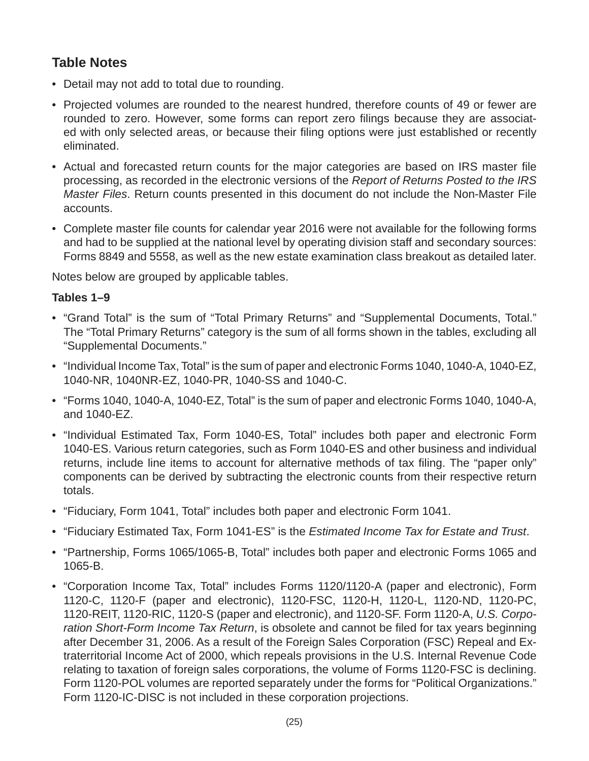## Table Notes

- Detail may not add to total due to rounding.
- Projected volumes are rounded to the nearest hundred, therefore counts of 49 or fewer are rounded to zero. However, some forms can report zero filings because they are associated with only selected areas, or because their filing options were just established or recently eliminated.
- Actual and forecasted return counts for the major categories are based on IRS master file processing, as recorded in the electronic versions of the *Report of Returns Posted to the IRS Master Files*. Return counts presented in this document do not include the Non-Master File accounts.
- Complete master file counts for calendar year 2016 were not available for the following forms and had to be supplied at the national level by operating division staff and secondary sources: Forms 8849 and 5558, as well as the new estate examination class breakout as detailed later.

Notes below are grouped by applicable tables.

### Tables 1–9

- "Grand Total" is the sum of "Total Primary Returns" and "Supplemental Documents, Total." The "Total Primary Returns" category is the sum of all forms shown in the tables, excluding all "Supplemental Documents."
- "Individual Income Tax, Total" is the sum of paper and electronic Forms 1040, 1040-A, 1040-EZ, 1040-NR, 1040NR-EZ, 1040-PR, 1040-SS and 1040-C.
- "Forms 1040, 1040-A, 1040-EZ, Total" is the sum of paper and electronic Forms 1040, 1040-A, and 1040-EZ.
- "Individual Estimated Tax, Form 1040-ES, Total" includes both paper and electronic Form 1040-ES. Various return categories, such as Form 1040-ES and other business and individual returns, include line items to account for alternative methods of tax filing. The "paper only" components can be derived by subtracting the electronic counts from their respective return totals.
- "Fiduciary, Form 1041, Total" includes both paper and electronic Form 1041.
- "Fiduciary Estimated Tax, Form 1041-ES" is the *Estimated Income Tax for Estate and Trust*.
- "Partnership, Forms 1065/1065-B, Total" includes both paper and electronic Forms 1065 and 1065-B.
- "Corporation Income Tax, Total" includes Forms 1120/1120-A (paper and electronic), Form 1120-C, 1120-F (paper and electronic), 1120-FSC, 1120-H, 1120-L, 1120-ND, 1120-PC, 1120-REIT, 1120-RIC, 1120-S (paper and electronic), and 1120-SF. Form 1120-A, *U.S. Corporation Short-Form Income Tax Return*, is obsolete and cannot be filed for tax years beginning after December 31, 2006. As a result of the Foreign Sales Corporation (FSC) Repeal and Extraterritorial Income Act of 2000, which repeals provisions in the U.S. Internal Revenue Code relating to taxation of foreign sales corporations, the volume of Forms 1120-FSC is declining. Form 1120-POL volumes are reported separately under the forms for "Political Organizations." Form 1120-IC-DISC is not included in these corporation projections.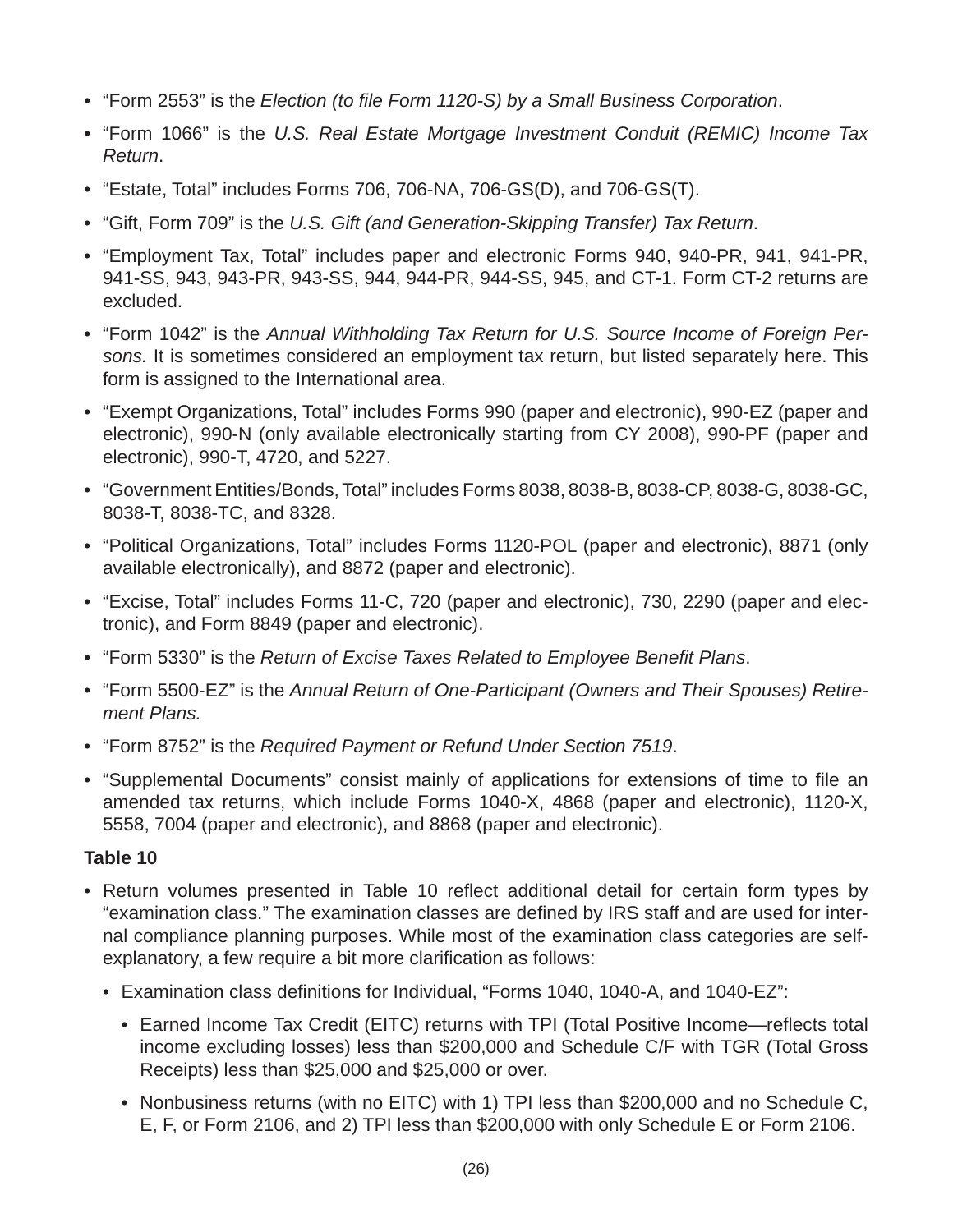- "Form 2553" is the *Election (to file Form 1120-S) by a Small Business Corporation*.
- "Form 1066" is the *U.S. Real Estate Mortgage Investment Conduit (REMIC) Income Tax Return*.
- "Estate, Total" includes Forms 706, 706-NA, 706-GS(D), and 706-GS(T).
- "Gift, Form 709" is the *U.S. Gift (and Generation-Skipping Transfer) Tax Return*.
- "Employment Tax, Total" includes paper and electronic Forms 940, 940-PR, 941, 941-PR, 941-SS, 943, 943-PR, 943-SS, 944, 944-PR, 944-SS, 945, and CT-1. Form CT-2 returns are excluded.
- "Form 1042" is the *Annual Withholding Tax Return for U.S. Source Income of Foreign Persons.* It is sometimes considered an employment tax return, but listed separately here. This form is assigned to the International area.
- "Exempt Organizations, Total" includes Forms 990 (paper and electronic), 990-EZ (paper and electronic), 990-N (only available electronically starting from CY 2008), 990-PF (paper and electronic), 990-T, 4720, and 5227.
- "Government Entities/Bonds, Total" includes Forms 8038, 8038-B, 8038-CP, 8038-G, 8038-GC, 8038-T, 8038-TC, and 8328.
- "Political Organizations, Total" includes Forms 1120-POL (paper and electronic), 8871 (only available electronically), and 8872 (paper and electronic).
- "Excise, Total" includes Forms 11-C, 720 (paper and electronic), 730, 2290 (paper and electronic), and Form 8849 (paper and electronic).
- "Form 5330" is the *Return of Excise Taxes Related to Employee Benefit Plans*.
- "Form 5500-EZ" is the *Annual Return of One-Participant (Owners and Their Spouses) Retirement Plans.*
- "Form 8752" is the *Required Payment or Refund Under Section 7519*.
- "Supplemental Documents" consist mainly of applications for extensions of time to file an amended tax returns, which include Forms 1040-X, 4868 (paper and electronic), 1120-X, 5558, 7004 (paper and electronic), and 8868 (paper and electronic).

**Table 10**

- Return volumes presented in Table 10 reflect additional detail for certain form types by "examination class." The examination classes are defined by IRS staff and are used for internal compliance planning purposes. While most of the examination class categories are self-explanatory, a few require a bit more clarification as follows:
    - Examination class definitions for Individual, "Forms 1040, 1040-A, and 1040-EZ":
        - Earned Income Tax Credit (EITC) returns with TPI (Total Positive Income—reflects total income excluding losses) less than $200,000 and Schedule C/F with TGR (Total Gross Receipts) less than $25,000 and $25,000 or over.
        - Nonbusiness returns (with no EITC) with 1) TPI less than $200,000 and no Schedule C, E, F, or Form 2106, and 2) TPI less than $200,000 with only Schedule E or Form 2106.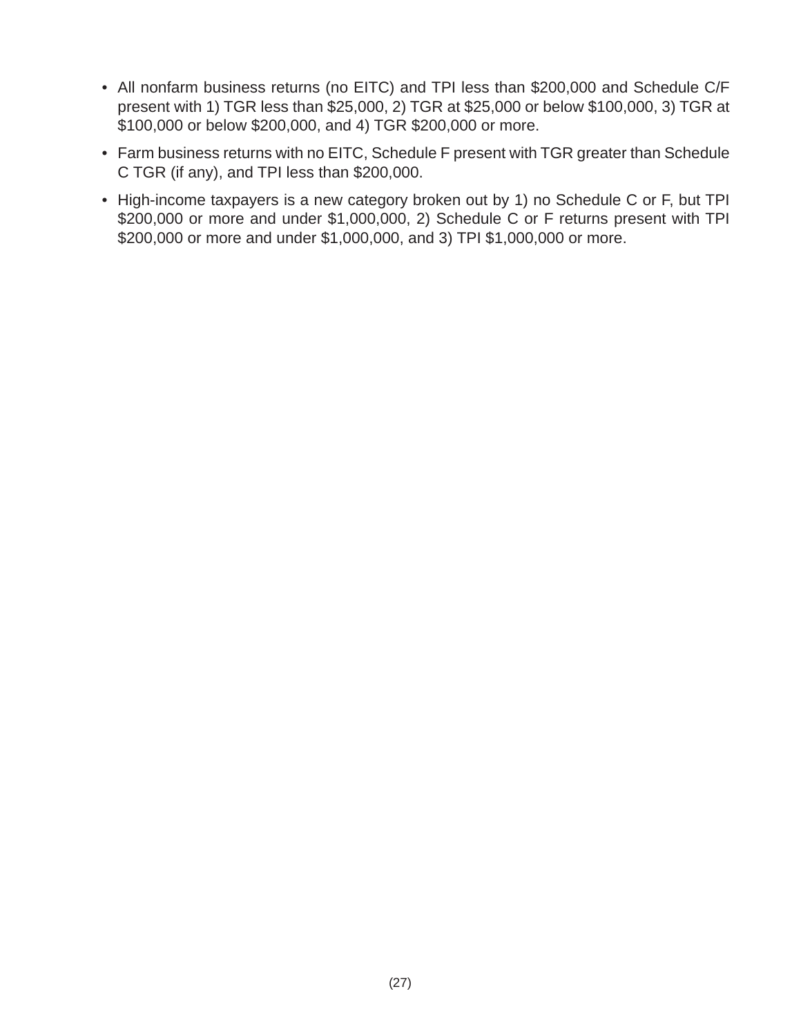- All nonfarm business returns (no EITC) and TPI less than $200,000 and Schedule C/F present with 1) TGR less than $25,000, 2) TGR at $25,000 or below $100,000, 3) TGR at $100,000 or below $200,000, and 4) TGR $200,000 or more.
- Farm business returns with no EITC, Schedule F present with TGR greater than Schedule C TGR (if any), and TPI less than $200,000.
- High-income taxpayers is a new category broken out by 1) no Schedule C or F, but TPI $200,000 or more and under $1,000,000, 2) Schedule C or F returns present with TPI $200,000 or more and under $1,000,000, and 3) TPI $1,000,000 or more.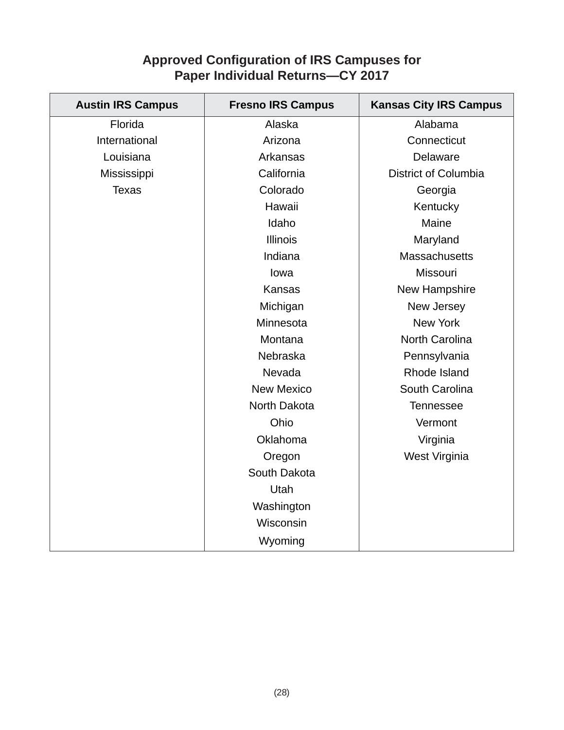## Approved Configuration of IRS Campuses for Paper Individual Returns—CY 2017

| Austin IRS Campus | Fresno IRS Campus | Kansas City IRS Campus |
|---|---|---|
| Florida | Alaska | Alabama |
| International | Arizona | Connecticut |
| Louisiana | Arkansas | Delaware |
| Mississippi | California | District of Columbia |
| Texas | Colorado | Georgia |
| | Hawaii | Kentucky |
| | Idaho | Maine |
| | Illinois | Maryland |
| | Indiana | Massachusetts |
| | Iowa | Missouri |
| | Kansas | New Hampshire |
| | Michigan | New Jersey |
| | Minnesota | New York |
| | Montana | North Carolina |
| | Nebraska | Pennsylvania |
| | Nevada | Rhode Island |
| | New Mexico | South Carolina |
| | North Dakota | Tennessee |
| | Ohio | Vermont |
| | Oklahoma | Virginia |
| | Oregon | West Virginia |
| | South Dakota | |
| | Utah | |
| | Washington | |
| | Wisconsin | |
| | Wyoming | |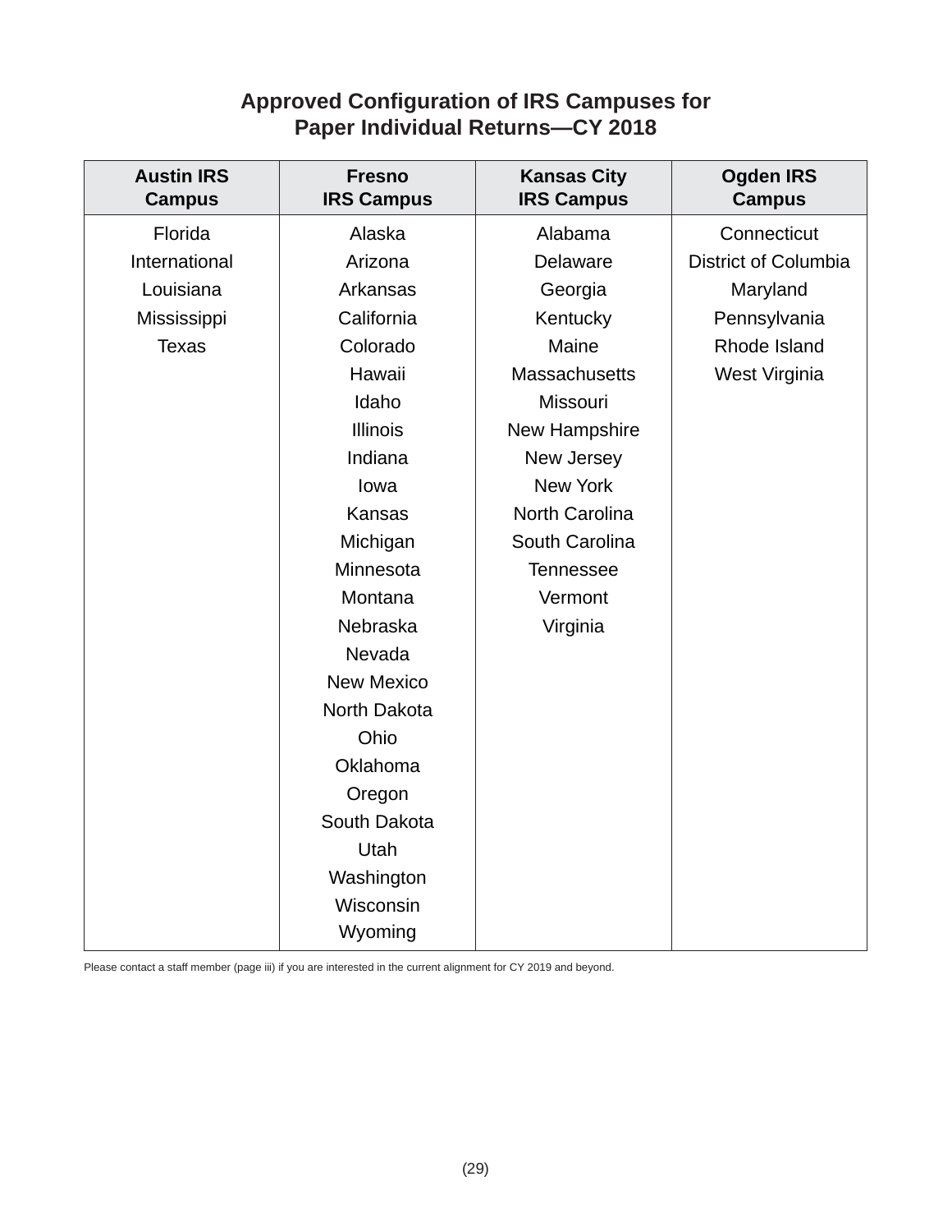## Approved Configuration of IRS Campuses for Paper Individual Returns—CY 2018

| Austin IRS Campus | Fresno IRS Campus | Kansas City IRS Campus | Ogden IRS Campus |
|---|---|---|---|
| Florida | Alaska | Alabama | Connecticut |
| International | Arizona | Delaware | District of Columbia |
| Louisiana | Arkansas | Georgia | Maryland |
| Mississippi | California | Kentucky | Pennsylvania |
| Texas | Colorado | Maine | Rhode Island |
| | Hawaii | Massachusetts | West Virginia |
| | Idaho | Missouri | |
| | Illinois | New Hampshire | |
| | Indiana | New Jersey | |
| | Iowa | New York | |
| | Kansas | North Carolina | |
| | Michigan | South Carolina | |
| | Minnesota | Tennessee | |
| | Montana | Vermont | |
| | Nebraska | Virginia | |
| | Nevada | | |
| | New Mexico | | |
| | North Dakota | | |
| | Ohio | | |
| | Oklahoma | | |
| | Oregon | | |
| | South Dakota | | |
| | Utah | | |
| | Washington | | |
| | Wisconsin | | |
| | Wyoming | | |

Please contact a staff member (page iii) if you are interested in the current alignment for CY 2019 and beyond.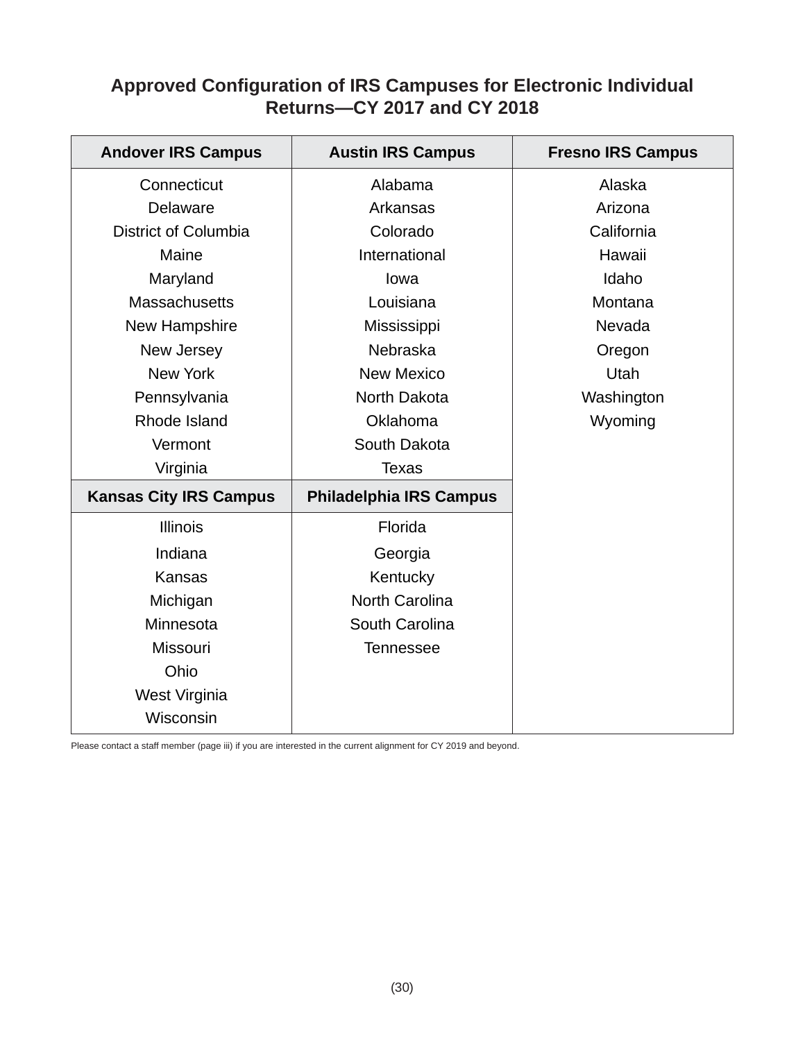## Approved Configuration of IRS Campuses for Electronic Individual Returns—CY 2017 and CY 2018

| Andover IRS Campus | Austin IRS Campus | Fresno IRS Campus |
|---|---|---|
| Connecticut | Alabama | Alaska |
| Delaware | Arkansas | Arizona |
| District of Columbia | Colorado | California |
| Maine | International | Hawaii |
| Maryland | Iowa | Idaho |
| Massachusetts | Louisiana | Montana |
| New Hampshire | Mississippi | Nevada |
| New Jersey | Nebraska | Oregon |
| New York | New Mexico | Utah |
| Pennsylvania | North Dakota | Washington |
| Rhode Island | Oklahoma | Wyoming |
| Vermont | South Dakota | |
| Virginia | Texas | |
| **Kansas City IRS Campus** | **Philadelphia IRS Campus** | |
| Illinois | Florida | |
| Indiana | Georgia | |
| Kansas | Kentucky | |
| Michigan | North Carolina | |
| Minnesota | South Carolina | |
| Missouri | Tennessee | |
| Ohio | | |
| West Virginia | | |
| Wisconsin | | |

Please contact a staff member (page iii) if you are interested in the current alignment for CY 2019 and beyond.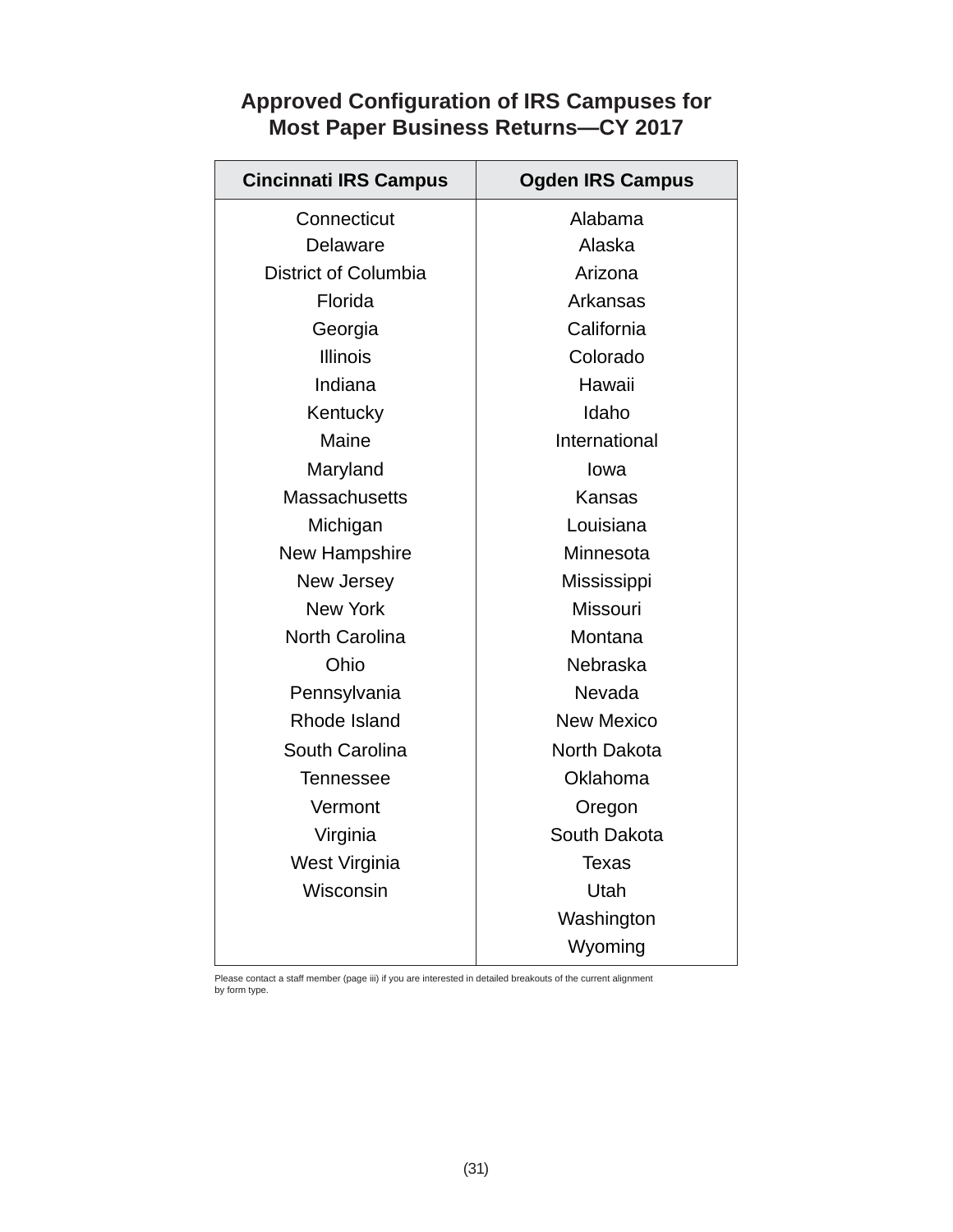## Approved Configuration of IRS Campuses for Most Paper Business Returns—CY 2017

| Cincinnati IRS Campus | Ogden IRS Campus |
|---|---|
| Connecticut | Alabama |
| Delaware | Alaska |
| District of Columbia | Arizona |
| Florida | Arkansas |
| Georgia | California |
| Illinois | Colorado |
| Indiana | Hawaii |
| Kentucky | Idaho |
| Maine | International |
| Maryland | Iowa |
| Massachusetts | Kansas |
| Michigan | Louisiana |
| New Hampshire | Minnesota |
| New Jersey | Mississippi |
| New York | Missouri |
| North Carolina | Montana |
| Ohio | Nebraska |
| Pennsylvania | Nevada |
| Rhode Island | New Mexico |
| South Carolina | North Dakota |
| Tennessee | Oklahoma |
| Vermont | Oregon |
| Virginia | South Dakota |
| West Virginia | Texas |
| Wisconsin | Utah |
| | Washington |
| | Wyoming |

Please contact a staff member (page iii) if you are interested in detailed breakouts of the current alignment by form type.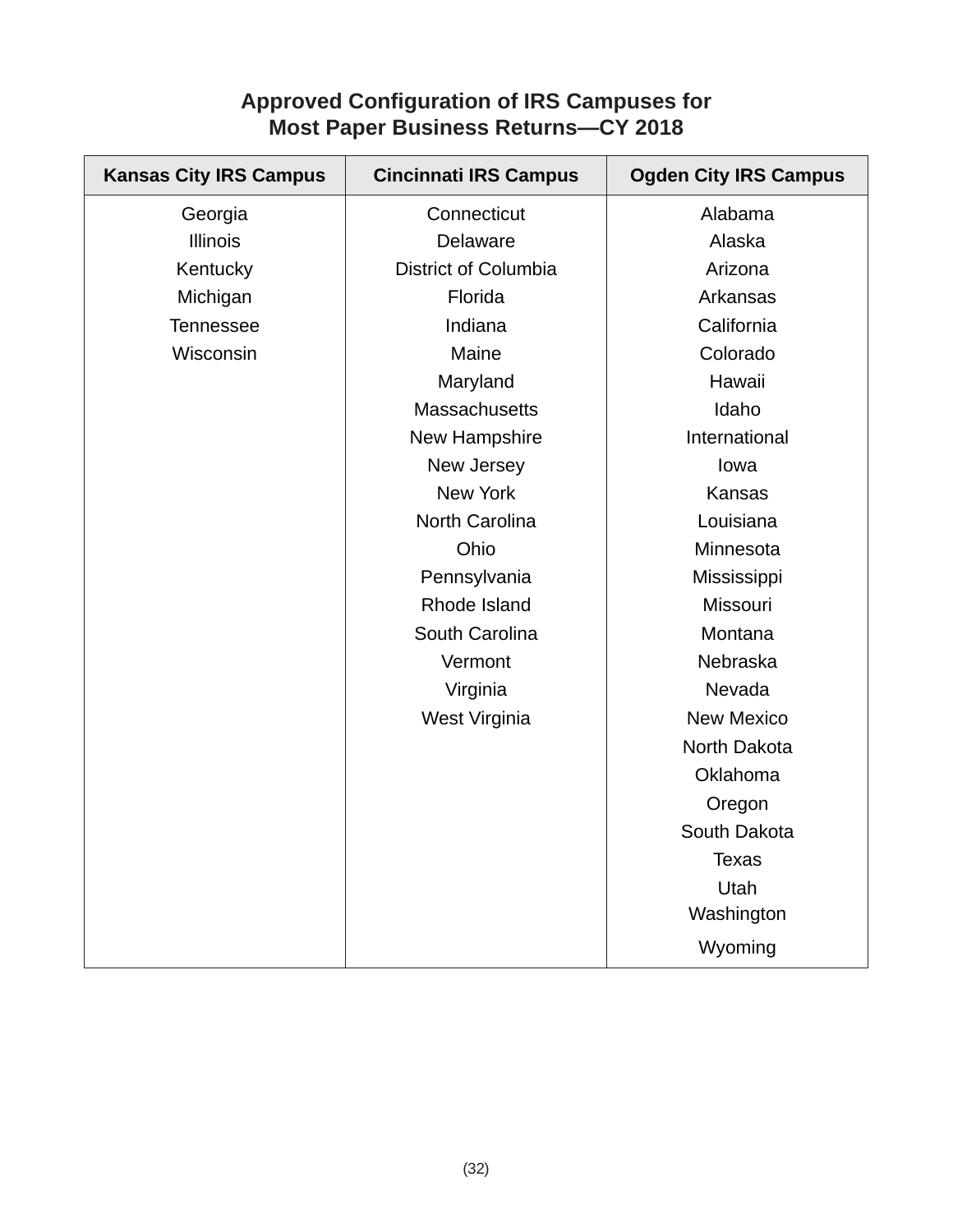## Approved Configuration of IRS Campuses for Most Paper Business Returns—CY 2018

| Kansas City IRS Campus | Cincinnati IRS Campus | Ogden City IRS Campus |
|---|---|---|
| Georgia | Connecticut | Alabama |
| Illinois | Delaware | Alaska |
| Kentucky | District of Columbia | Arizona |
| Michigan | Florida | Arkansas |
| Tennessee | Indiana | California |
| Wisconsin | Maine | Colorado |
| | Maryland | Hawaii |
| | Massachusetts | Idaho |
| | New Hampshire | International |
| | New Jersey | Iowa |
| | New York | Kansas |
| | North Carolina | Louisiana |
| | Ohio | Minnesota |
| | Pennsylvania | Mississippi |
| | Rhode Island | Missouri |
| | South Carolina | Montana |
| | Vermont | Nebraska |
| | Virginia | Nevada |
| | West Virginia | New Mexico |
| | | North Dakota |
| | | Oklahoma |
| | | Oregon |
| | | South Dakota |
| | | Texas |
| | | Utah |
| | | Washington |
| | | Wyoming |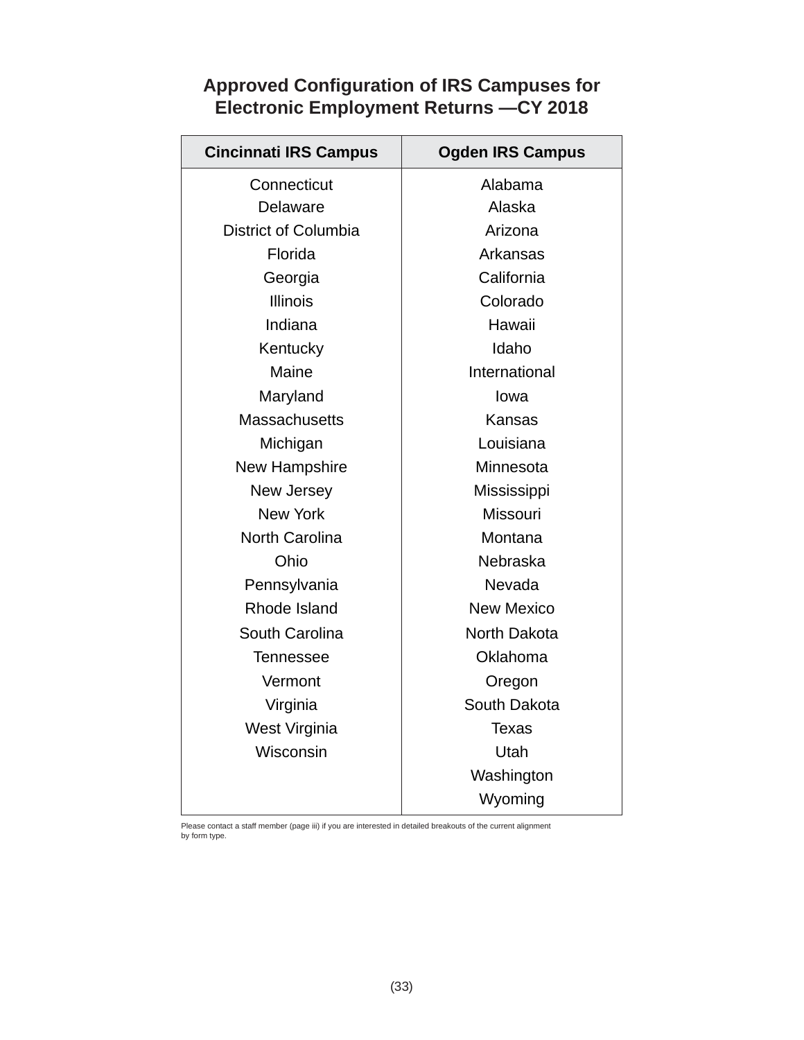## Approved Configuration of IRS Campuses for Electronic Employment Returns —CY 2018

| Cincinnati IRS Campus | Ogden IRS Campus |
|---|---|
| Connecticut | Alabama |
| Delaware | Alaska |
| District of Columbia | Arizona |
| Florida | Arkansas |
| Georgia | California |
| Illinois | Colorado |
| Indiana | Hawaii |
| Kentucky | Idaho |
| Maine | International |
| Maryland | Iowa |
| Massachusetts | Kansas |
| Michigan | Louisiana |
| New Hampshire | Minnesota |
| New Jersey | Mississippi |
| New York | Missouri |
| North Carolina | Montana |
| Ohio | Nebraska |
| Pennsylvania | Nevada |
| Rhode Island | New Mexico |
| South Carolina | North Dakota |
| Tennessee | Oklahoma |
| Vermont | Oregon |
| Virginia | South Dakota |
| West Virginia | Texas |
| Wisconsin | Utah |
| | Washington |
| | Wyoming |

Please contact a staff member (page iii) if you are interested in detailed breakouts of the current alignment by form type.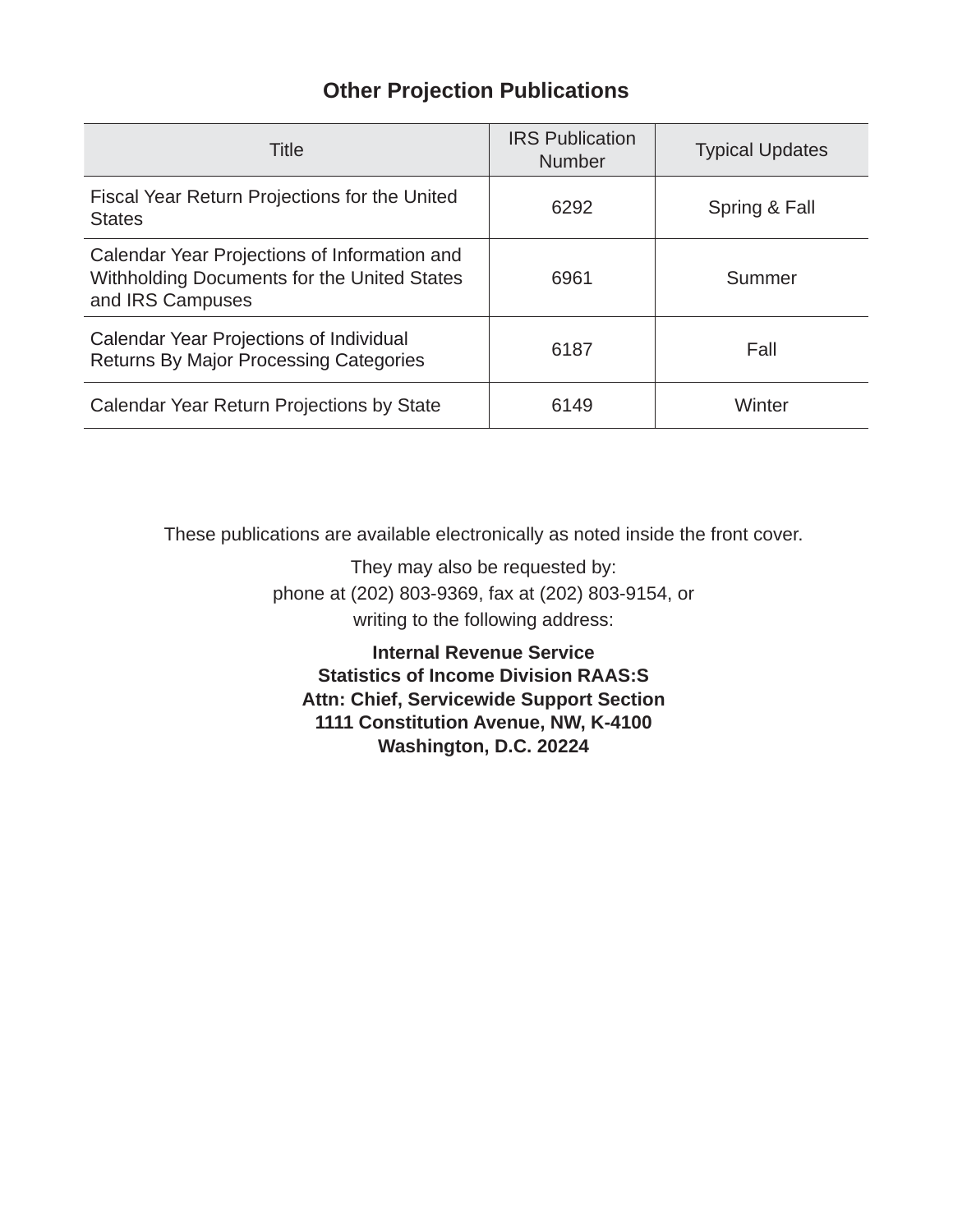## Other Projection Publications

| Title | IRS Publication Number | Typical Updates |
|---|---|---|
| Fiscal Year Return Projections for the United States | 6292 | Spring & Fall |
| Calendar Year Projections of Information and Withholding Documents for the United States and IRS Campuses | 6961 | Summer |
| Calendar Year Projections of Individual Returns By Major Processing Categories | 6187 | Fall |
| Calendar Year Return Projections by State | 6149 | Winter |

These publications are available electronically as noted inside the front cover.

They may also be requested by:
phone at (202) 803-9369, fax at (202) 803-9154, or
writing to the following address:

**Internal Revenue Service**
**Statistics of Income Division RAAS:S**
**Attn: Chief, Servicewide Support Section**
**1111 Constitution Avenue, NW, K-4100**
**Washington, D.C. 20224**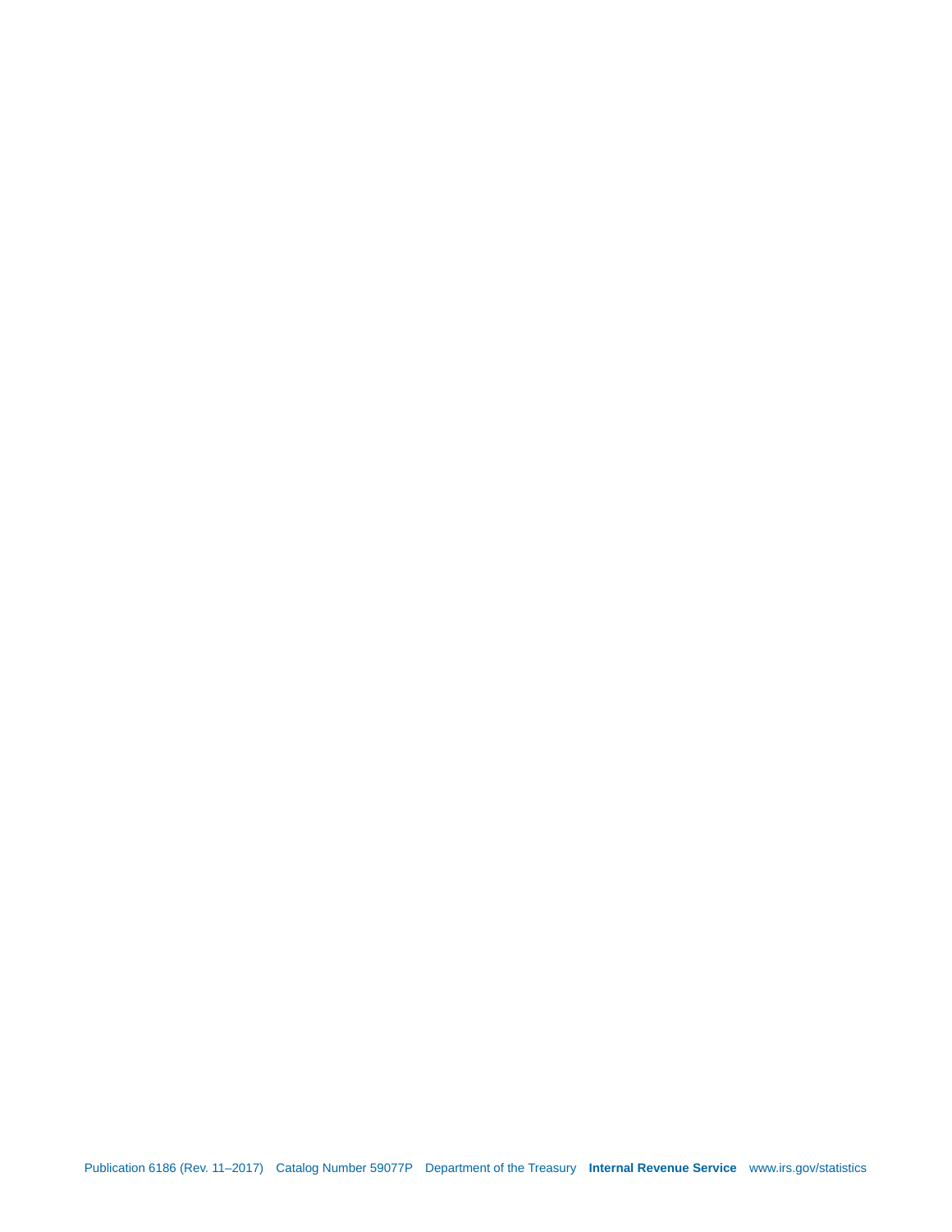Publication 6186 (Rev. 11–2017) Catalog Number 59077P Department of the Treasury **Internal Revenue Service** www.irs.gov/statistics